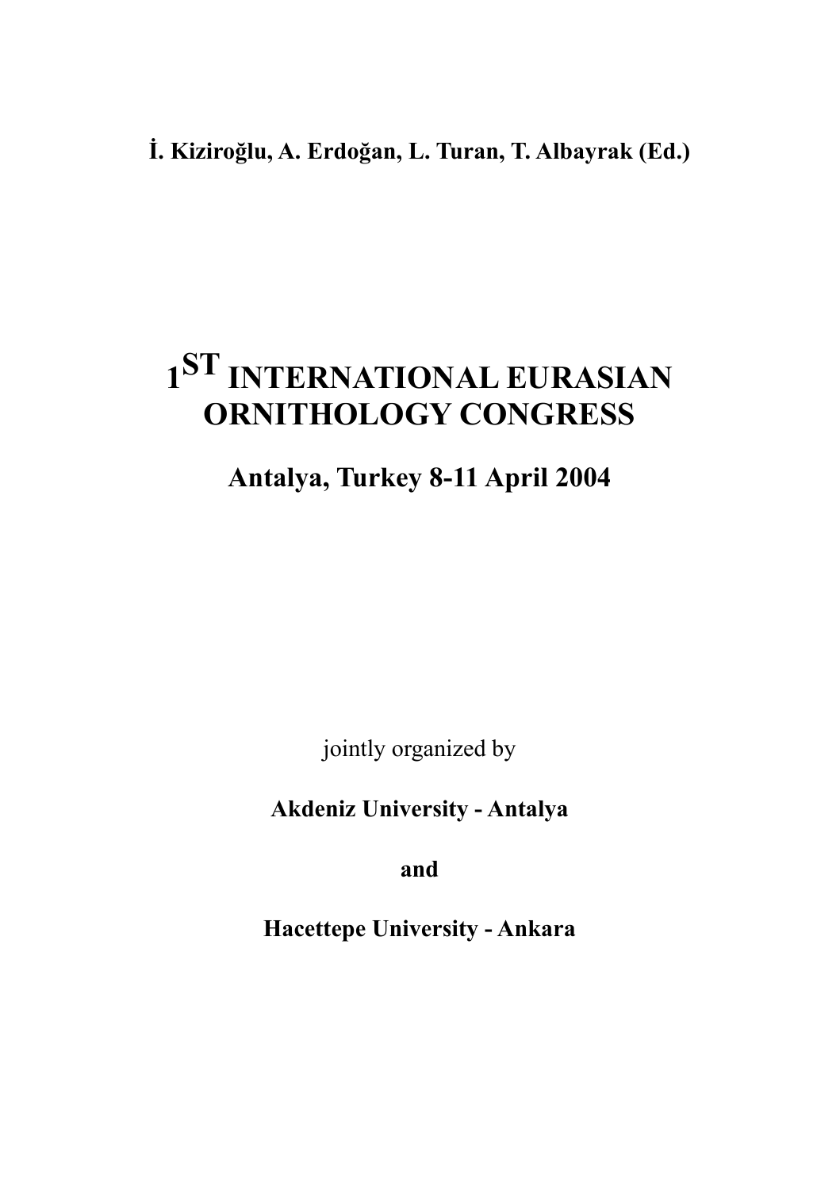**İ. Kiziroğlu, A. Erdoğan, L. Turan, T. Albayrak (Ed.)**

# 1ST INTERNATIONAL EURASIAN ORNITHOLOGY CONGRESS

## Antalya, Turkey 8-11 April 2004

jointly organized by

**Akdeniz University - Antalya**

**and**

**Hacettepe University - Ankara**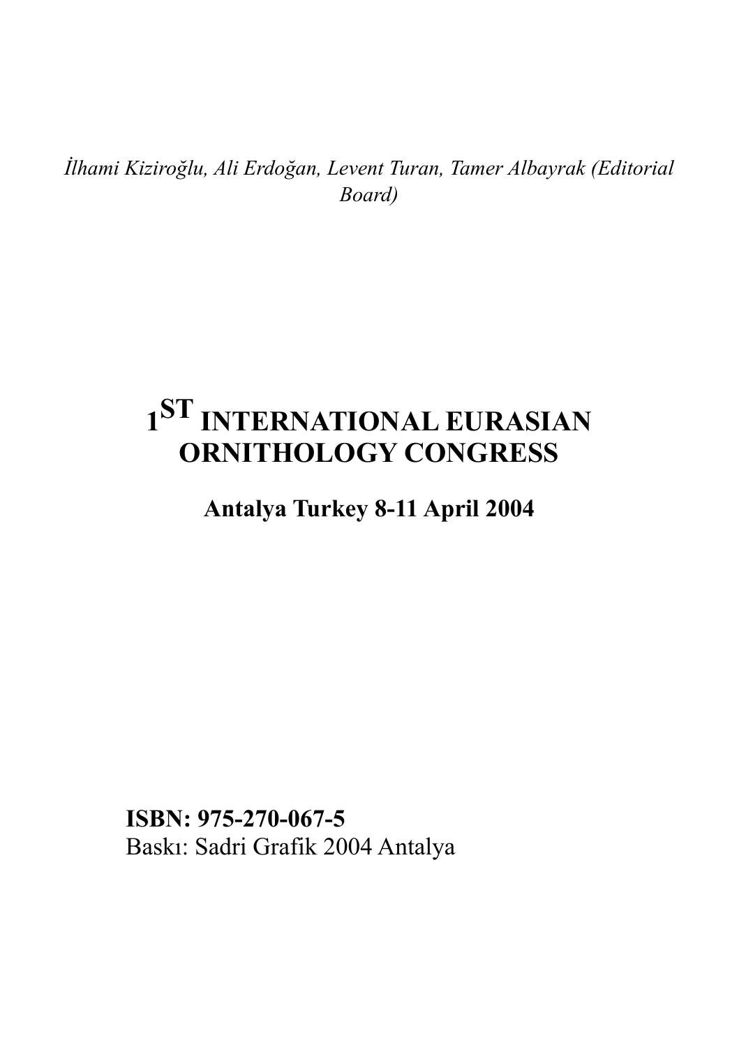*İlhami Kiziroğlu, Ali Erdoğan, Levent Turan, Tamer Albayrak (Editorial Board)*

# 1ST INTERNATIONAL EURASIAN ORNITHOLOGY CONGRESS

## Antalya Turkey 8-11 April 2004

**ISBN: 975-270-067-5**
Baskı: Sadri Grafik 2004 Antalya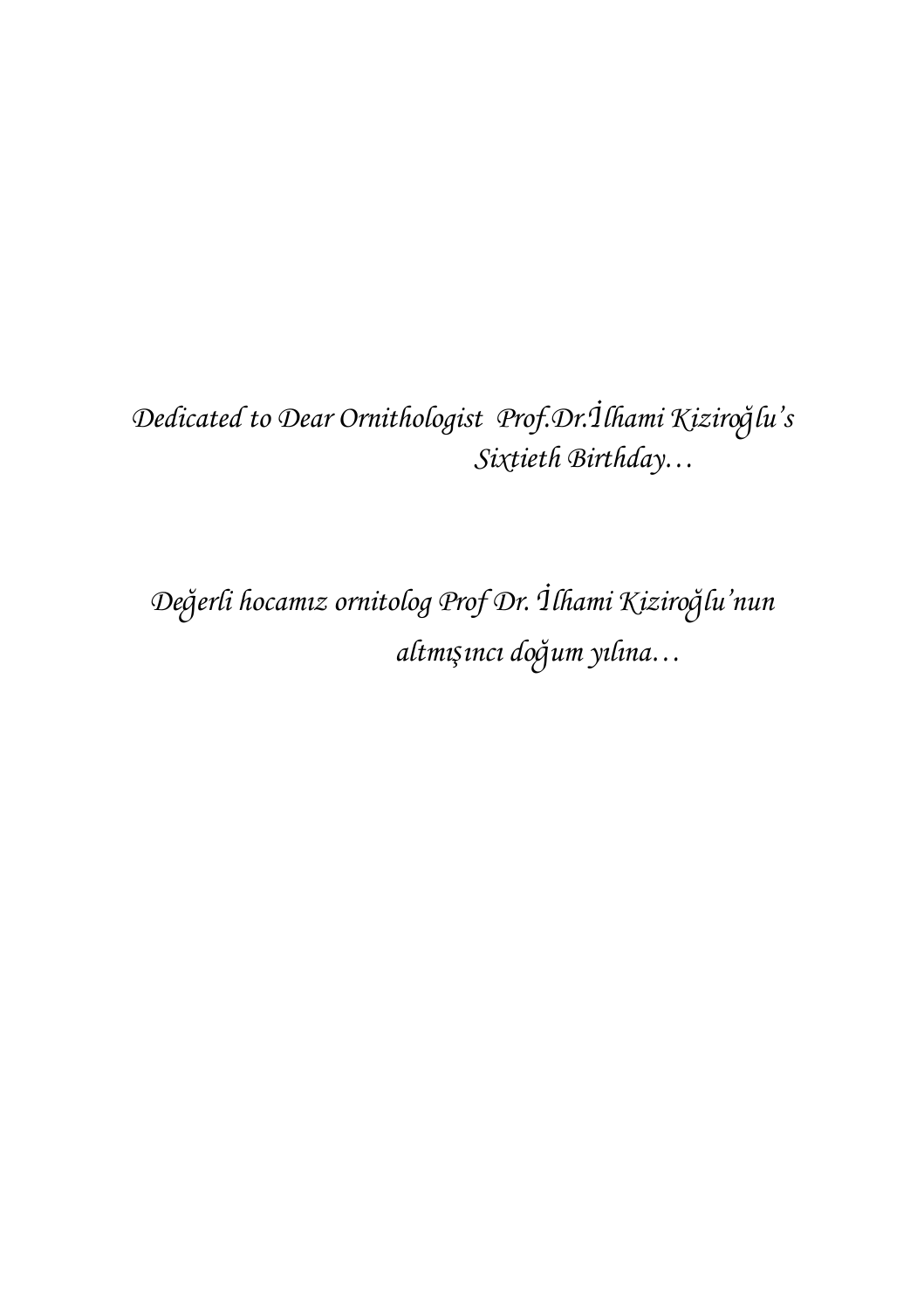*Dedicated to Dear Ornithologist Prof.Dr.İlhami Kızıroğlu's Sixtieth Birthday…*

*Değerli hocamız ornitolog Prof Dr. İlhami Kiziroğlu'nun altmışıncı doğum yılına…*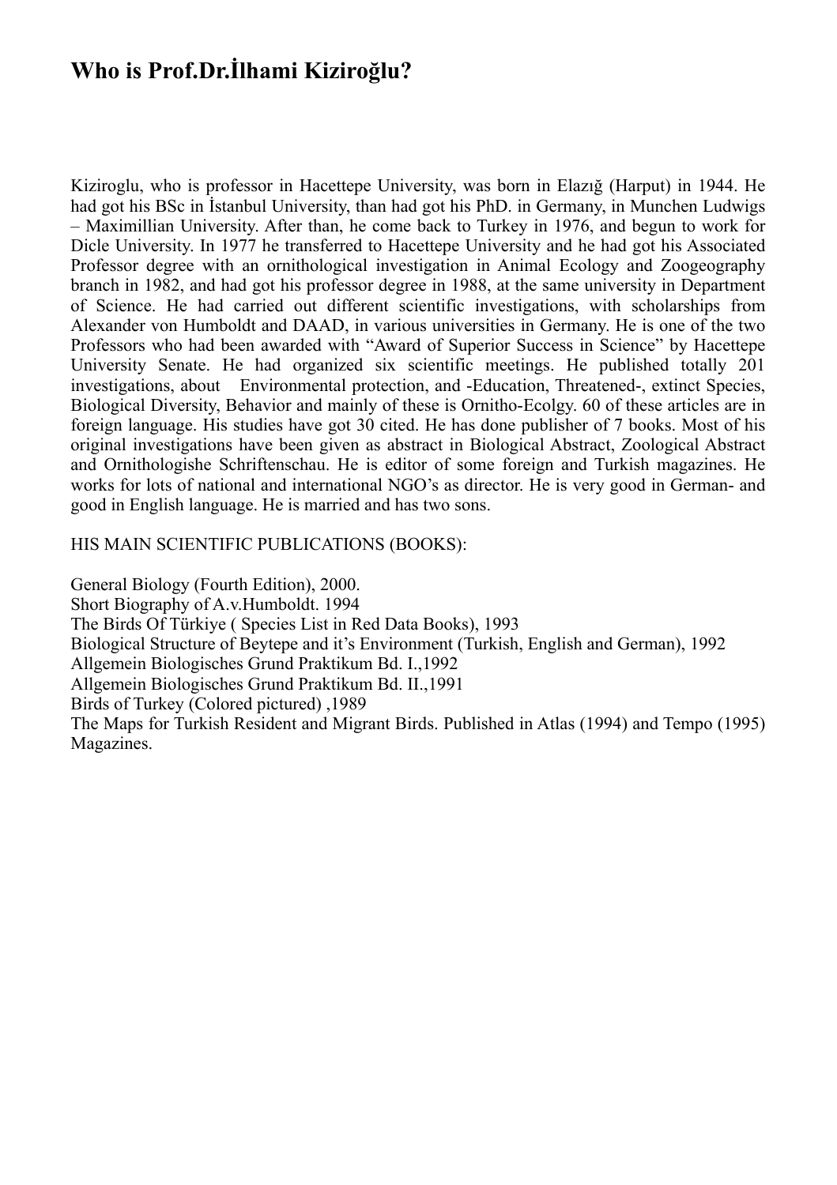# Who is Prof.Dr.İlhami Kiziroğlu?

Kiziroglu, who is professor in Hacettepe University, was born in Elazığ (Harput) in 1944. He had got his BSc in İstanbul University, than had got his PhD. in Germany, in Munchen Ludwigs – Maximillian University. After than, he come back to Turkey in 1976, and begun to work for Dicle University. In 1977 he transferred to Hacettepe University and he had got his Associated Professor degree with an ornithological investigation in Animal Ecology and Zoogeography branch in 1982, and had got his professor degree in 1988, at the same university in Department of Science. He had carried out different scientific investigations, with scholarships from Alexander von Humboldt and DAAD, in various universities in Germany. He is one of the two Professors who had been awarded with "Award of Superior Success in Science" by Hacettepe University Senate. He had organized six scientific meetings. He published totally 201 investigations, about Environmental protection, and -Education, Threatened-, extinct Species, Biological Diversity, Behavior and mainly of these is Ornitho-Ecolgy. 60 of these articles are in foreign language. His studies have got 30 cited. He has done publisher of 7 books. Most of his original investigations have been given as abstract in Biological Abstract, Zoological Abstract and Ornithologishe Schriftenschau. He is editor of some foreign and Turkish magazines. He works for lots of national and international NGO's as director. He is very good in German- and good in English language. He is married and has two sons.

HIS MAIN SCIENTIFIC PUBLICATIONS (BOOKS):

General Biology (Fourth Edition), 2000.
Short Biography of A.v.Humboldt. 1994
The Birds Of Türkiye ( Species List in Red Data Books), 1993
Biological Structure of Beytepe and it's Environment (Turkish, English and German), 1992
Allgemein Biologisches Grund Praktikum Bd. I.,1992
Allgemein Biologisches Grund Praktikum Bd. II.,1991
Birds of Turkey (Colored pictured) ,1989
The Maps for Turkish Resident and Migrant Birds. Published in Atlas (1994) and Tempo (1995) Magazines.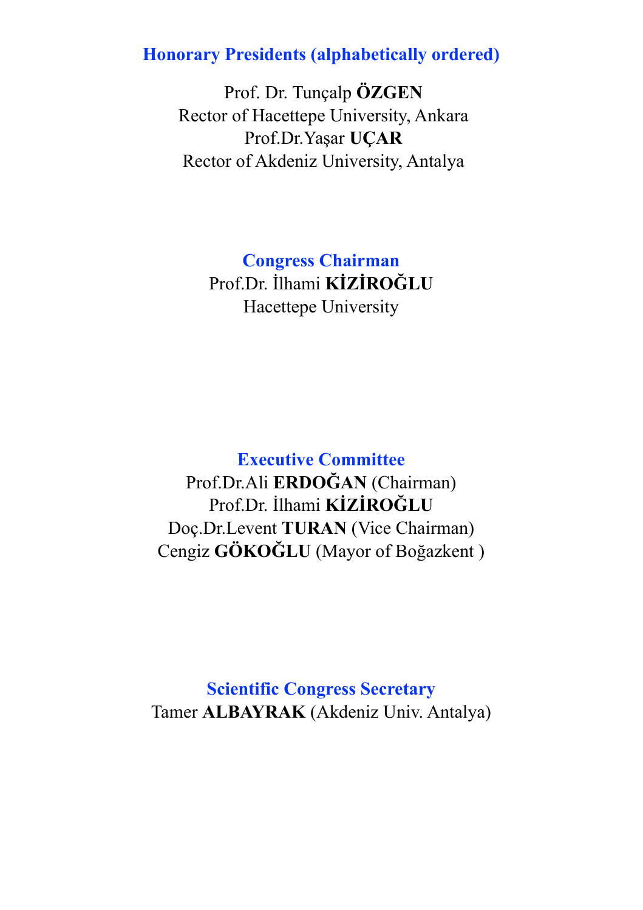## Honorary Presidents (alphabetically ordered)

Prof. Dr. Tunçalp **ÖZGEN**
Rector of Hacettepe University, Ankara
Prof.Dr.Yaşar **UÇAR**
Rector of Akdeniz University, Antalya

## Congress Chairman

Prof.Dr. İlhami **KİZİROĞLU**
Hacettepe University

## Executive Committee

Prof.Dr.Ali **ERDOĞAN** (Chairman)
Prof.Dr. İlhami **KİZİROĞLU**
Doç.Dr.Levent **TURAN** (Vice Chairman)
Cengiz **GÖKOĞLU** (Mayor of Boğazkent )

## Scientific Congress Secretary

Tamer **ALBAYRAK** (Akdeniz Univ. Antalya)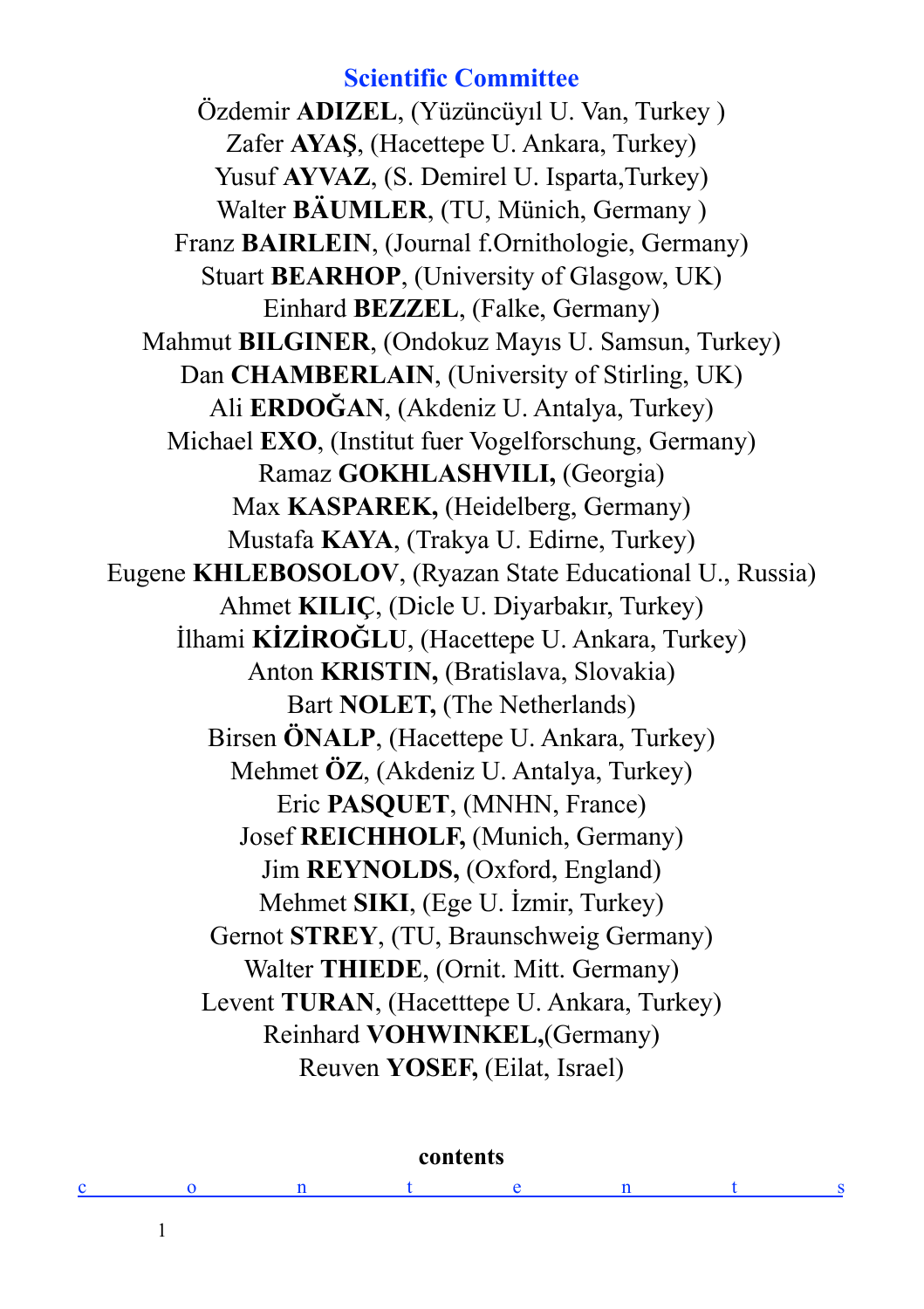## Scientific Committee

Özdemir **ADIZEL**, (Yüzüncüyıl U. Van, Turkey )
Zafer **AYAŞ**, (Hacettepe U. Ankara, Turkey)
Yusuf **AYVAZ**, (S. Demirel U. Isparta,Turkey)
Walter **BÄUMLER**, (TU, Münich, Germany )
Franz **BAIRLEIN**, (Journal f.Ornithologie, Germany)
Stuart **BEARHOP**, (University of Glasgow, UK)
Einhard **BEZZEL**, (Falke, Germany)
Mahmut **BILGINER**, (Ondokuz Mayıs U. Samsun, Turkey)
Dan **CHAMBERLAIN**, (University of Stirling, UK)
Ali **ERDOĞAN**, (Akdeniz U. Antalya, Turkey)
Michael **EXO**, (Institut fuer Vogelforschung, Germany)
Ramaz **GOKHLASHVILI,** (Georgia)
Max **KASPAREK,** (Heidelberg, Germany)
Mustafa **KAYA**, (Trakya U. Edirne, Turkey)
Eugene **KHLEBOSOLOV**, (Ryazan State Educational U., Russia)
Ahmet **KILIÇ**, (Dicle U. Diyarbakır, Turkey)
İlhami **KİZİROĞLU**, (Hacettepe U. Ankara, Turkey)
Anton **KRISTIN,** (Bratislava, Slovakia)
Bart **NOLET,** (The Netherlands)
Birsen **ÖNALP**, (Hacettepe U. Ankara, Turkey)
Mehmet **ÖZ**, (Akdeniz U. Antalya, Turkey)
Eric **PASQUET**, (MNHN, France)
Josef **REICHHOLF,** (Munich, Germany)
Jim **REYNOLDS,** (Oxford, England)
Mehmet **SIKI**, (Ege U. İzmir, Turkey)
Gernot **STREY**, (TU, Braunschweig Germany)
Walter **THIEDE**, (Ornit. Mitt. Germany)
Levent **TURAN**, (Hacetttepe U. Ankara, Turkey)
Reinhard **VOHWINKEL,**(Germany)
Reuven **YOSEF,** (Eilat, Israel)

**contents**

c o n t e n t s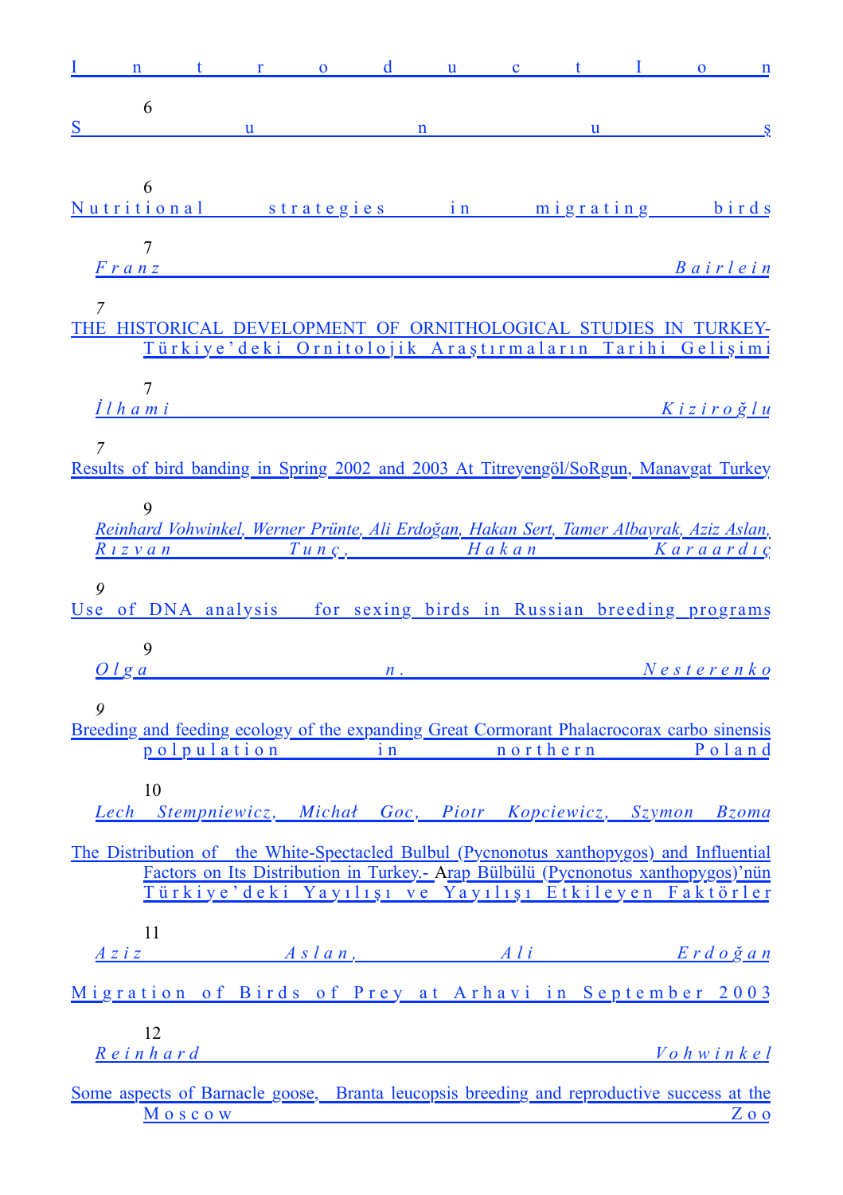Introduction

6

Sunuş

6

Nutritional strategies in migrating birds

7

*Franz Bairlein*

*7*

THE HISTORICAL DEVELOPMENT OF ORNITHOLOGICAL STUDIES IN TURKEY- Türkiye'deki Ornitolojik Araştırmaların Tarihi Gelişimi

7

*İlhami Kiziroğlu*

*7*

Results of bird banding in Spring 2002 and 2003 At Titreyengöl/SoRgun, Manavgat Turkey

9

*Reinhard Vohwinkel, Werner Prünte, Ali Erdoğan, Hakan Sert, Tamer Albayrak, Aziz Aslan, Rızvan Tunç, Hakan Karaardıç*

*9*

Use of DNA analysis for sexing birds in Russian breeding programs

9

*Olga n. Nesterenko*

*9*

Breeding and feeding ecology of the expanding Great Cormorant Phalacrocorax carbo sinensis polpulation in northern Poland

10

*Lech Stempniewicz, Michał Goc, Piotr Kopciewicz, Szymon Bzoma*

The Distribution of the White-Spectacled Bulbul (Pycnonotus xanthopygos) and Influential Factors on Its Distribution in Turkey.- Arap Bülbülü (Pycnonotus xanthopygos)'nün Türkiye'deki Yayılışı ve Yayılışı Etkileyen Faktörler

11

*Aziz Aslan, Ali Erdoğan*

Migration of Birds of Prey at Arhavi in September 2003

12

*Reinhard Vohwinkel*

Some aspects of Barnacle goose, Branta leucopsis breeding and reproductive success at the Moscow Zoo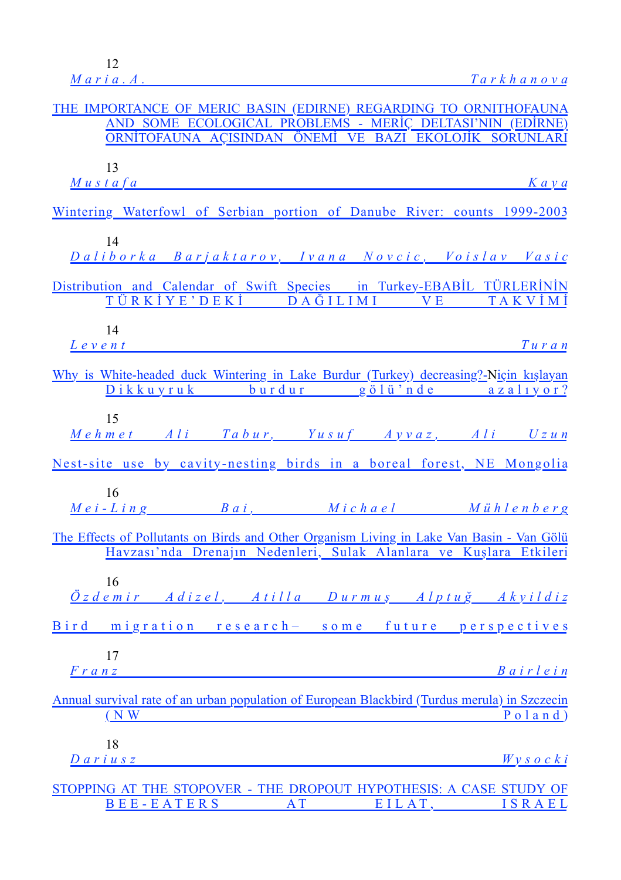12
*Maria.A. Tarkhanova*

THE IMPORTANCE OF MERIC BASIN (EDIRNE) REGARDING TO ORNITHOFAUNA AND SOME ECOLOGICAL PROBLEMS - MERİÇ DELTASI'NIN (EDİRNE) ORNİTOFAUNA AÇISINDAN ÖNEMİ VE BAZI EKOLOJİK SORUNLARI

13
*Mustafa Kaya*

Wintering Waterfowl of Serbian portion of Danube River: counts 1999-2003

14
*Daliborka Barjaktarov, Ivana Novcic, Voislav Vasic*

Distribution and Calendar of Swift Species in Turkey-EBABİL TÜRLERİNİN TÜRKİYE'DEKİ DAĞILIMI VE TAKVİMİ

14
*Levent Turan*

Why is White-headed duck Wintering in Lake Burdur (Turkey) decreasing?-Niçin kışlayan Dikkuyruk burdur gölü'nde azalıyor?

15
*Mehmet Ali Tabur, Yusuf Ayvaz, Ali Uzun*

Nest-site use by cavity-nesting birds in a boreal forest, NE Mongolia

16
*Mei-Ling Bai, Michael Mühlenberg*

The Effects of Pollutants on Birds and Other Organism Living in Lake Van Basin - Van Gölü Havzası'nda Drenajın Nedenleri, Sulak Alanlara ve Kuşlara Etkileri

16
*Özdemir Adizel, Atilla Durmuş Alptuğ Akyildiz*

Bird migration research– some future perspectives

17
*Franz Bairlein*

Annual survival rate of an urban population of European Blackbird (Turdus merula) in Szczecin (NW Poland)

18
*Dariusz Wysocki*

STOPPING AT THE STOPOVER - THE DROPOUT HYPOTHESIS: A CASE STUDY OF BEE-EATERS AT EILAT, ISRAEL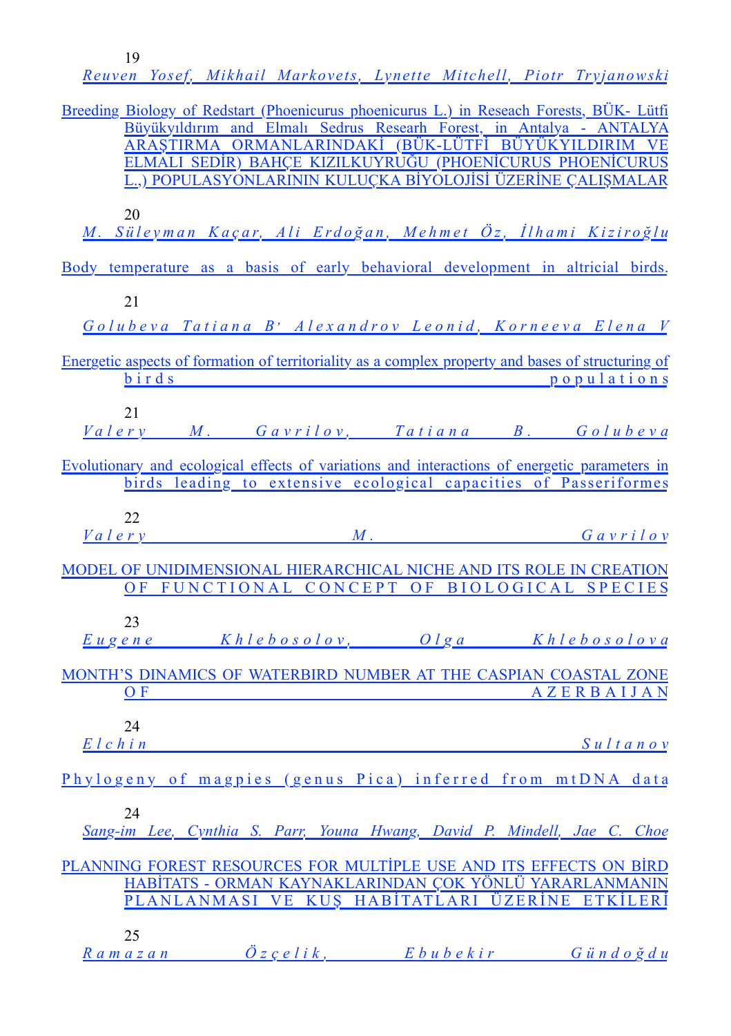19

*Reuven Yosef, Mikhail Markovets, Lynette Mitchell, Piotr Tryjanowski*

Breeding Biology of Redstart (Phoenicurus phoenicurus L.) in Reseach Forests, BÜK- Lütfi Büyükyıldırım and Elmalı Sedrus Researh Forest, in Antalya - ANTALYA ARAŞTIRMA ORMANLARINDAKİ (BÜK-LÜTFİ BÜYÜKYILDIRIM VE ELMALI SEDİR) BAHÇE KIZILKUYRUĞU (PHOENİCURUS PHOENİCURUS L.) POPULASYONLARININ KULUÇKA BİYOLOJİSİ ÜZERİNE ÇALIŞMALAR

20

*M. Süleyman Kaçar, Ali Erdoğan, Mehmet Öz, İlhami Kiziroğlu*

Body temperature as a basis of early behavioral development in altricial birds.

21

*Golubeva Tatiana B' Alexandrov Leonid, Korneeva Elena V*

Energetic aspects of formation of territoriality as a complex property and bases of structuring of birds populations

21

*Valery M. Gavrilov, Tatiana B. Golubeva*

Evolutionary and ecological effects of variations and interactions of energetic parameters in birds leading to extensive ecological capacities of Passeriformes

22

*Valery M. Gavrilov*

MODEL OF UNIDIMENSIONAL HIERARCHICAL NICHE AND ITS ROLE IN CREATION OF FUNCTIONAL CONCEPT OF BIOLOGICAL SPECIES

23

*Eugene Khlebosolov, Olga Khlebosolova*

MONTH'S DINAMICS OF WATERBIRD NUMBER AT THE CASPIAN COASTAL ZONE OF AZERBAIJAN

24

*Elchin Sultanov*

Phylogeny of magpies (genus Pica) inferred from mtDNA data

24

*Sang-im Lee, Cynthia S. Parr, Youna Hwang, David P. Mindell, Jae C. Choe*

PLANNING FOREST RESOURCES FOR MULTİPLE USE AND ITS EFFECTS ON BİRD HABİTATS - ORMAN KAYNAKLARINDAN ÇOK YÖNLÜ YARARLANMANIN PLANLANMASI VE KUŞ HABİTATLARI ÜZERİNE ETKİLERİ

25

*Ramazan Özçelik, Ebubekir Gündoğdu*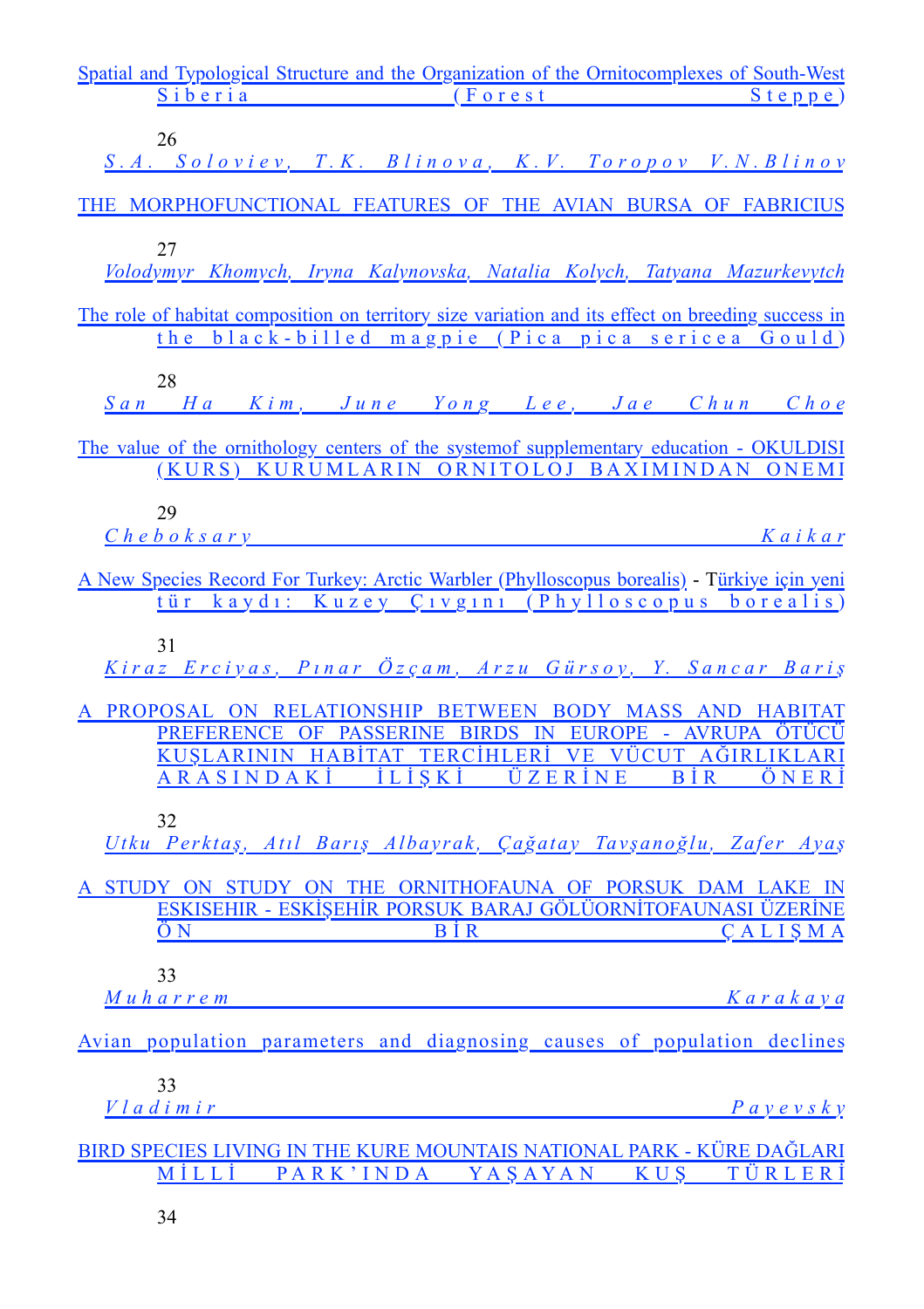Spatial and Typological Structure and the Organization of the Ornitocomplexes of South-West Siberia (Forest Steppe)

26

*S.A. Soloviev, T.K. Blinova, K.V. Toropov V.N.Blinov*

THE MORPHOFUNCTIONAL FEATURES OF THE AVIAN BURSA OF FABRICIUS

27

*Volodymyr Khomych, Iryna Kalynovska, Natalia Kolych, Tatyana Mazurkevytch*

The role of habitat composition on territory size variation and its effect on breeding success in the black-billed magpie (Pica pica sericea Gould)

28

*San Ha Kim, June Yong Lee, Jae Chun Choe*

The value of the ornithology centers of the systemof supplementary education - OKULDISI (KURS) KURUMLARIN ORNITOLOJ BAXIMINDAN ONEMI

29

*Cheboksary Kaikar*

A New Species Record For Turkey: Arctic Warbler (Phylloscopus borealis) - Türkiye için yeni tür kaydı: Kuzey Çıvgını (Phylloscopus borealis)

31

*Kiraz Erciyas, Pınar Özçam, Arzu Gürsoy, Y. Sancar Bariş*

A PROPOSAL ON RELATIONSHIP BETWEEN BODY MASS AND HABITAT PREFERENCE OF PASSERINE BIRDS IN EUROPE - AVRUPA ÖTÜCÜ KUŞLARININ HABİTAT TERCİHLERİ VE VÜCUT AĞIRLIKLARI ARASINDAKİ İLİŞKİ ÜZERİNE BİR ÖNERİ

32

*Utku Perktaş, Atıl Barış Albayrak, Çağatay Tavşanoğlu, Zafer Ayaş*

A STUDY ON STUDY ON THE ORNITHOFAUNA OF PORSUK DAM LAKE IN ESKISEHIR - ESKİŞEHİR PORSUK BARAJ GÖLÜORNİTOFAUNASI ÜZERİNE ÖN BİR ÇALIŞMA

33

*Muharrem Karakaya*

Avian population parameters and diagnosing causes of population declines

33

*Vladimir Payevsky*

BIRD SPECIES LIVING IN THE KURE MOUNTAIS NATIONAL PARK - KÜRE DAĞLARI MİLLİ PARK'INDA YAŞAYAN KUŞ TÜRLERİ

34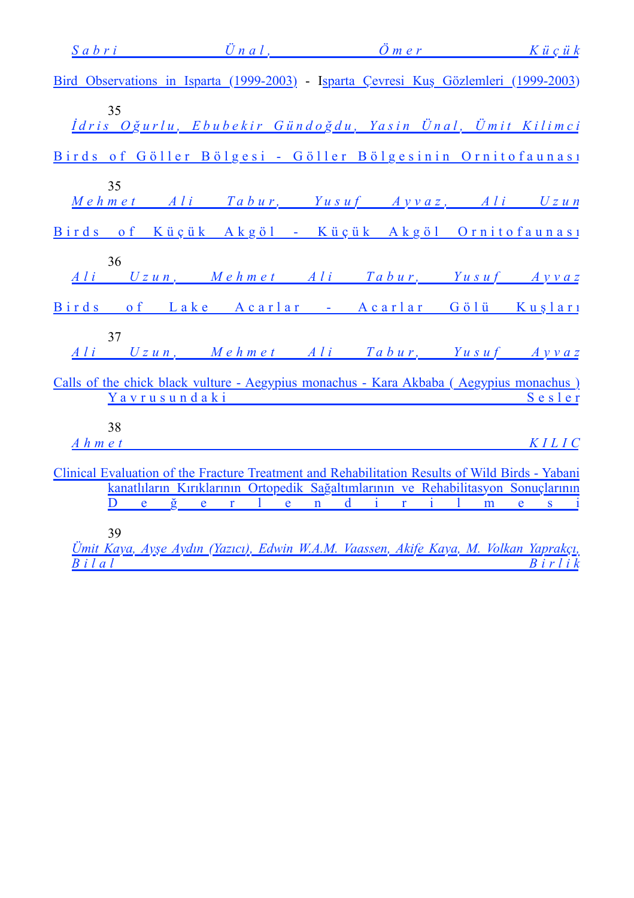*Sabri Ünal, Ömer Küçük*

Bird Observations in Isparta (1999-2003) - Isparta Çevresi Kuş Gözlemleri (1999-2003)

35

*İdris Oğurlu, Ebubekir Gündoğdu, Yasin Ünal, Ümit Kilimci*

Birds of Göller Bölgesi - Göller Bölgesinin Ornitofaunası

35

*Mehmet Ali Tabur, Yusuf Ayvaz, Ali Uzun*

Birds of Küçük Akgöl - Küçük Akgöl Ornitofaunası

36

*Ali Uzun, Mehmet Ali Tabur, Yusuf Ayvaz*

Birds of Lake Acarlar - Acarlar Gölü Kuşları

37

*Ali Uzun, Mehmet Ali Tabur, Yusuf Ayvaz*

Calls of the chick black vulture - Aegypius monachus - Kara Akbaba ( Aegypius monachus ) Yavrusundaki Sesler

38

*Ahmet KILIC*

Clinical Evaluation of the Fracture Treatment and Rehabilitation Results of Wild Birds - Yabani kanatlıların Kırıklarının Ortopedik Sağaltımlarının ve Rehabilitasyon Sonuçlarının Değerlendirilmesi

39

*Ümit Kaya, Ayşe Aydın (Yazıcı), Edwin W.A.M. Vaassen, Akife Kaya, M. Volkan Yaprakçı, Bilal Birlik*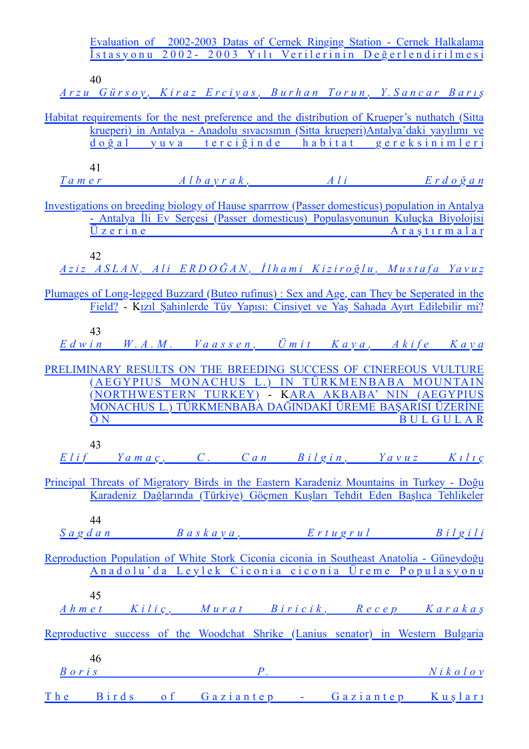Evaluation of 2002-2003 Datas of Cernek Ringing Station - Cernek Halkalama İstasyonu 2002- 2003 Yılı Verilerinin Değerlendirilmesi

40

*Arzu Gürsoy, Kiraz Erciyas, Burhan Torun, Y.Sancar Barış*

Habitat requirements for the nest preference and the distribution of Krueper's nuthatch (Sitta krueperi) in Antalya - Anadolu sıvacısının (Sitta krueperi)Antalya'daki yayılımı ve doğal yuva terciğinde habitat gereksinimleri

41

*Tamer Albayrak, Ali Erdoğan*

Investigations on breeding biology of Hause sparrrow (Passer domesticus) population in Antalya - Antalya İli Ev Serçesi (Passer domesticus) Populasyonunun Kuluçka Biyolojisi Üzerine Araştırmalar

42

*Aziz ASLAN, Ali ERDOĞAN, İlhami Kiziroğlu, Mustafa Yavuz*

Plumages of Long-legged Buzzard (Buteo rufinus) : Sex and Age, can They be Seperated in the Field? - Kızıl Şahinlerde Tüy Yapısı: Cinsiyet ve Yaş Sahada Ayırt Edilebilir mi?

43

*Edwin W.A.M. Vaassen, Ümit Kaya, Akife Kaya*

PRELIMINARY RESULTS ON THE BREEDING SUCCESS OF CINEREOUS VULTURE (AEGYPIUS MONACHUS L.) IN TÜRKMENBABA MOUNTAIN (NORTHWESTERN TURKEY) - KARA AKBABA' NIN (AEGYPIUS MONACHUS L.) TÜRKMENBABA DAĞINDAKİ ÜREME BAŞARISI ÜZERİNE ÖN BULGULAR

43

*Elif Yamaç, C. Can Bilgin, Yavuz Kılıç*

Principal Threats of Migratory Birds in the Eastern Karadeniz Mountains in Turkey - Doğu Karadeniz Dağlarında (Türkiye) Göçmen Kuşları Tehdit Eden Başlıca Tehlikeler

44

*Sagdan Baskaya, Ertugrul Bilgili*

Reproduction Population of White Stork Ciconia ciconia in Southeast Anatolia - Güneydoğu Anadolu'da Leylek Ciconia ciconia Üreme Populasyonu

45

*Ahmet Kiliç, Murat Biricik, Recep Karakaş*

Reproductive success of the Woodchat Shrike (Lanius senator) in Western Bulgaria

46

*Boris P. Nikolov*

The Birds of Gaziantep - Gaziantep Kuşları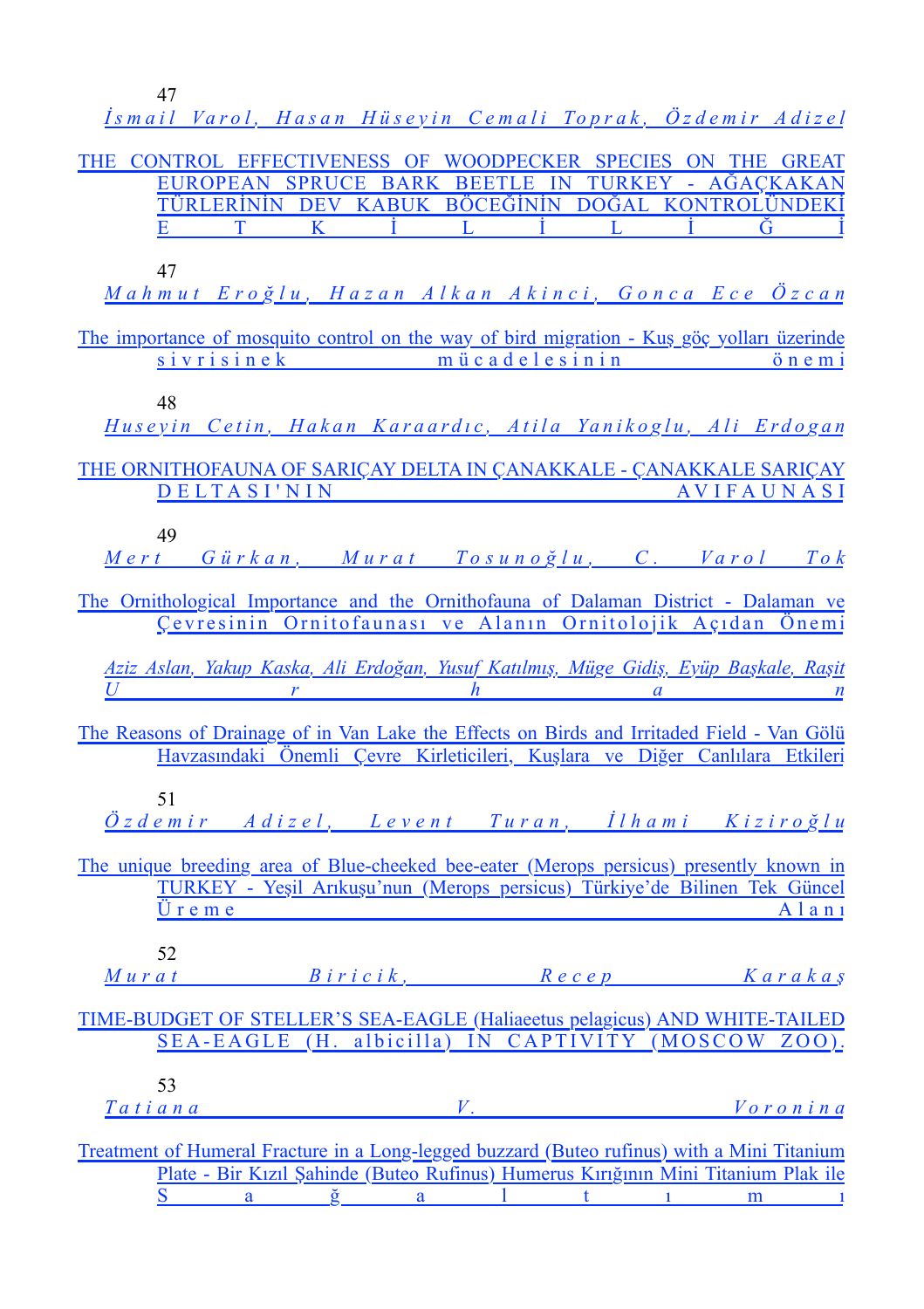47

*İsmail Varol, Hasan Hüseyin Cemali Toprak, Özdemir Adizel*

THE CONTROL EFFECTIVENESS OF WOODPECKER SPECIES ON THE GREAT EUROPEAN SPRUCE BARK BEETLE IN TURKEY - AĞAÇKAKAN TÜRLERİNİN DEV KABUK BÖCEĞİNİN DOĞAL KONTROLÜNDEKİ ETKİLİLİĞİ

47

*Mahmut Eroğlu, Hazan Alkan Akinci, Gonca Ece Özcan*

The importance of mosquito control on the way of bird migration - Kuş göç yolları üzerinde sivrisinek mücadelesinin önemi

48

*Huseyin Cetin, Hakan Karaardıc, Atila Yanikoglu, Ali Erdogan*

THE ORNITHOFAUNA OF SARIÇAY DELTA IN ÇANAKKALE - ÇANAKKALE SARIÇAY DELTASI'NIN AVIFAUNASI

49

*Mert Gürkan, Murat Tosunoğlu, C. Varol Tok*

The Ornithological Importance and the Ornithofauna of Dalaman District - Dalaman ve Çevresinin Ornitofaunası ve Alanın Ornitolojik Açıdan Önemi

*Aziz Aslan, Yakup Kaska, Ali Erdoğan, Yusuf Katılmış, Müge Gidiş, Eyüp Başkale, Raşit Urhan*

The Reasons of Drainage of in Van Lake the Effects on Birds and Irritaded Field - Van Gölü Havzasındaki Önemli Çevre Kirleticileri, Kuşlara ve Diğer Canlılara Etkileri

51

*Özdemir Adizel, Levent Turan, İlhami Kiziroğlu*

The unique breeding area of Blue-cheeked bee-eater (Merops persicus) presently known in TURKEY - Yeşil Arıkuşu'nun (Merops persicus) Türkiye'de Bilinen Tek Güncel Üreme Alanı

52

*Murat Biricik, Recep Karakaş*

TIME-BUDGET OF STELLER'S SEA-EAGLE (Haliaeetus pelagicus) AND WHITE-TAILED SEA-EAGLE (H. albicilla) IN CAPTIVITY (MOSCOW ZOO).

53

*Tatiana V. Voronina*

Treatment of Humeral Fracture in a Long-legged buzzard (Buteo rufinus) with a Mini Titanium Plate - Bir Kızıl Şahinde (Buteo Rufinus) Humerus Kırığının Mini Titanium Plak ile Sağaltımı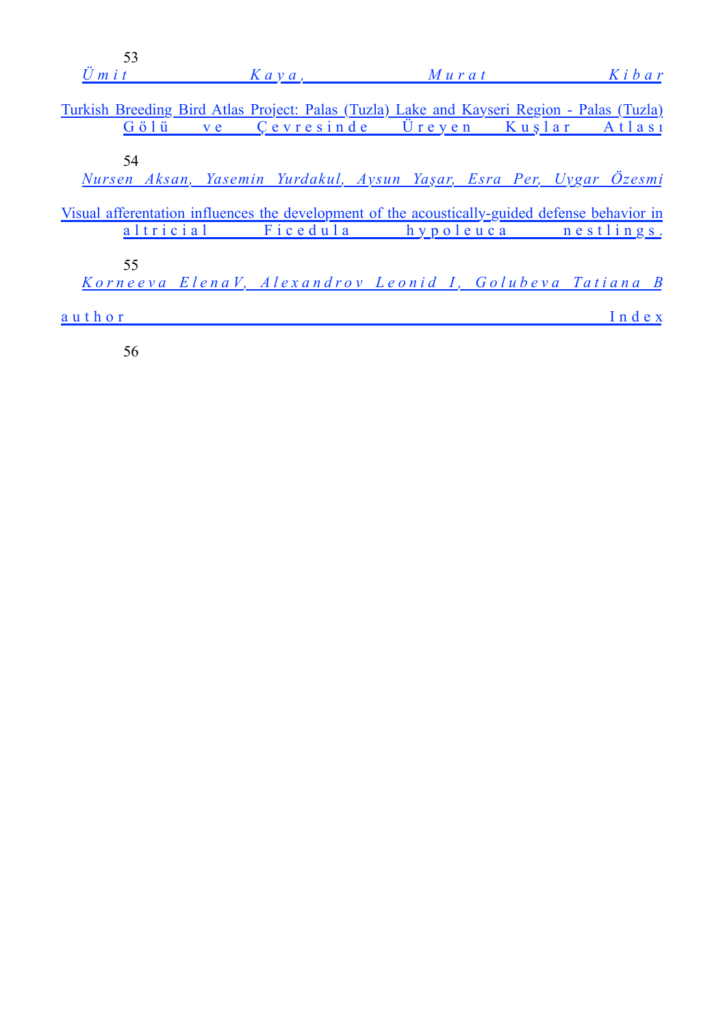53

*Ümit Kaya, Murat Kibar*

Turkish Breeding Bird Atlas Project: Palas (Tuzla) Lake and Kayseri Region - Palas (Tuzla) Gölü ve Çevresinde Üreyen Kuşlar Atlası

54

*Nursen Aksan, Yasemin Yurdakul, Aysun Yaşar, Esra Per, Uygar Özesmi*

Visual afferentation influences the development of the acoustically-guided defense behavior in altricial Ficedula hypoleuca nestlings.

55

*Korneeva ElenaV, Alexandrov Leonid I, Golubeva Tatiana B*

author Index

56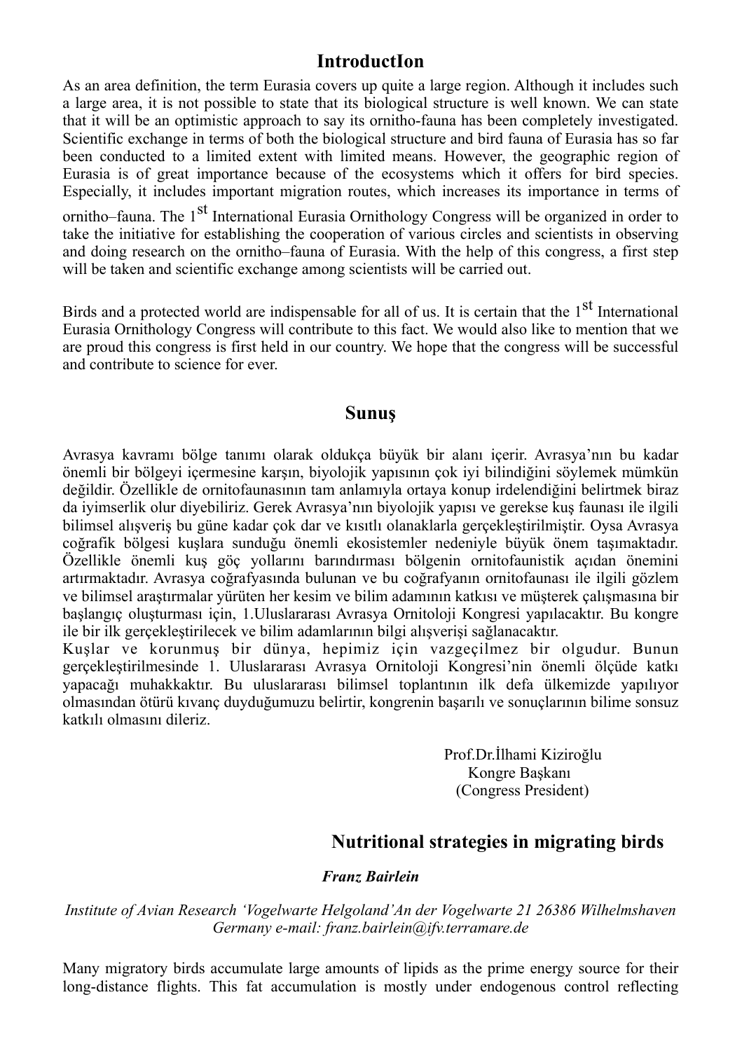## IntroductIon

As an area definition, the term Eurasia covers up quite a large region. Although it includes such a large area, it is not possible to state that its biological structure is well known. We can state that it will be an optimistic approach to say its ornitho-fauna has been completely investigated. Scientific exchange in terms of both the biological structure and bird fauna of Eurasia has so far been conducted to a limited extent with limited means. However, the geographic region of Eurasia is of great importance because of the ecosystems which it offers for bird species. Especially, it includes important migration routes, which increases its importance in terms of ornitho–fauna. The 1st International Eurasia Ornithology Congress will be organized in order to take the initiative for establishing the cooperation of various circles and scientists in observing and doing research on the ornitho–fauna of Eurasia. With the help of this congress, a first step will be taken and scientific exchange among scientists will be carried out.

Birds and a protected world are indispensable for all of us. It is certain that the 1st International Eurasia Ornithology Congress will contribute to this fact. We would also like to mention that we are proud this congress is first held in our country. We hope that the congress will be successful and contribute to science for ever.

## Sunuş

Avrasya kavramı bölge tanımı olarak oldukça büyük bir alanı içerir. Avrasya'nın bu kadar önemli bir bölgeyi içermesine karşın, biyolojik yapısının çok iyi bilindiğini söylemek mümkün değildir. Özellikle de ornitofaunasının tam anlamıyla ortaya konup irdelendiğini belirtmek biraz da iyimserlik olur diyebiliriz. Gerek Avrasya'nın biyolojik yapısı ve gerekse kuş faunası ile ilgili bilimsel alışveriş bu güne kadar çok dar ve kısıtlı olanaklarla gerçekleştirilmiştir. Oysa Avrasya coğrafik bölgesi kuşlara sunduğu önemli ekosistemler nedeniyle büyük önem taşımaktadır. Özellikle önemli kuş göç yollarını barındırması bölgenin ornitofaunistik açıdan önemini artırmaktadır. Avrasya coğrafyasında bulunan ve bu coğrafyanın ornitofaunası ile ilgili gözlem ve bilimsel araştırmalar yürüten her kesim ve bilim adamının katkısı ve müşterek çalışmasına bir başlangıç oluşturması için, 1.Uluslararası Avrasya Ornitoloji Kongresi yapılacaktır. Bu kongre ile bir ilk gerçekleştirilecek ve bilim adamlarının bilgi alışverişi sağlanacaktır.
Kuşlar ve korunmuş bir dünya, hepimiz için vazgeçilmez bir olgudur. Bunun gerçekleştirilmesinde 1. Uluslararası Avrasya Ornitoloji Kongresi'nin önemli ölçüde katkı yapacağı muhakkaktır. Bu uluslararası bilimsel toplantının ilk defa ülkemizde yapılıyor olmasından ötürü kıvanç duyduğumuzu belirtir, kongrenin başarılı ve sonuçlarının bilime sonsuz katkılı olmasını dileriz.

Prof.Dr.İlhami Kiziroğlu
Kongre Başkanı
(Congress President)

## Nutritional strategies in migrating birds

***Franz Bairlein***

*Institute of Avian Research 'Vogelwarte Helgoland'An der Vogelwarte 21 26386 Wilhelmshaven Germany e-mail: franz.bairlein@ifv.terramare.de*

Many migratory birds accumulate large amounts of lipids as the prime energy source for their long-distance flights. This fat accumulation is mostly under endogenous control reflecting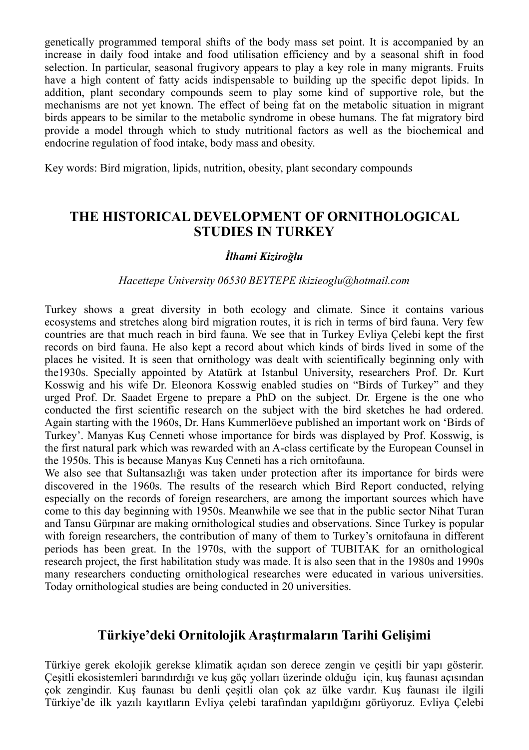genetically programmed temporal shifts of the body mass set point. It is accompanied by an increase in daily food intake and food utilisation efficiency and by a seasonal shift in food selection. In particular, seasonal frugivory appears to play a key role in many migrants. Fruits have a high content of fatty acids indispensable to building up the specific depot lipids. In addition, plant secondary compounds seem to play some kind of supportive role, but the mechanisms are not yet known. The effect of being fat on the metabolic situation in migrant birds appears to be similar to the metabolic syndrome in obese humans. The fat migratory bird provide a model through which to study nutritional factors as well as the biochemical and endocrine regulation of food intake, body mass and obesity.

Key words: Bird migration, lipids, nutrition, obesity, plant secondary compounds

## THE HISTORICAL DEVELOPMENT OF ORNITHOLOGICAL STUDIES IN TURKEY

***İlhami Kiziroğlu***

*Hacettepe University 06530 BEYTEPE ikizieoglu@hotmail.com*

Turkey shows a great diversity in both ecology and climate. Since it contains various ecosystems and stretches along bird migration routes, it is rich in terms of bird fauna. Very few countries are that much reach in bird fauna. We see that in Turkey Evliya Çelebi kept the first records on bird fauna. He also kept a record about which kinds of birds lived in some of the places he visited. It is seen that ornithology was dealt with scientifically beginning only with the1930s. Specially appointed by Atatürk at Istanbul University, researchers Prof. Dr. Kurt Kosswig and his wife Dr. Eleonora Kosswig enabled studies on "Birds of Turkey" and they urged Prof. Dr. Saadet Ergene to prepare a PhD on the subject. Dr. Ergene is the one who conducted the first scientific research on the subject with the bird sketches he had ordered. Again starting with the 1960s, Dr. Hans Kummerlöeve published an important work on 'Birds of Turkey'. Manyas Kuş Cenneti whose importance for birds was displayed by Prof. Kosswig, is the first natural park which was rewarded with an A-class certificate by the European Counsel in the 1950s. This is because Manyas Kuş Cenneti has a rich ornitofauna.

We also see that Sultansazlığı was taken under protection after its importance for birds were discovered in the 1960s. The results of the research which Bird Report conducted, relying especially on the records of foreign researchers, are among the important sources which have come to this day beginning with 1950s. Meanwhile we see that in the public sector Nihat Turan and Tansu Gürpınar are making ornithological studies and observations. Since Turkey is popular with foreign researchers, the contribution of many of them to Turkey's ornitofauna in different periods has been great. In the 1970s, with the support of TUBITAK for an ornithological research project, the first habilitation study was made. It is also seen that in the 1980s and 1990s many researchers conducting ornithological researches were educated in various universities. Today ornithological studies are being conducted in 20 universities.

## Türkiye'deki Ornitolojik Araştırmaların Tarihi Gelişimi

Türkiye gerek ekolojik gerekse klimatik açıdan son derece zengin ve çeşitli bir yapı gösterir. Çeşitli ekosistemleri barındırdığı ve kuş göç yolları üzerinde olduğu için, kuş faunası açısından çok zengindir. Kuş faunası bu denli çeşitli olan çok az ülke vardır. Kuş faunası ile ilgili Türkiye'de ilk yazılı kayıtların Evliya çelebi tarafından yapıldığını görüyoruz. Evliya Çelebi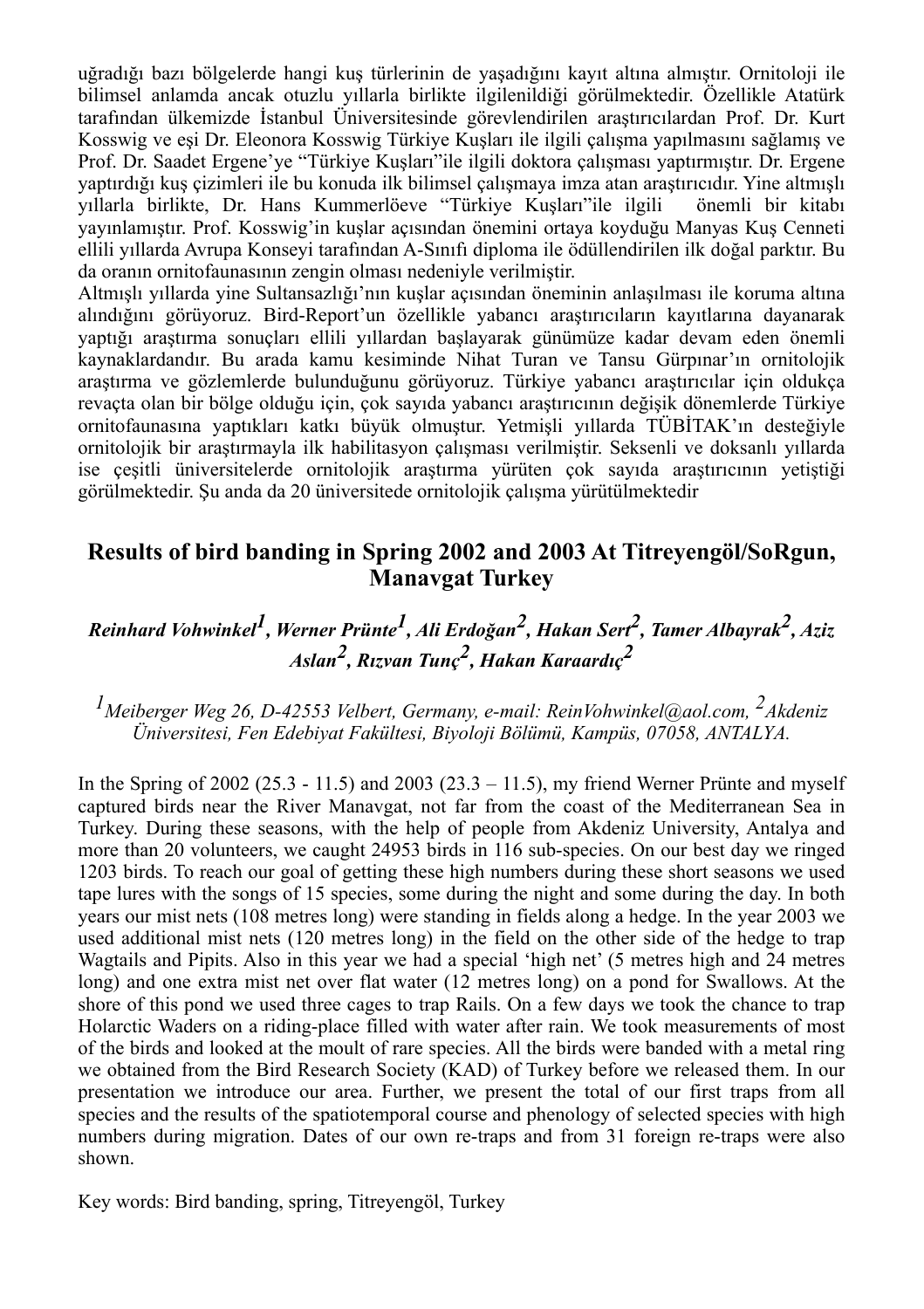uğradığı bazı bölgelerde hangi kuş türlerinin de yaşadığını kayıt altına almıştır. Ornitoloji ile bilimsel anlamda ancak otuzlu yıllarla birlikte ilgilenildiği görülmektedir. Özellikle Atatürk tarafından ülkemizde İstanbul Üniversitesinde görevlendirilen araştırıcılardan Prof. Dr. Kurt Kosswig ve eşi Dr. Eleonora Kosswig Türkiye Kuşları ile ilgili çalışma yapılmasını sağlamış ve Prof. Dr. Saadet Ergene'ye "Türkiye Kuşları"ile ilgili doktora çalışması yaptırmıştır. Dr. Ergene yaptırdığı kuş çizimleri ile bu konuda ilk bilimsel çalışmaya imza atan araştırıcıdır. Yine altmışlı yıllarla birlikte, Dr. Hans Kummerlöeve "Türkiye Kuşları"ile ilgili önemli bir kitabı yayınlamıştır. Prof. Kosswig'in kuşlar açısından önemini ortaya koyduğu Manyas Kuş Cenneti ellili yıllarda Avrupa Konseyi tarafından A-Sınıfı diploma ile ödüllendirilen ilk doğal parktır. Bu da oranın ornitofaunasının zengin olması nedeniyle verilmiştir.

Altmışlı yıllarda yine Sultansazlığı'nın kuşlar açısından öneminin anlaşılması ile koruma altına alındığını görüyoruz. Bird-Report'un özellikle yabancı araştırıcıların kayıtlarına dayanarak yaptığı araştırma sonuçları ellili yıllardan başlayarak günümüze kadar devam eden önemli kaynaklardandır. Bu arada kamu kesiminde Nihat Turan ve Tansu Gürpınar'ın ornitolojik araştırma ve gözlemlerde bulunduğunu görüyoruz. Türkiye yabancı araştırıcılar için oldukça revaçta olan bir bölge olduğu için, çok sayıda yabancı araştırıcının değişik dönemlerde Türkiye ornitofaunasına yaptıkları katkı büyük olmuştur. Yetmişli yıllarda TÜBİTAK'ın desteğiyle ornitolojik bir araştırmayla ilk habilitasyon çalışması verilmiştir. Seksenli ve doksanlı yıllarda ise çeşitli üniversitelerde ornitolojik araştırma yürüten çok sayıda araştırıcının yetiştiği görülmektedir. Şu anda da 20 üniversitede ornitolojik çalışma yürütülmektedir

## Results of bird banding in Spring 2002 and 2003 At Titreyengöl/SoRgun, Manavgat Turkey

***Reinhard Vohwinkel[1], Werner Prünte[1], Ali Erdoğan[2], Hakan Sert[2], Tamer Albayrak[2], Aziz Aslan[2], Rızvan Tunç[2], Hakan Karaardıç[2]***

*[1]Meiberger Weg 26, D-42553 Velbert, Germany, e-mail: ReinVohwinkel@aol.com, [2]Akdeniz Üniversitesi, Fen Edebiyat Fakültesi, Biyoloji Bölümü, Kampüs, 07058, ANTALYA.*

In the Spring of 2002 (25.3 - 11.5) and 2003 (23.3 – 11.5), my friend Werner Prünte and myself captured birds near the River Manavgat, not far from the coast of the Mediterranean Sea in Turkey. During these seasons, with the help of people from Akdeniz University, Antalya and more than 20 volunteers, we caught 24953 birds in 116 sub-species. On our best day we ringed 1203 birds. To reach our goal of getting these high numbers during these short seasons we used tape lures with the songs of 15 species, some during the night and some during the day. In both years our mist nets (108 metres long) were standing in fields along a hedge. In the year 2003 we used additional mist nets (120 metres long) in the field on the other side of the hedge to trap Wagtails and Pipits. Also in this year we had a special 'high net' (5 metres high and 24 metres long) and one extra mist net over flat water (12 metres long) on a pond for Swallows. At the shore of this pond we used three cages to trap Rails. On a few days we took the chance to trap Holarctic Waders on a riding-place filled with water after rain. We took measurements of most of the birds and looked at the moult of rare species. All the birds were banded with a metal ring we obtained from the Bird Research Society (KAD) of Turkey before we released them. In our presentation we introduce our area. Further, we present the total of our first traps from all species and the results of the spatiotemporal course and phenology of selected species with high numbers during migration. Dates of our own re-traps and from 31 foreign re-traps were also shown.

Key words: Bird banding, spring, Titreyengöl, Turkey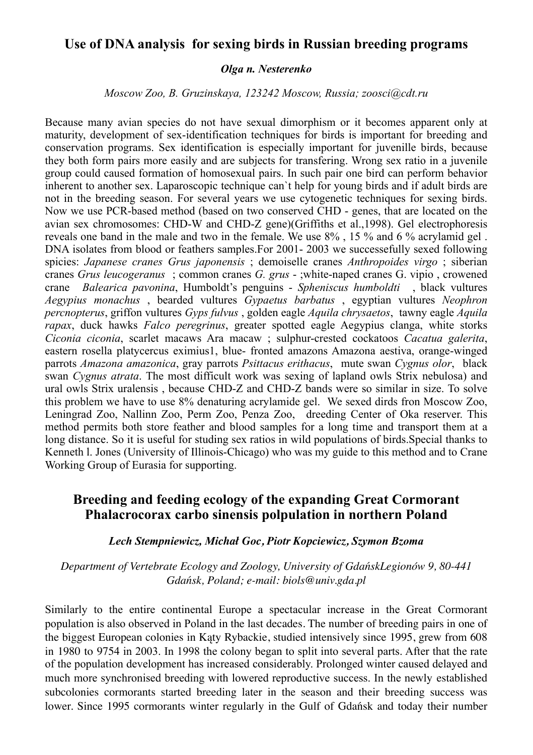## Use of DNA analysis  for sexing birds in Russian breeding programs

***Olga n. Nesterenko***

*Moscow Zoo, B. Gruzinskaya, 123242 Moscow, Russia; zoosci@cdt.ru*

Because many avian species do not have sexual dimorphism or it becomes apparent only at maturity, development of sex-identification techniques for birds is important for breeding and conservation programs. Sex identification is especially important for juvenille birds, because they both form pairs more easily and are subjects for transfering. Wrong sex ratio in a juvenile group could caused formation of homosexual pairs. In such pair one bird can perform behavior inherent to another sex. Laparoscopic technique can`t help for young birds and if adult birds are not in the breeding season. For several years we use cytogenetic techniques for sexing birds. Now we use PCR-based method (based on two conserved CHD - genes, that are located on the avian sex chromosomes: CHD-W and CHD-Z gene)(Griffiths et al.,1998). Gel electrophoresis reveals one band in the male and two in the female. We use 8% , 15 % and 6 % acrylamid gel . DNA isolates from blood or feathers samples.For 2001- 2003 we successefully sexed following spicies: *Japanese cranes Grus japonensis* ; demoiselle cranes *Anthropoides virgo* ; siberian cranes *Grus leucogeranus* ; common cranes *G. grus* - ;white-naped cranes G. vipio , crowened crane *Balearica pavonina*, Humboldt's penguins - *Spheniscus humboldti* , black vultures *Aegypius monachus* , bearded vultures *Gypaetus barbatus* , egyptian vultures *Neophron percnopterus*, griffon vultures *Gyps fulvus* , golden eagle *Aquila chrysaetos*, tawny eagle *Aquila rapax*, duck hawks *Falco peregrinus*, greater spotted eagle Aegypius clanga, white storks *Ciconia ciconia*, scarlet macaws Ara macaw ; sulphur-crested cockatoos *Cacatua galerita*, eastern rosella platycercus eximius1, blue- fronted amazons Amazona aestiva, orange-winged parrots *Amazona amazonica*, gray parrots *Psittacus erithacus*, mute swan *Cygnus olor*, black swan *Cygnus atrata*. The most difficult work was sexing of lapland owls Strix nebulosa) and ural owls Strix uralensis , because CHD-Z and CHD-Z bands were so similar in size. To solve this problem we have to use 8% denaturing acrylamide gel. We sexed dirds fron Moscow Zoo, Leningrad Zoo, Nallinn Zoo, Perm Zoo, Penza Zoo, dreeding Center of Oka reserver. This method permits both store feather and blood samples for a long time and transport them at a long distance. So it is useful for studing sex ratios in wild populations of birds.Special thanks to Kenneth l. Jones (University of Illinois-Chicago) who was my guide to this method and to Crane Working Group of Eurasia for supporting.

## Breeding and feeding ecology of the expanding Great Cormorant Phalacrocorax carbo sinensis polpulation in northern Poland

***Lech Stempniewicz, Michał Goc, Piotr Kopciewicz, Szymon Bzoma***

*Department of Vertebrate Ecology and Zoology, University of GdańskLegionów 9, 80-441 Gdańsk, Poland; e-mail: biols@univ.gda.pl*

Similarly to the entire continental Europe a spectacular increase in the Great Cormorant population is also observed in Poland in the last decades. The number of breeding pairs in one of the biggest European colonies in Kąty Rybackie, studied intensively since 1995, grew from 608 in 1980 to 9754 in 2003. In 1998 the colony began to split into several parts. After that the rate of the population development has increased considerably. Prolonged winter caused delayed and much more synchronised breeding with lowered reproductive success. In the newly established subcolonies cormorants started breeding later in the season and their breeding success was lower. Since 1995 cormorants winter regularly in the Gulf of Gdańsk and today their number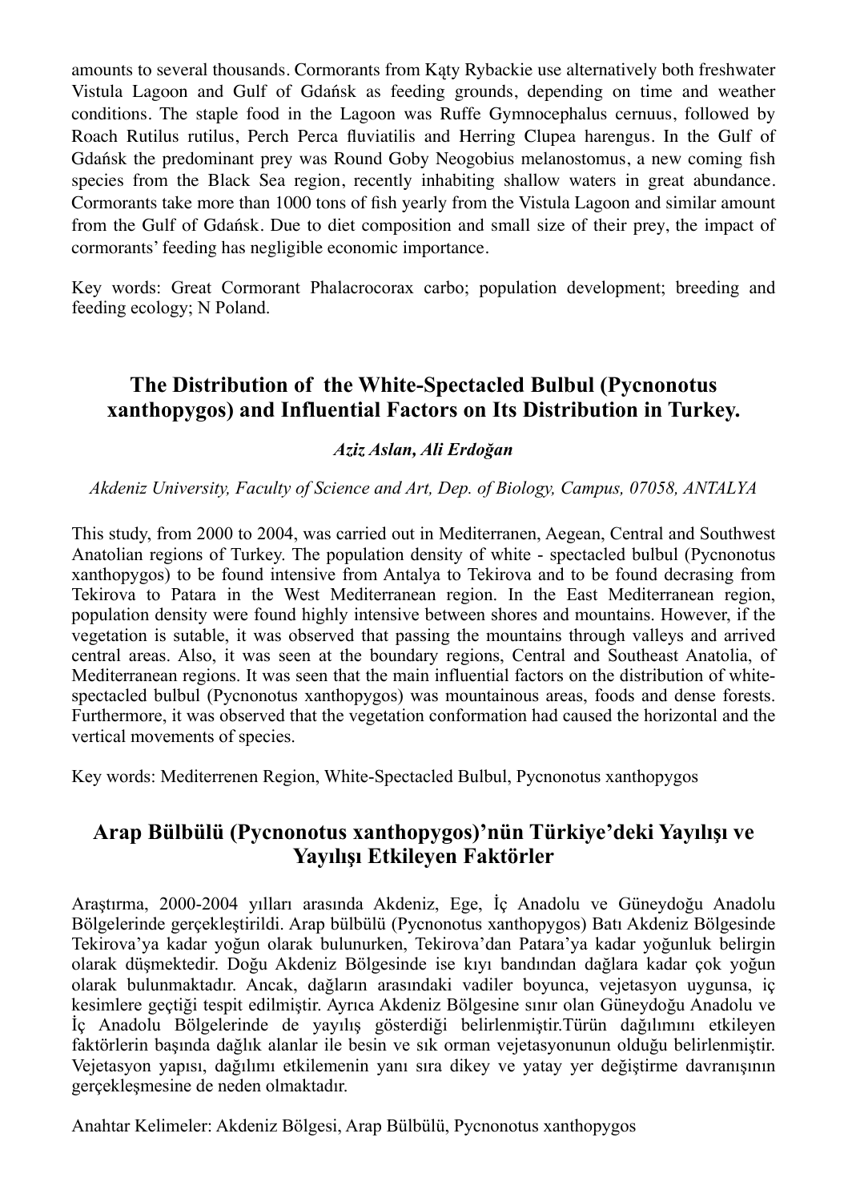amounts to several thousands. Cormorants from Kąty Rybackie use alternatively both freshwater Vistula Lagoon and Gulf of Gdańsk as feeding grounds, depending on time and weather conditions. The staple food in the Lagoon was Ruffe Gymnocephalus cernuus, followed by Roach Rutilus rutilus, Perch Perca fluviatilis and Herring Clupea harengus. In the Gulf of Gdańsk the predominant prey was Round Goby Neogobius melanostomus, a new coming fish species from the Black Sea region, recently inhabiting shallow waters in great abundance. Cormorants take more than 1000 tons of fish yearly from the Vistula Lagoon and similar amount from the Gulf of Gdańsk. Due to diet composition and small size of their prey, the impact of cormorants' feeding has negligible economic importance.

Key words: Great Cormorant Phalacrocorax carbo; population development; breeding and feeding ecology; N Poland.

## The Distribution of the White-Spectacled Bulbul (Pycnonotus xanthopygos) and Influential Factors on Its Distribution in Turkey.

***Aziz Aslan, Ali Erdoğan***

*Akdeniz University, Faculty of Science and Art, Dep. of Biology, Campus, 07058, ANTALYA*

This study, from 2000 to 2004, was carried out in Mediterranen, Aegean, Central and Southwest Anatolian regions of Turkey. The population density of white - spectacled bulbul (Pycnonotus xanthopygos) to be found intensive from Antalya to Tekirova and to be found decrasing from Tekirova to Patara in the West Mediterranean region. In the East Mediterranean region, population density were found highly intensive between shores and mountains. However, if the vegetation is sutable, it was observed that passing the mountains through valleys and arrived central areas. Also, it was seen at the boundary regions, Central and Southeast Anatolia, of Mediterranean regions. It was seen that the main influential factors on the distribution of white-spectacled bulbul (Pycnonotus xanthopygos) was mountainous areas, foods and dense forests. Furthermore, it was observed that the vegetation conformation had caused the horizontal and the vertical movements of species.

Key words: Mediterrenen Region, White-Spectacled Bulbul, Pycnonotus xanthopygos

## Arap Bülbülü (Pycnonotus xanthopygos)'nün Türkiye'deki Yayılışı ve Yayılışı Etkileyen Faktörler

Araştırma, 2000-2004 yılları arasında Akdeniz, Ege, İç Anadolu ve Güneydoğu Anadolu Bölgelerinde gerçekleştirildi. Arap bülbülü (Pycnonotus xanthopygos) Batı Akdeniz Bölgesinde Tekirova'ya kadar yoğun olarak bulunurken, Tekirova'dan Patara'ya kadar yoğunluk belirgin olarak düşmektedir. Doğu Akdeniz Bölgesinde ise kıyı bandından dağlara kadar çok yoğun olarak bulunmaktadır. Ancak, dağların arasındaki vadiler boyunca, vejetasyon uygunsa, iç kesimlere geçtiği tespit edilmiştir. Ayrıca Akdeniz Bölgesine sınır olan Güneydoğu Anadolu ve İç Anadolu Bölgelerinde de yayılış gösterdiği belirlenmiştir.Türün dağılımını etkileyen faktörlerin başında dağlık alanlar ile besin ve sık orman vejetasyonunun olduğu belirlenmiştir. Vejetasyon yapısı, dağılımı etkilemenin yanı sıra dikey ve yatay yer değiştirme davranışının gerçekleşmesine de neden olmaktadır.

Anahtar Kelimeler: Akdeniz Bölgesi, Arap Bülbülü, Pycnonotus xanthopygos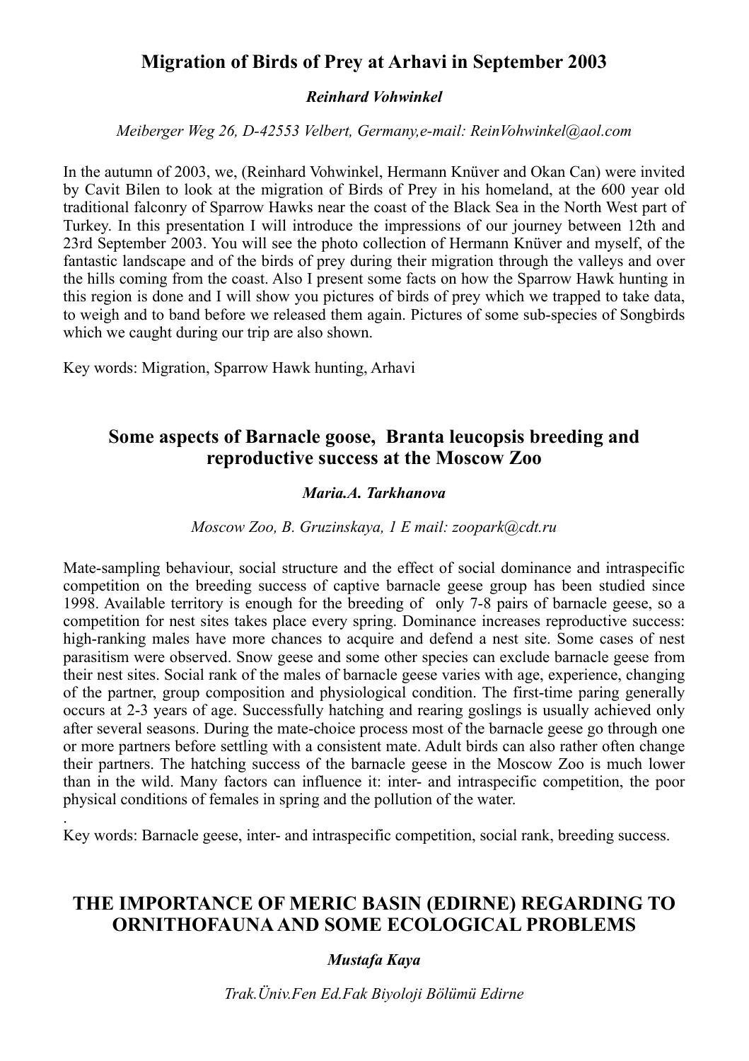## Migration of Birds of Prey at Arhavi in September 2003

***Reinhard Vohwinkel***

*Meiberger Weg 26, D-42553 Velbert, Germany,e-mail: ReinVohwinkel@aol.com*

In the autumn of 2003, we, (Reinhard Vohwinkel, Hermann Knüver and Okan Can) were invited by Cavit Bilen to look at the migration of Birds of Prey in his homeland, at the 600 year old traditional falconry of Sparrow Hawks near the coast of the Black Sea in the North West part of Turkey. In this presentation I will introduce the impressions of our journey between 12th and 23rd September 2003. You will see the photo collection of Hermann Knüver and myself, of the fantastic landscape and of the birds of prey during their migration through the valleys and over the hills coming from the coast. Also I present some facts on how the Sparrow Hawk hunting in this region is done and I will show you pictures of birds of prey which we trapped to take data, to weigh and to band before we released them again. Pictures of some sub-species of Songbirds which we caught during our trip are also shown.

Key words: Migration, Sparrow Hawk hunting, Arhavi

## Some aspects of Barnacle goose, Branta leucopsis breeding and reproductive success at the Moscow Zoo

***Maria.A. Tarkhanova***

*Moscow Zoo, B. Gruzinskaya, 1 E mail: zoopark@cdt.ru*

Mate-sampling behaviour, social structure and the effect of social dominance and intraspecific competition on the breeding success of captive barnacle geese group has been studied since 1998. Available territory is enough for the breeding of only 7-8 pairs of barnacle geese, so a competition for nest sites takes place every spring. Dominance increases reproductive success: high-ranking males have more chances to acquire and defend a nest site. Some cases of nest parasitism were observed. Snow geese and some other species can exclude barnacle geese from their nest sites. Social rank of the males of barnacle geese varies with age, experience, changing of the partner, group composition and physiological condition. The first-time paring generally occurs at 2-3 years of age. Successfully hatching and rearing goslings is usually achieved only after several seasons. During the mate-choice process most of the barnacle geese go through one or more partners before settling with a consistent mate. Adult birds can also rather often change their partners. The hatching success of the barnacle geese in the Moscow Zoo is much lower than in the wild. Many factors can influence it: inter- and intraspecific competition, the poor physical conditions of females in spring and the pollution of the water.

.
Key words: Barnacle geese, inter- and intraspecific competition, social rank, breeding success.

## THE IMPORTANCE OF MERIC BASIN (EDIRNE) REGARDING TO ORNITHOFAUNA AND SOME ECOLOGICAL PROBLEMS

***Mustafa Kaya***

*Trak.Üniv.Fen Ed.Fak Biyoloji Bölümü Edirne*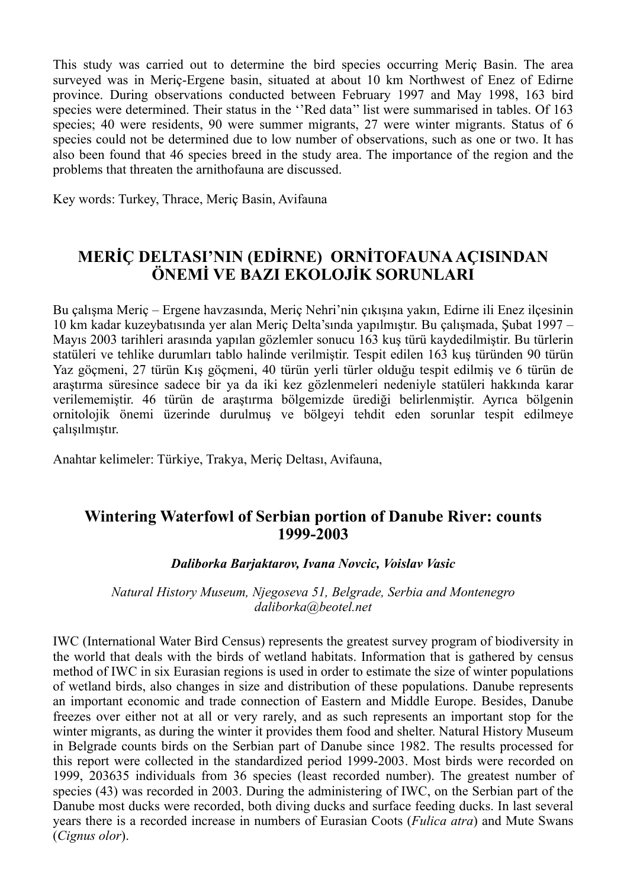This study was carried out to determine the bird species occurring Meriç Basin. The area surveyed was in Meriç-Ergene basin, situated at about 10 km Northwest of Enez of Edirne province. During observations conducted between February 1997 and May 1998, 163 bird species were determined. Their status in the ''Red data'' list were summarised in tables. Of 163 species; 40 were residents, 90 were summer migrants, 27 were winter migrants. Status of 6 species could not be determined due to low number of observations, such as one or two. It has also been found that 46 species breed in the study area. The importance of the region and the problems that threaten the arnithofauna are discussed.

Key words: Turkey, Thrace, Meriç Basin, Avifauna

## MERİÇ DELTASI'NIN (EDİRNE) ORNİTOFAUNA AÇISINDAN ÖNEMİ VE BAZI EKOLOJİK SORUNLARI

Bu çalışma Meriç – Ergene havzasında, Meriç Nehri'nin çıkışına yakın, Edirne ili Enez ilçesinin 10 km kadar kuzeybatısında yer alan Meriç Delta'sında yapılmıştır. Bu çalışmada, Şubat 1997 – Mayıs 2003 tarihleri arasında yapılan gözlemler sonucu 163 kuş türü kaydedilmiştir. Bu türlerin statüleri ve tehlike durumları tablo halinde verilmiştir. Tespit edilen 163 kuş türünden 90 türün Yaz göçmeni, 27 türün Kış göçmeni, 40 türün yerli türler olduğu tespit edilmiş ve 6 türün de araştırma süresince sadece bir ya da iki kez gözlenmeleri nedeniyle statüleri hakkında karar verilememiştir. 46 türün de araştırma bölgemizde ürediği belirlenmiştir. Ayrıca bölgenin ornitolojik önemi üzerinde durulmuş ve bölgeyi tehdit eden sorunlar tespit edilmeye çalışılmıştır.

Anahtar kelimeler: Türkiye, Trakya, Meriç Deltası, Avifauna,

## Wintering Waterfowl of Serbian portion of Danube River: counts 1999-2003

***Daliborka Barjaktarov, Ivana Novcic, Voislav Vasic***

*Natural History Museum, Njegoseva 51, Belgrade, Serbia and Montenegro*
*daliborka@beotel.net*

IWC (International Water Bird Census) represents the greatest survey program of biodiversity in the world that deals with the birds of wetland habitats. Information that is gathered by census method of IWC in six Eurasian regions is used in order to estimate the size of winter populations of wetland birds, also changes in size and distribution of these populations. Danube represents an important economic and trade connection of Eastern and Middle Europe. Besides, Danube freezes over either not at all or very rarely, and as such represents an important stop for the winter migrants, as during the winter it provides them food and shelter. Natural History Museum in Belgrade counts birds on the Serbian part of Danube since 1982. The results processed for this report were collected in the standardized period 1999-2003. Most birds were recorded on 1999, 203635 individuals from 36 species (least recorded number). The greatest number of species (43) was recorded in 2003. During the administering of IWC, on the Serbian part of the Danube most ducks were recorded, both diving ducks and surface feeding ducks. In last several years there is a recorded increase in numbers of Eurasian Coots (*Fulica atra*) and Mute Swans (*Cignus olor*).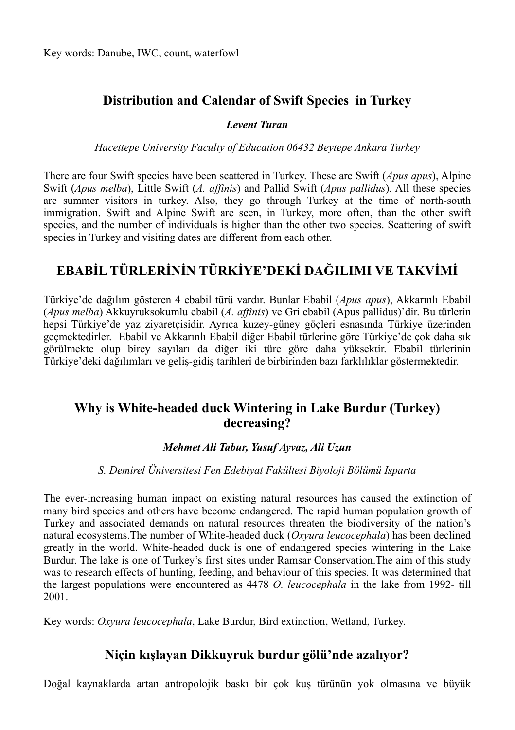Key words: Danube, IWC, count, waterfowl

## Distribution and Calendar of Swift Species in Turkey

***Levent Turan***

*Hacettepe University Faculty of Education 06432 Beytepe Ankara Turkey*

There are four Swift species have been scattered in Turkey. These are Swift (*Apus apus*), Alpine Swift (*Apus melba*), Little Swift (*A. affinis*) and Pallid Swift (*Apus pallidus*). All these species are summer visitors in turkey. Also, they go through Turkey at the time of north-south immigration. Swift and Alpine Swift are seen, in Turkey, more often, than the other swift species, and the number of individuals is higher than the other two species. Scattering of swift species in Turkey and visiting dates are different from each other.

## EBABİL TÜRLERİNİN TÜRKİYE'DEKİ DAĞILIMI VE TAKVİMİ

Türkiye'de dağılım gösteren 4 ebabil türü vardır. Bunlar Ebabil (*Apus apus*), Akkarınlı Ebabil (*Apus melba*) Akkuyruksokumlu ebabil (*A. affinis*) ve Gri ebabil (Apus pallidus)'dir. Bu türlerin hepsi Türkiye'de yaz ziyaretçisidir. Ayrıca kuzey-güney göçleri esnasında Türkiye üzerinden geçmektedirler. Ebabil ve Akkarınlı Ebabil diğer Ebabil türlerine göre Türkiye'de çok daha sık görülmekte olup birey sayıları da diğer iki türe göre daha yüksektir. Ebabil türlerinin Türkiye'deki dağılımları ve geliş-gidiş tarihleri de birbirinden bazı farklılıklar göstermektedir.

## Why is White-headed duck Wintering in Lake Burdur (Turkey) decreasing?

***Mehmet Ali Tabur, Yusuf Ayvaz, Ali Uzun***

*S. Demirel Üniversitesi Fen Edebiyat Fakültesi Biyoloji Bölümü Isparta*

The ever-increasing human impact on existing natural resources has caused the extinction of many bird species and others have become endangered. The rapid human population growth of Turkey and associated demands on natural resources threaten the biodiversity of the nation's natural ecosystems.The number of White-headed duck (*Oxyura leucocephala*) has been declined greatly in the world. White-headed duck is one of endangered species wintering in the Lake Burdur. The lake is one of Turkey's first sites under Ramsar Conservation.The aim of this study was to research effects of hunting, feeding, and behaviour of this species. It was determined that the largest populations were encountered as 4478 *O. leucocephala* in the lake from 1992- till 2001.

Key words: *Oxyura leucocephala*, Lake Burdur, Bird extinction, Wetland, Turkey.

## Niçin kışlayan Dikkuyruk burdur gölü'nde azalıyor?

Doğal kaynaklarda artan antropolojik baskı bir çok kuş türünün yok olmasına ve büyük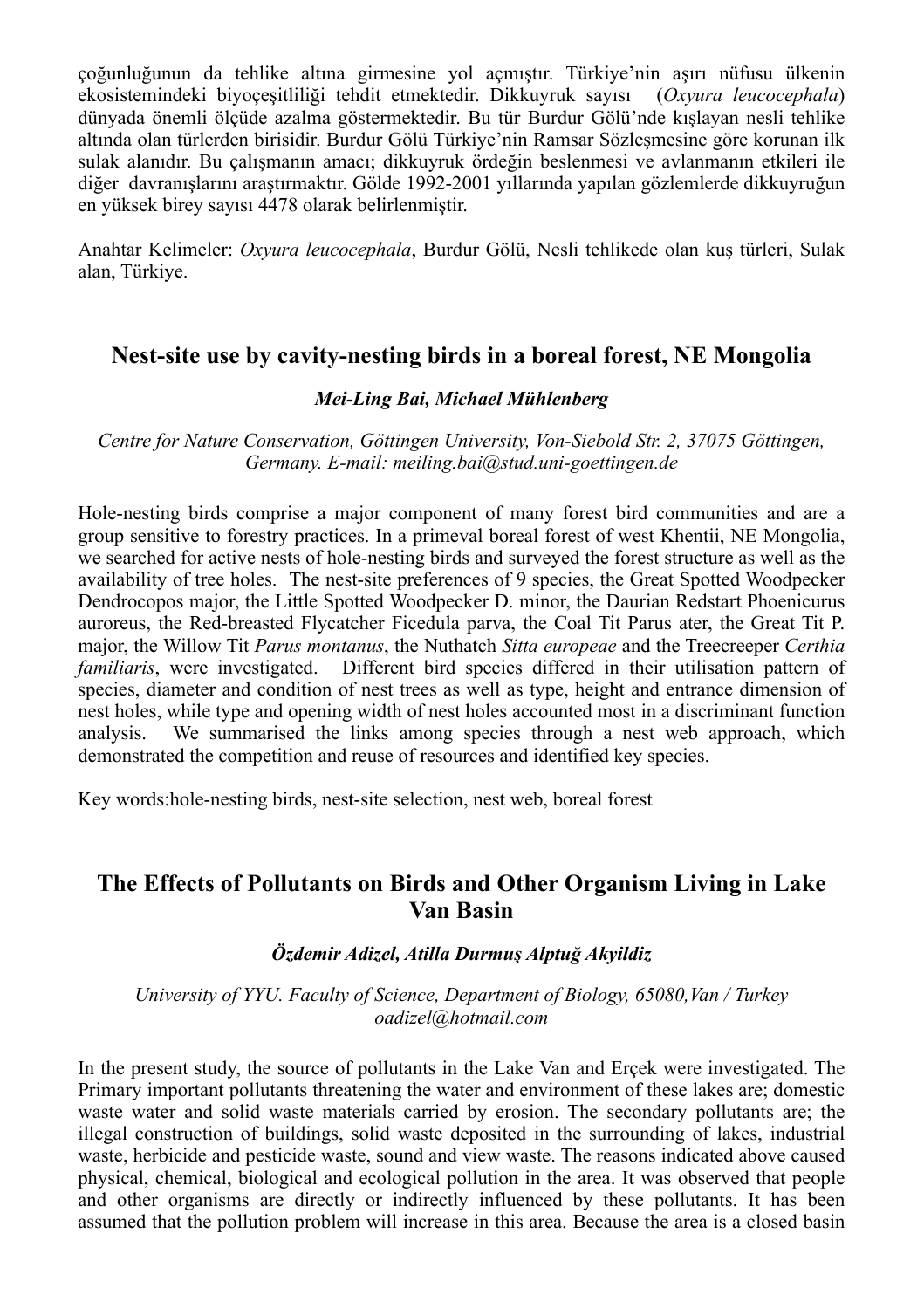çoğunluğunun da tehlike altına girmesine yol açmıştır. Türkiye'nin aşırı nüfusu ülkenin ekosistemindeki biyoçeşitliliği tehdit etmektedir. Dikkuyruk sayısı (*Oxyura leucocephala*) dünyada önemli ölçüde azalma göstermektedir. Bu tür Burdur Gölü'nde kışlayan nesli tehlike altında olan türlerden birisidir. Burdur Gölü Türkiye'nin Ramsar Sözleşmesine göre korunan ilk sulak alanıdır. Bu çalışmanın amacı; dikkuyruk ördeğin beslenmesi ve avlanmanın etkileri ile diğer davranışlarını araştırmaktır. Gölde 1992-2001 yıllarında yapılan gözlemlerde dikkuyruğun en yüksek birey sayısı 4478 olarak belirlenmiştir.

Anahtar Kelimeler: *Oxyura leucocephala*, Burdur Gölü, Nesli tehlikede olan kuş türleri, Sulak alan, Türkiye.

## Nest-site use by cavity-nesting birds in a boreal forest, NE Mongolia

***Mei-Ling Bai, Michael Mühlenberg***

*Centre for Nature Conservation, Göttingen University, Von-Siebold Str. 2, 37075 Göttingen, Germany. E-mail: meiling.bai@stud.uni-goettingen.de*

Hole-nesting birds comprise a major component of many forest bird communities and are a group sensitive to forestry practices. In a primeval boreal forest of west Khentii, NE Mongolia, we searched for active nests of hole-nesting birds and surveyed the forest structure as well as the availability of tree holes. The nest-site preferences of 9 species, the Great Spotted Woodpecker Dendrocopos major, the Little Spotted Woodpecker D. minor, the Daurian Redstart Phoenicurus auroreus, the Red-breasted Flycatcher Ficedula parva, the Coal Tit Parus ater, the Great Tit P. major, the Willow Tit *Parus montanus*, the Nuthatch *Sitta europeae* and the Treecreeper *Certhia familiaris*, were investigated. Different bird species differed in their utilisation pattern of species, diameter and condition of nest trees as well as type, height and entrance dimension of nest holes, while type and opening width of nest holes accounted most in a discriminant function analysis. We summarised the links among species through a nest web approach, which demonstrated the competition and reuse of resources and identified key species.

Key words:hole-nesting birds, nest-site selection, nest web, boreal forest

## The Effects of Pollutants on Birds and Other Organism Living in Lake Van Basin

***Özdemir Adizel, Atilla Durmuş Alptuğ Akyildiz***

*University of YYU. Faculty of Science, Department of Biology, 65080,Van / Turkey oadizel@hotmail.com*

In the present study, the source of pollutants in the Lake Van and Erçek were investigated. The Primary important pollutants threatening the water and environment of these lakes are; domestic waste water and solid waste materials carried by erosion. The secondary pollutants are; the illegal construction of buildings, solid waste deposited in the surrounding of lakes, industrial waste, herbicide and pesticide waste, sound and view waste. The reasons indicated above caused physical, chemical, biological and ecological pollution in the area. It was observed that people and other organisms are directly or indirectly influenced by these pollutants. It has been assumed that the pollution problem will increase in this area. Because the area is a closed basin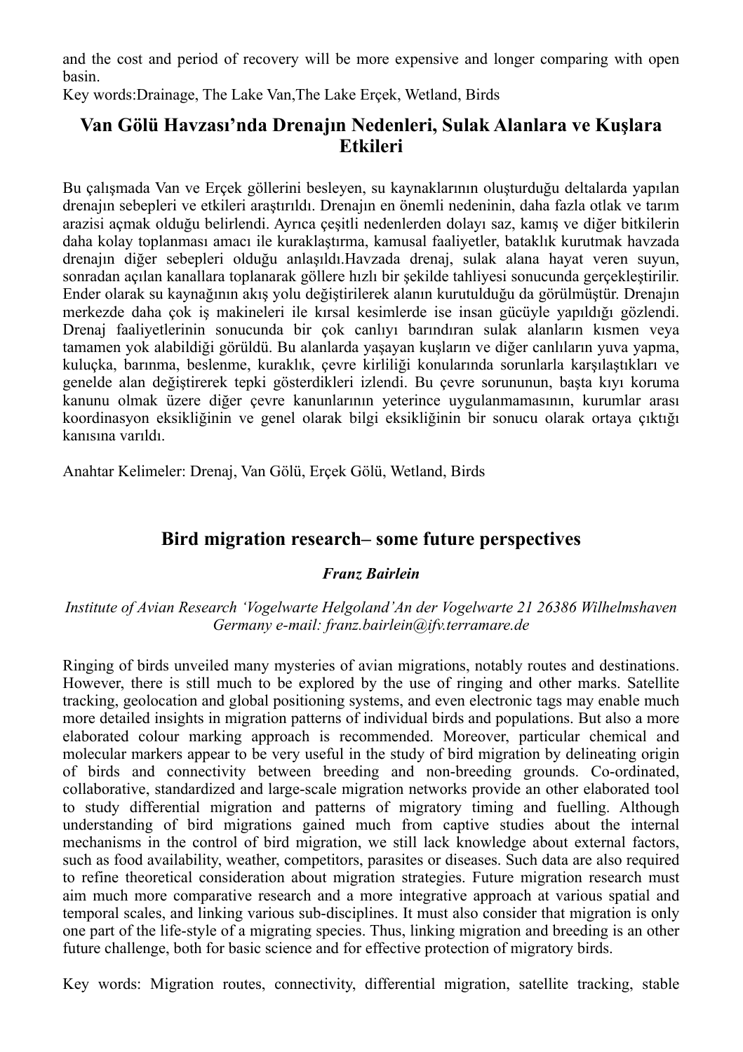and the cost and period of recovery will be more expensive and longer comparing with open basin.

Key words:Drainage, The Lake Van,The Lake Erçek, Wetland, Birds

## Van Gölü Havzası'nda Drenajın Nedenleri, Sulak Alanlara ve Kuşlara Etkileri

Bu çalışmada Van ve Erçek göllerini besleyen, su kaynaklarının oluşturduğu deltalarda yapılan drenajın sebepleri ve etkileri araştırıldı. Drenajın en önemli nedeninin, daha fazla otlak ve tarım arazisi açmak olduğu belirlendi. Ayrıca çeşitli nedenlerden dolayı saz, kamış ve diğer bitkilerin daha kolay toplanması amacı ile kuraklaştırma, kamusal faaliyetler, bataklık kurutmak havzada drenajın diğer sebepleri olduğu anlaşıldı.Havzada drenaj, sulak alana hayat veren suyun, sonradan açılan kanallara toplanarak göllere hızlı bir şekilde tahliyesi sonucunda gerçekleştirilir. Ender olarak su kaynağının akış yolu değiştirilerek alanın kurutulduğu da görülmüştür. Drenajın merkezde daha çok iş makineleri ile kırsal kesimlerde ise insan gücüyle yapıldığı gözlendi. Drenaj faaliyetlerinin sonucunda bir çok canlıyı barındıran sulak alanların kısmen veya tamamen yok alabildiği görüldü. Bu alanlarda yaşayan kuşların ve diğer canlıların yuva yapma, kuluçka, barınma, beslenme, kuraklık, çevre kirliliği konularında sorunlarla karşılaştıkları ve genelde alan değiştirerek tepki gösterdikleri izlendi. Bu çevre sorununun, başta kıyı koruma kanunu olmak üzere diğer çevre kanunlarının yeterince uygulanmamasının, kurumlar arası koordinasyon eksikliğinin ve genel olarak bilgi eksikliğinin bir sonucu olarak ortaya çıktığı kanısına varıldı.

Anahtar Kelimeler: Drenaj, Van Gölü, Erçek Gölü, Wetland, Birds

## Bird migration research– some future perspectives

***Franz Bairlein***

*Institute of Avian Research 'Vogelwarte Helgoland'An der Vogelwarte 21 26386 Wilhelmshaven Germany e-mail: franz.bairlein@ifv.terramare.de*

Ringing of birds unveiled many mysteries of avian migrations, notably routes and destinations. However, there is still much to be explored by the use of ringing and other marks. Satellite tracking, geolocation and global positioning systems, and even electronic tags may enable much more detailed insights in migration patterns of individual birds and populations. But also a more elaborated colour marking approach is recommended. Moreover, particular chemical and molecular markers appear to be very useful in the study of bird migration by delineating origin of birds and connectivity between breeding and non-breeding grounds. Co-ordinated, collaborative, standardized and large-scale migration networks provide an other elaborated tool to study differential migration and patterns of migratory timing and fuelling. Although understanding of bird migrations gained much from captive studies about the internal mechanisms in the control of bird migration, we still lack knowledge about external factors, such as food availability, weather, competitors, parasites or diseases. Such data are also required to refine theoretical consideration about migration strategies. Future migration research must aim much more comparative research and a more integrative approach at various spatial and temporal scales, and linking various sub-disciplines. It must also consider that migration is only one part of the life-style of a migrating species. Thus, linking migration and breeding is an other future challenge, both for basic science and for effective protection of migratory birds.

Key words: Migration routes, connectivity, differential migration, satellite tracking, stable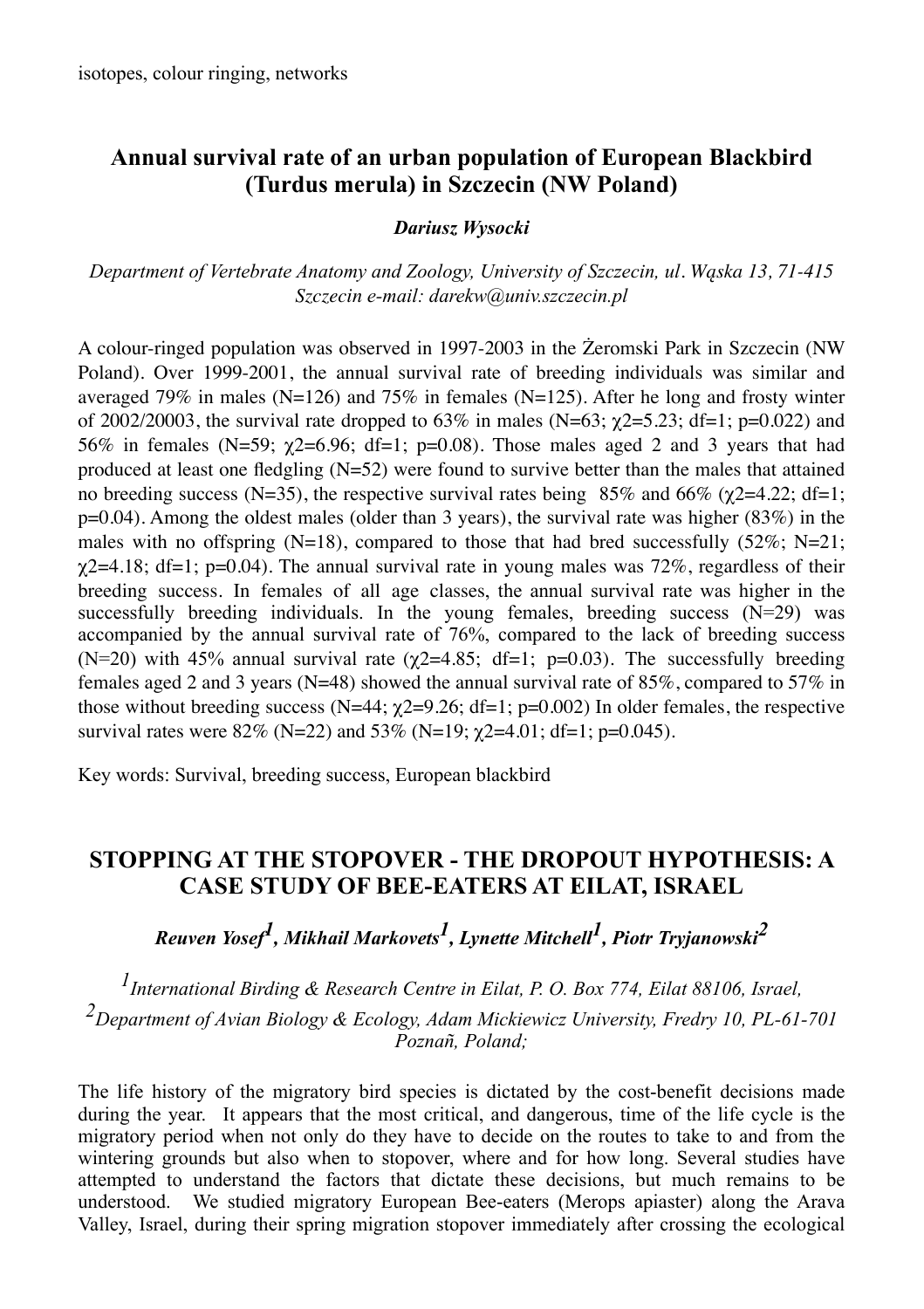isotopes, colour ringing, networks

## Annual survival rate of an urban population of European Blackbird (Turdus merula) in Szczecin (NW Poland)

***Dariusz Wysocki***

*Department of Vertebrate Anatomy and Zoology, University of Szczecin, ul. Wąska 13, 71-415 Szczecin e-mail: darekw@univ.szczecin.pl*

A colour-ringed population was observed in 1997-2003 in the Żeromski Park in Szczecin (NW Poland). Over 1999-2001, the annual survival rate of breeding individuals was similar and averaged 79% in males (N=126) and 75% in females (N=125). After he long and frosty winter of 2002/20003, the survival rate dropped to 63% in males (N=63; $\chi 2$=5.23; df=1; p=0.022) and 56% in females (N=59; $\chi 2$=6.96; df=1; p=0.08). Those males aged 2 and 3 years that had produced at least one fledgling (N=52) were found to survive better than the males that attained no breeding success (N=35), the respective survival rates being 85% and 66% ($\chi 2$=4.22; df=1; p=0.04). Among the oldest males (older than 3 years), the survival rate was higher (83%) in the males with no offspring (N=18), compared to those that had bred successfully (52%; N=21; $\chi 2$=4.18; df=1; p=0.04). The annual survival rate in young males was 72%, regardless of their breeding success. In females of all age classes, the annual survival rate was higher in the successfully breeding individuals. In the young females, breeding success (N=29) was accompanied by the annual survival rate of 76%, compared to the lack of breeding success (N=20) with 45% annual survival rate ($\chi 2$=4.85; df=1; p=0.03). The successfully breeding females aged 2 and 3 years (N=48) showed the annual survival rate of 85%, compared to 57% in those without breeding success (N=44; $\chi 2$=9.26; df=1; p=0.002) In older females, the respective survival rates were 82% (N=22) and 53% (N=19; $\chi 2$=4.01; df=1; p=0.045).

Key words: Survival, breeding success, European blackbird

## STOPPING AT THE STOPOVER - THE DROPOUT HYPOTHESIS: A CASE STUDY OF BEE-EATERS AT EILAT, ISRAEL

***Reuven Yosef[1], Mikhail Markovets[1], Lynette Mitchell[1], Piotr Tryjanowski[2]***

*[1]International Birding & Research Centre in Eilat, P. O. Box 774, Eilat 88106, Israel,*
*[2]Department of Avian Biology & Ecology, Adam Mickiewicz University, Fredry 10, PL-61-701 Poznañ, Poland;*

The life history of the migratory bird species is dictated by the cost-benefit decisions made during the year. It appears that the most critical, and dangerous, time of the life cycle is the migratory period when not only do they have to decide on the routes to take to and from the wintering grounds but also when to stopover, where and for how long. Several studies have attempted to understand the factors that dictate these decisions, but much remains to be understood. We studied migratory European Bee-eaters (Merops apiaster) along the Arava Valley, Israel, during their spring migration stopover immediately after crossing the ecological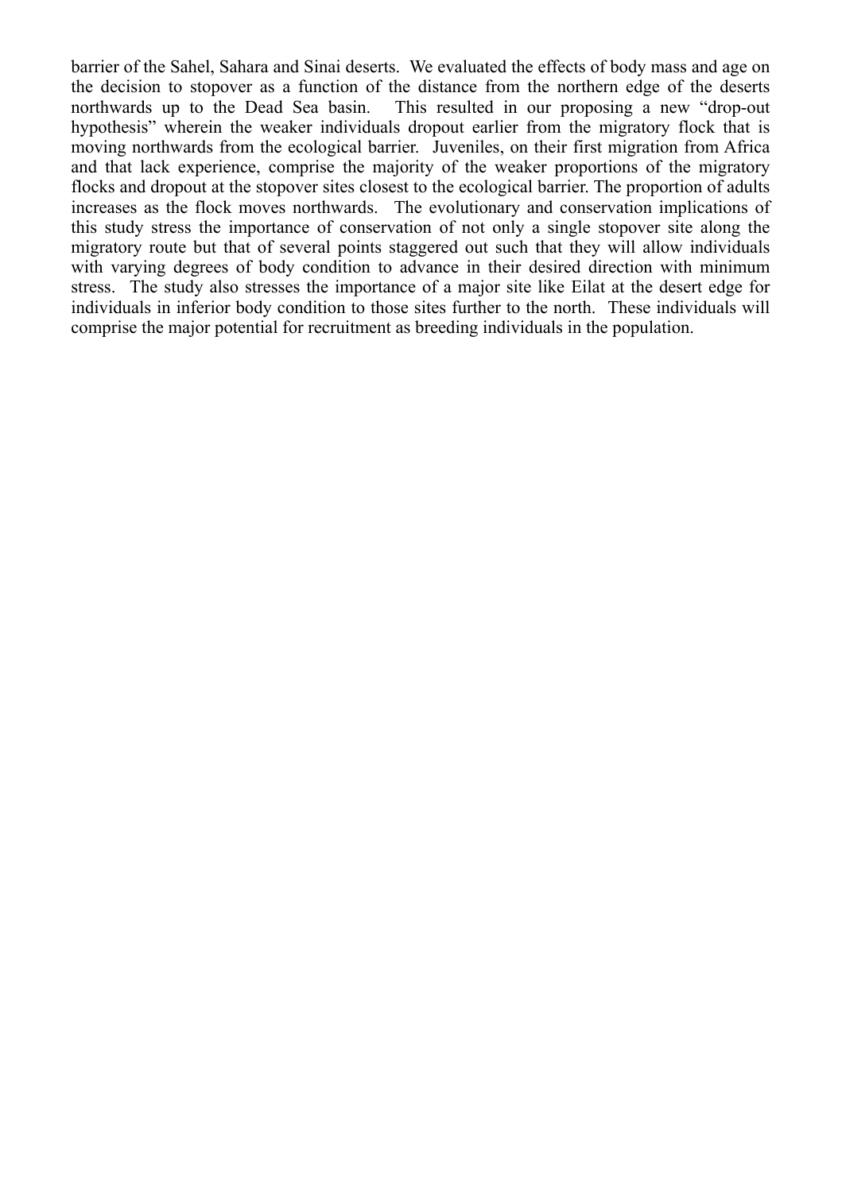barrier of the Sahel, Sahara and Sinai deserts. We evaluated the effects of body mass and age on the decision to stopover as a function of the distance from the northern edge of the deserts northwards up to the Dead Sea basin. This resulted in our proposing a new "drop-out hypothesis" wherein the weaker individuals dropout earlier from the migratory flock that is moving northwards from the ecological barrier. Juveniles, on their first migration from Africa and that lack experience, comprise the majority of the weaker proportions of the migratory flocks and dropout at the stopover sites closest to the ecological barrier. The proportion of adults increases as the flock moves northwards. The evolutionary and conservation implications of this study stress the importance of conservation of not only a single stopover site along the migratory route but that of several points staggered out such that they will allow individuals with varying degrees of body condition to advance in their desired direction with minimum stress. The study also stresses the importance of a major site like Eilat at the desert edge for individuals in inferior body condition to those sites further to the north. These individuals will comprise the major potential for recruitment as breeding individuals in the population.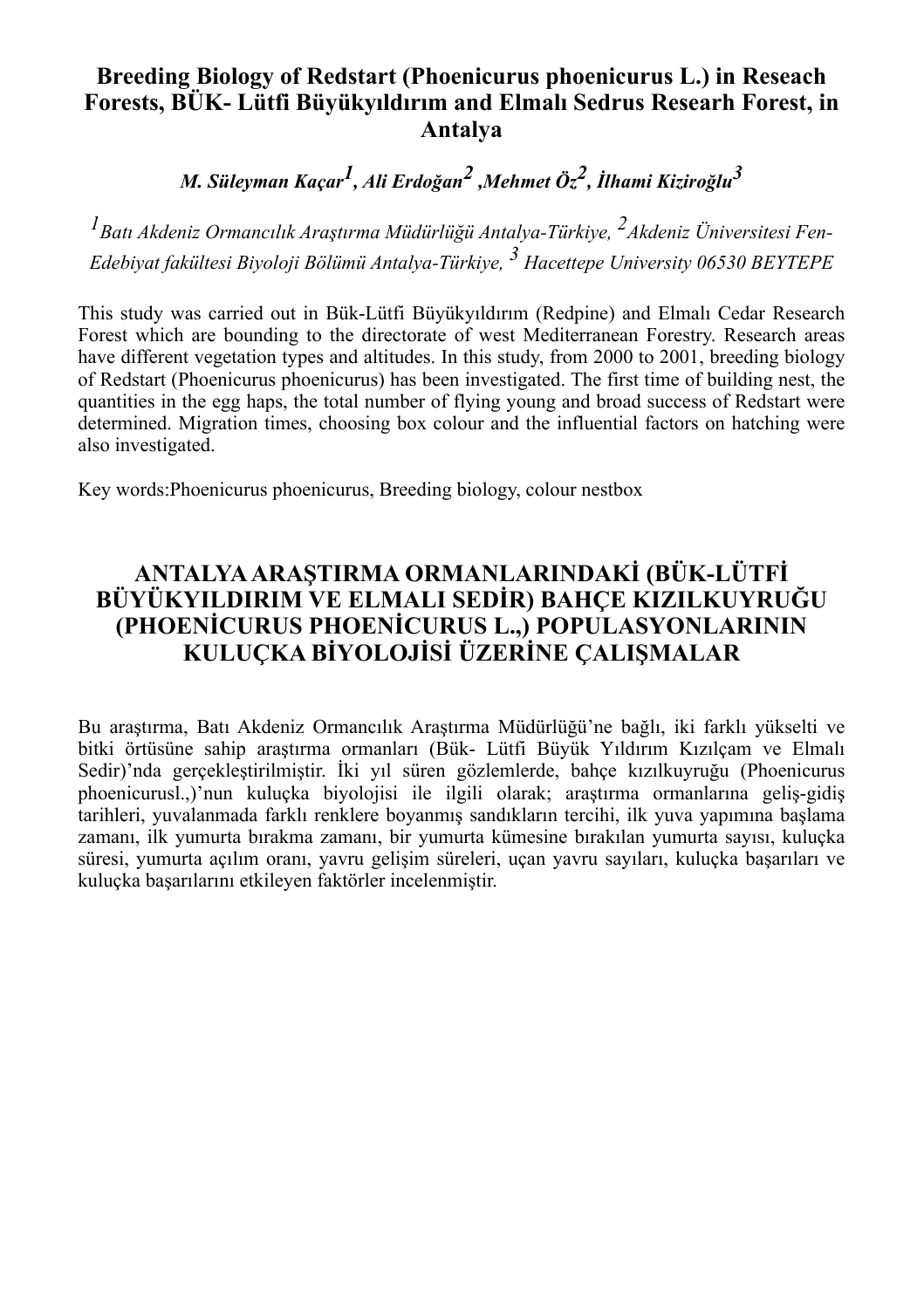# Breeding Biology of Redstart (Phoenicurus phoenicurus L.) in Reseach Forests, BÜK- Lütfi Büyükyıldırım and Elmalı Sedrus Researh Forest, in Antalya

***M. Süleyman Kaçar[1], Ali Erdoğan[2] ,Mehmet Öz[2], İlhami Kiziroğlu[3]***

*[1]Batı Akdeniz Ormancılık Araştırma Müdürlüğü Antalya-Türkiye, [2]Akdeniz Üniversitesi Fen-Edebiyat fakültesi Biyoloji Bölümü Antalya-Türkiye, [3] Hacettepe University 06530 BEYTEPE*

This study was carried out in Bük-Lütfi Büyükyıldırım (Redpine) and Elmalı Cedar Research Forest which are bounding to the directorate of west Mediterranean Forestry. Research areas have different vegetation types and altitudes. In this study, from 2000 to 2001, breeding biology of Redstart (Phoenicurus phoenicurus) has been investigated. The first time of building nest, the quantities in the egg haps, the total number of flying young and broad success of Redstart were determined. Migration times, choosing box colour and the influential factors on hatching were also investigated.

Key words:Phoenicurus phoenicurus, Breeding biology, colour nestbox

# ANTALYA ARAŞTIRMA ORMANLARINDAKİ (BÜK-LÜTFİ BÜYÜKYILDIRIM VE ELMALI SEDİR) BAHÇE KIZILKUYRUĞU (PHOENİCURUS PHOENİCURUS L.,) POPULASYONLARININ KULUÇKA BİYOLOJİSİ ÜZERİNE ÇALIŞMALAR

Bu araştırma, Batı Akdeniz Ormancılık Araştırma Müdürlüğü'ne bağlı, iki farklı yükselti ve bitki örtüsüne sahip araştırma ormanları (Bük- Lütfi Büyük Yıldırım Kızılçam ve Elmalı Sedir)'nda gerçekleştirilmiştir. İki yıl süren gözlemlerde, bahçe kızılkuyruğu (Phoenicurus phoenicursl.,)'nun kuluçka biyolojisi ile ilgili olarak; araştırma ormanlarına geliş-gidiş tarihleri, yuvalanmada farklı renklere boyanmış sandıkların tercihi, ilk yuva yapımına başlama zamanı, ilk yumurta bırakma zamanı, bir yumurta kümesine bırakılan yumurta sayısı, kuluçka süresi, yumurta açılım oranı, yavru gelişim süreleri, uçan yavru sayıları, kuluçka başarıları ve kuluçka başarılarını etkileyen faktörler incelenmiştir.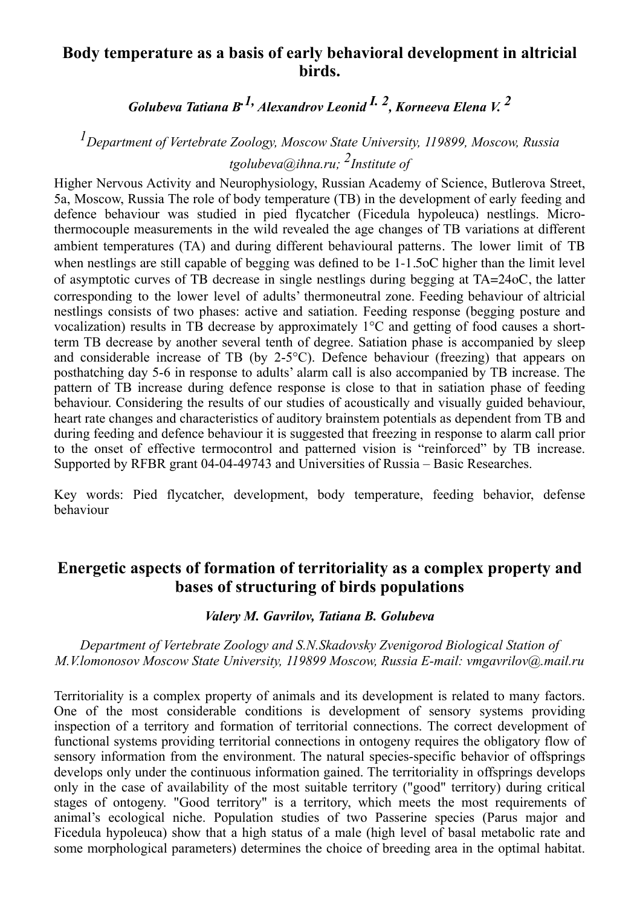## Body temperature as a basis of early behavioral development in altricial birds.

***Golubeva Tatiana B.*** [1], ***Alexandrov Leonid I.*** [2], ***Korneeva Elena V.*** [2]

[1]*Department of Vertebrate Zoology, Moscow State University, 119899, Moscow, Russia tgolubeva@ihna.ru;* [2]*Institute of* Higher Nervous Activity and Neurophysiology, Russian Academy of Science, Butlerova Street, 5a, Moscow, Russia The role of body temperature (TB) in the development of early feeding and defence behaviour was studied in pied flycatcher (Ficedula hypoleuca) nestlings. Micro-thermocouple measurements in the wild revealed the age changes of TB variations at different ambient temperatures (TA) and during different behavioural patterns. The lower limit of TB when nestlings are still capable of begging was defined to be 1-1.5oC higher than the limit level of asymptotic curves of TB decrease in single nestlings during begging at TA=24oC, the latter corresponding to the lower level of adults' thermoneutral zone. Feeding behaviour of altricial nestlings consists of two phases: active and satiation. Feeding response (begging posture and vocalization) results in TB decrease by approximately 1°C and getting of food causes a short-term TB decrease by another several tenth of degree. Satiation phase is accompanied by sleep and considerable increase of TB (by 2-5°C). Defence behaviour (freezing) that appears on posthatching day 5-6 in response to adults' alarm call is also accompanied by TB increase. The pattern of TB increase during defence response is close to that in satiation phase of feeding behaviour. Considering the results of our studies of acoustically and visually guided behaviour, heart rate changes and characteristics of auditory brainstem potentials as dependent from TB and during feeding and defence behaviour it is suggested that freezing in response to alarm call prior to the onset of effective termocontrol and patterned vision is "reinforced" by TB increase. Supported by RFBR grant 04-04-49743 and Universities of Russia – Basic Researches.

Key words: Pied flycatcher, development, body temperature, feeding behavior, defense behaviour

## Energetic aspects of formation of territoriality as a complex property and bases of structuring of birds populations

***Valery M. Gavrilov, Tatiana B. Golubeva***

*Department of Vertebrate Zoology and S.N.Skadovsky Zvenigorod Biological Station of M.V.lomonosov Moscow State University, 119899 Moscow, Russia E-mail: vmgavrilov@.mail.ru*

Territoriality is a complex property of animals and its development is related to many factors. One of the most considerable conditions is development of sensory systems providing inspection of a territory and formation of territorial connections. The correct development of functional systems providing territorial connections in ontogeny requires the obligatory flow of sensory information from the environment. The natural species-specific behavior of offsprings develops only under the continuous information gained. The territoriality in offsprings develops only in the case of availability of the most suitable territory ("good" territory) during critical stages of ontogeny. "Good territory" is a territory, which meets the most requirements of animal's ecological niche. Population studies of two Passerine species (Parus major and Ficedula hypoleuca) show that a high status of a male (high level of basal metabolic rate and some morphological parameters) determines the choice of breeding area in the optimal habitat.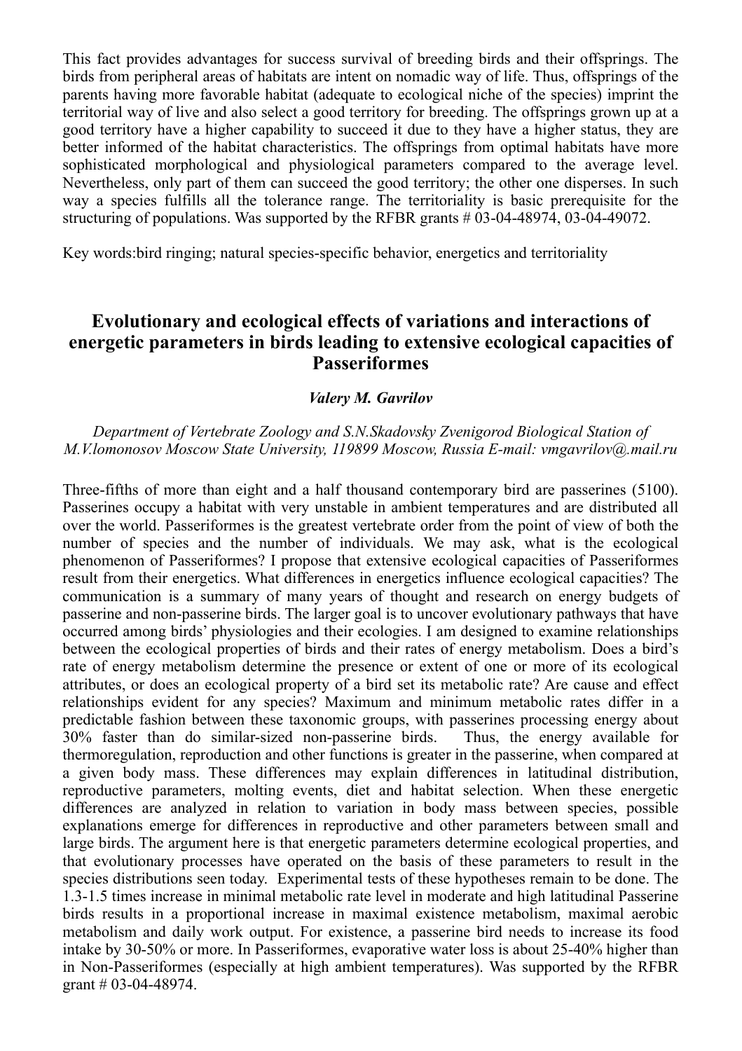This fact provides advantages for success survival of breeding birds and their offsprings. The birds from peripheral areas of habitats are intent on nomadic way of life. Thus, offsprings of the parents having more favorable habitat (adequate to ecological niche of the species) imprint the territorial way of live and also select a good territory for breeding. The offsprings grown up at a good territory have a higher capability to succeed it due to they have a higher status, they are better informed of the habitat characteristics. The offsprings from optimal habitats have more sophisticated morphological and physiological parameters compared to the average level. Nevertheless, only part of them can succeed the good territory; the other one disperses. In such way a species fulfills all the tolerance range. The territoriality is basic prerequisite for the structuring of populations. Was supported by the RFBR grants # 03-04-48974, 03-04-49072.

Key words:bird ringing; natural species-specific behavior, energetics and territoriality

## Evolutionary and ecological effects of variations and interactions of energetic parameters in birds leading to extensive ecological capacities of Passeriformes

***Valery M. Gavrilov***

*Department of Vertebrate Zoology and S.N.Skadovsky Zvenigorod Biological Station of M.V.lomonosov Moscow State University, 119899 Moscow, Russia E-mail: vmgavrilov@.mail.ru*

Three-fifths of more than eight and a half thousand contemporary bird are passerines (5100). Passerines occupy a habitat with very unstable in ambient temperatures and are distributed all over the world. Passeriformes is the greatest vertebrate order from the point of view of both the number of species and the number of individuals. We may ask, what is the ecological phenomenon of Passeriformes? I propose that extensive ecological capacities of Passeriformes result from their energetics. What differences in energetics influence ecological capacities? The communication is a summary of many years of thought and research on energy budgets of passerine and non-passerine birds. The larger goal is to uncover evolutionary pathways that have occurred among birds' physiologies and their ecologies. I am designed to examine relationships between the ecological properties of birds and their rates of energy metabolism. Does a bird's rate of energy metabolism determine the presence or extent of one or more of its ecological attributes, or does an ecological property of a bird set its metabolic rate? Are cause and effect relationships evident for any species? Maximum and minimum metabolic rates differ in a predictable fashion between these taxonomic groups, with passerines processing energy about 30% faster than do similar-sized non-passerine birds. Thus, the energy available for thermoregulation, reproduction and other functions is greater in the passerine, when compared at a given body mass. These differences may explain differences in latitudinal distribution, reproductive parameters, molting events, diet and habitat selection. When these energetic differences are analyzed in relation to variation in body mass between species, possible explanations emerge for differences in reproductive and other parameters between small and large birds. The argument here is that energetic parameters determine ecological properties, and that evolutionary processes have operated on the basis of these parameters to result in the species distributions seen today. Experimental tests of these hypotheses remain to be done. The 1.3-1.5 times increase in minimal metabolic rate level in moderate and high latitudinal Passerine birds results in a proportional increase in maximal existence metabolism, maximal aerobic metabolism and daily work output. For existence, a passerine bird needs to increase its food intake by 30-50% or more. In Passeriformes, evaporative water loss is about 25-40% higher than in Non-Passeriformes (especially at high ambient temperatures). Was supported by the RFBR grant # 03-04-48974.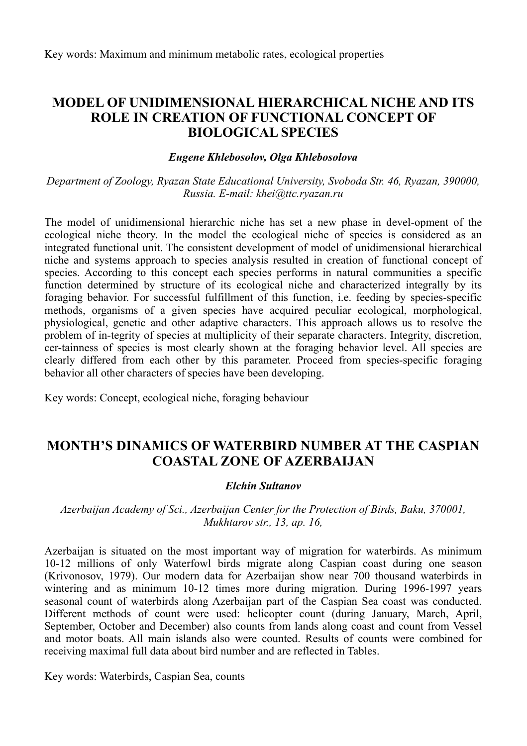Key words: Maximum and minimum metabolic rates, ecological properties

## MODEL OF UNIDIMENSIONAL HIERARCHICAL NICHE AND ITS ROLE IN CREATION OF FUNCTIONAL CONCEPT OF BIOLOGICAL SPECIES

***Eugene Khlebosolov, Olga Khlebosolova***

*Department of Zoology, Ryazan State Educational University, Svoboda Str. 46, Ryazan, 390000, Russia. E-mail: khei@ttc.ryazan.ru*

The model of unidimensional hierarchic niche has set a new phase in devel-opment of the ecological niche theory. In the model the ecological niche of species is considered as an integrated functional unit. The consistent development of model of unidimensional hierarchical niche and systems approach to species analysis resulted in creation of functional concept of species. According to this concept each species performs in natural communities a specific function determined by structure of its ecological niche and characterized integrally by its foraging behavior. For successful fulfillment of this function, i.e. feeding by species-specific methods, organisms of a given species have acquired peculiar ecological, morphological, physiological, genetic and other adaptive characters. This approach allows us to resolve the problem of in-tegrity of species at multiplicity of their separate characters. Integrity, discretion, cer-tainness of species is most clearly shown at the foraging behavior level. All species are clearly differed from each other by this parameter. Proceed from species-specific foraging behavior all other characters of species have been developing.

Key words: Concept, ecological niche, foraging behaviour

## MONTH'S DINAMICS OF WATERBIRD NUMBER AT THE CASPIAN COASTAL ZONE OF AZERBAIJAN

***Elchin Sultanov***

*Azerbaijan Academy of Sci., Azerbaijan Center for the Protection of Birds, Baku, 370001, Mukhtarov str., 13, ap. 16,*

Azerbaijan is situated on the most important way of migration for waterbirds. As minimum 10-12 millions of only Waterfowl birds migrate along Caspian coast during one season (Krivonosov, 1979). Our modern data for Azerbaijan show near 700 thousand waterbirds in wintering and as minimum 10-12 times more during migration. During 1996-1997 years seasonal count of waterbirds along Azerbaijan part of the Caspian Sea coast was conducted. Different methods of count were used: helicopter count (during January, March, April, September, October and December) also counts from lands along coast and count from Vessel and motor boats. All main islands also were counted. Results of counts were combined for receiving maximal full data about bird number and are reflected in Tables.

Key words: Waterbirds, Caspian Sea, counts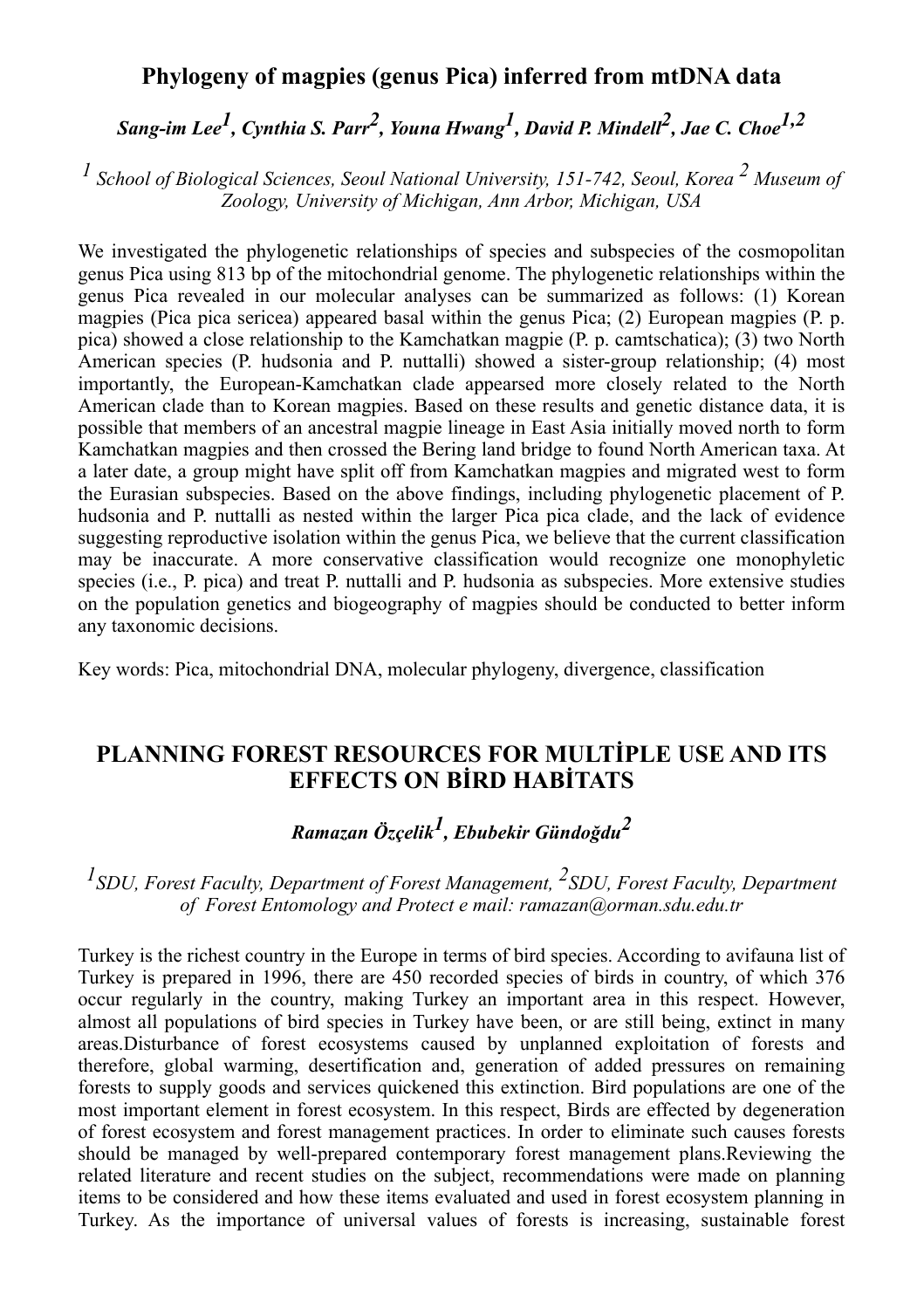## Phylogeny of magpies (genus Pica) inferred from mtDNA data

***Sang-im Lee[1], Cynthia S. Parr[2], Youna Hwang[1], David P. Mindell[2], Jae C. Choe[1,2]***

*[1] School of Biological Sciences, Seoul National University, 151-742, Seoul, Korea [2] Museum of Zoology, University of Michigan, Ann Arbor, Michigan, USA*

We investigated the phylogenetic relationships of species and subspecies of the cosmopolitan genus Pica using 813 bp of the mitochondrial genome. The phylogenetic relationships within the genus Pica revealed in our molecular analyses can be summarized as follows: (1) Korean magpies (Pica pica sericea) appeared basal within the genus Pica; (2) European magpies (P. p. pica) showed a close relationship to the Kamchatkan magpie (P. p. camtschatica); (3) two North American species (P. hudsonia and P. nuttalli) showed a sister-group relationship; (4) most importantly, the European-Kamchatkan clade appearsed more closely related to the North American clade than to Korean magpies. Based on these results and genetic distance data, it is possible that members of an ancestral magpie lineage in East Asia initially moved north to form Kamchatkan magpies and then crossed the Bering land bridge to found North American taxa. At a later date, a group might have split off from Kamchatkan magpies and migrated west to form the Eurasian subspecies. Based on the above findings, including phylogenetic placement of P. hudsonia and P. nuttalli as nested within the larger Pica pica clade, and the lack of evidence suggesting reproductive isolation within the genus Pica, we believe that the current classification may be inaccurate. A more conservative classification would recognize one monophyletic species (i.e., P. pica) and treat P. nuttalli and P. hudsonia as subspecies. More extensive studies on the population genetics and biogeography of magpies should be conducted to better inform any taxonomic decisions.

Key words: Pica, mitochondrial DNA, molecular phylogeny, divergence, classification

## PLANNING FOREST RESOURCES FOR MULTİPLE USE AND ITS EFFECTS ON BİRD HABİTATS

***Ramazan Özçelik[1], Ebubekir Gündoğdu[2]***

*[1]SDU, Forest Faculty, Department of Forest Management, [2]SDU, Forest Faculty, Department of Forest Entomology and Protect e mail: ramazan@orman.sdu.edu.tr*

Turkey is the richest country in the Europe in terms of bird species. According to avifauna list of Turkey is prepared in 1996, there are 450 recorded species of birds in country, of which 376 occur regularly in the country, making Turkey an important area in this respect. However, almost all populations of bird species in Turkey have been, or are still being, extinct in many areas.Disturbance of forest ecosystems caused by unplanned exploitation of forests and therefore, global warming, desertification and, generation of added pressures on remaining forests to supply goods and services quickened this extinction. Bird populations are one of the most important element in forest ecosystem. In this respect, Birds are effected by degeneration of forest ecosystem and forest management practices. In order to eliminate such causes forests should be managed by well-prepared contemporary forest management plans.Reviewing the related literature and recent studies on the subject, recommendations were made on planning items to be considered and how these items evaluated and used in forest ecosystem planning in Turkey. As the importance of universal values of forests is increasing, sustainable forest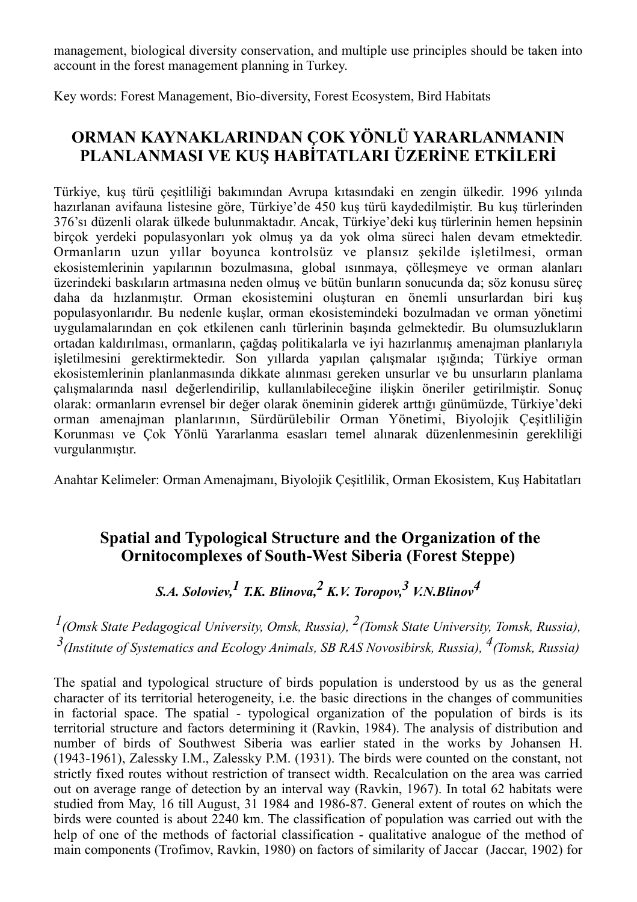management, biological diversity conservation, and multiple use principles should be taken into account in the forest management planning in Turkey.

Key words: Forest Management, Bio-diversity, Forest Ecosystem, Bird Habitats

## ORMAN KAYNAKLARINDAN ÇOK YÖNLÜ YARARLANMANIN PLANLANMASI VE KUŞ HABİTATLARI ÜZERİNE ETKİLERİ

Türkiye, kuş türü çeşitliliği bakımından Avrupa kıtasındaki en zengin ülkedir. 1996 yılında hazırlanan avifauna listesine göre, Türkiye'de 450 kuş türü kaydedilmiştir. Bu kuş türlerinden 376'sı düzenli olarak ülkede bulunmaktadır. Ancak, Türkiye'deki kuş türlerinin hemen hepsinin birçok yerdeki populasyonları yok olmuş ya da yok olma süreci halen devam etmektedir. Ormanların uzun yıllar boyunca kontrolsüz ve plansız şekilde işletilmesi, orman ekosistemlerinin yapılarının bozulmasına, global ısınmaya, çölleşmeye ve orman alanları üzerindeki baskıların artmasına neden olmuş ve bütün bunların sonucunda da; söz konusu süreç daha da hızlanmıştır. Orman ekosistemini oluşturan en önemli unsurlardan biri kuş populasyonlarıdır. Bu nedenle kuşlar, orman ekosistemindeki bozulmadan ve orman yönetimi uygulamalarından en çok etkilenen canlı türlerinin başında gelmektedir. Bu olumsuzlukların ortadan kaldırılması, ormanların, çağdaş politikalarla ve iyi hazırlanmış amenajman planlarıyla işletilmesini gerektirmektedir. Son yıllarda yapılan çalışmalar ışığında; Türkiye orman ekosistemlerinin planlanmasında dikkate alınması gereken unsurlar ve bu unsurların planlama çalışmalarında nasıl değerlendirilip, kullanılabileceğine ilişkin öneriler getirilmiştir. Sonuç olarak: ormanların evrensel bir değer olarak öneminin giderek arttığı günümüzde, Türkiye'deki orman amenajman planlarının, Sürdürülebilir Orman Yönetimi, Biyolojik Çeşitliliğin Korunması ve Çok Yönlü Yararlanma esasları temel alınarak düzenlenmesinin gerekliliği vurgulanmıştır.

Anahtar Kelimeler: Orman Amenajmanı, Biyolojik Çeşitlilik, Orman Ekosistem, Kuş Habitatları

## Spatial and Typological Structure and the Organization of the Ornitocomplexes of South-West Siberia (Forest Steppe)

***S.A. Soloviev,[1] T.K. Blinova,[2] K.V. Toropov,[3] V.N.Blinov[4]***

*[1](Omsk State Pedagogical University, Omsk, Russia), [2](Tomsk State University, Tomsk, Russia), [3](Institute of Systematics and Ecology Animals, SB RAS Novosibirsk, Russia), [4](Tomsk, Russia)*

The spatial and typological structure of birds population is understood by us as the general character of its territorial heterogeneity, i.e. the basic directions in the changes of communities in factorial space. The spatial - typological organization of the population of birds is its territorial structure and factors determining it (Ravkin, 1984). The analysis of distribution and number of birds of Southwest Siberia was earlier stated in the works by Johansen H. (1943-1961), Zalessky I.M., Zalessky P.M. (1931). The birds were counted on the constant, not strictly fixed routes without restriction of transect width. Recalculation on the area was carried out on average range of detection by an interval way (Ravkin, 1967). In total 62 habitats were studied from May, 16 till August, 31 1984 and 1986-87. General extent of routes on which the birds were counted is about 2240 km. The classification of population was carried out with the help of one of the methods of factorial classification - qualitative analogue of the method of main components (Trofimov, Ravkin, 1980) on factors of similarity of Jaccar (Jaccar, 1902) for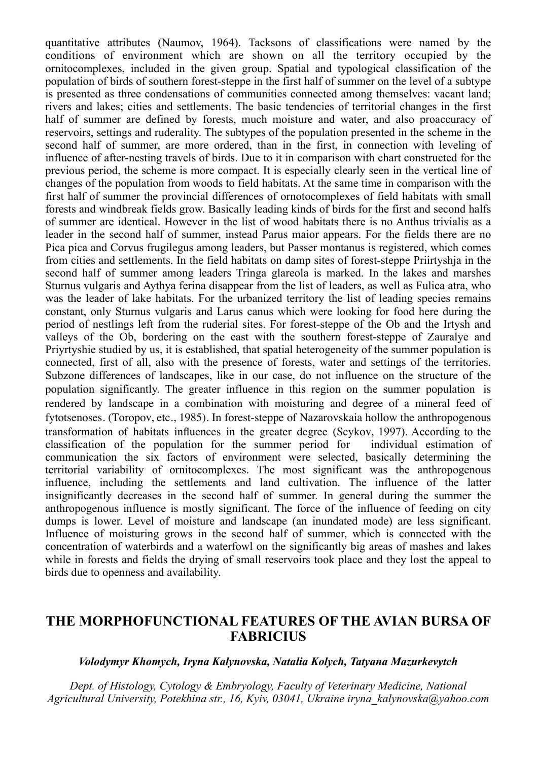quantitative attributes (Naumov, 1964). Tacksons of classifications were named by the conditions of environment which are shown on all the territory occupied by the ornitocomplexes, included in the given group. Spatial and typological classification of the population of birds of southern forest-steppe in the first half of summer on the level of a subtype is presented as three condensations of communities connected among themselves: vacant land; rivers and lakes; cities and settlements. The basic tendencies of territorial changes in the first half of summer are defined by forests, much moisture and water, and also proaccuracy of reservoirs, settings and ruderality. The subtypes of the population presented in the scheme in the second half of summer, are more ordered, than in the first, in connection with leveling of influence of after-nesting travels of birds. Due to it in comparison with chart constructed for the previous period, the scheme is more compact. It is especially clearly seen in the vertical line of changes of the population from woods to field habitats. At the same time in comparison with the first half of summer the provincial differences of ornotocomplexes of field habitats with small forests and windbreak fields grow. Basically leading kinds of birds for the first and second halfs of summer are identical. However in the list of wood habitats there is no Anthus trivialis as a leader in the second half of summer, instead Parus maior appears. For the fields there are no Pica pica and Corvus frugilegus among leaders, but Passer montanus is registered, which comes from cities and settlements. In the field habitats on damp sites of forest-steppe Priirtyshja in the second half of summer among leaders Tringa glareola is marked. In the lakes and marshes Sturnus vulgaris and Aythya ferina disappear from the list of leaders, as well as Fulica atra, who was the leader of lake habitats. For the urbanized territory the list of leading species remains constant, only Sturnus vulgaris and Larus canus which were looking for food here during the period of nestlings left from the ruderial sites. For forest-steppe of the Ob and the Irtysh and valleys of the Ob, bordering on the east with the southern forest-steppe of Zauralye and Priyrtyshie studied by us, it is established, that spatial heterogeneity of the summer population is connected, first of all, also with the presence of forests, water and settings of the territories. Subzone differences of landscapes, like in our case, do not influence on the structure of the population significantly. The greater influence in this region on the summer population is rendered by landscape in a combination with moisturing and degree of a mineral feed of fytotsenoses. (Toropov, etc., 1985). In forest-steppe of Nazarovskaia hollow the anthropogenous transformation of habitats influences in the greater degree (Scykov, 1997). According to the classification of the population for the summer period for individual estimation of communication the six factors of environment were selected, basically determining the territorial variability of ornitocomplexes. The most significant was the anthropogenous influence, including the settlements and land cultivation. The influence of the latter insignificantly decreases in the second half of summer. In general during the summer the anthropogenous influence is mostly significant. The force of the influence of feeding on city dumps is lower. Level of moisture and landscape (an inundated mode) are less significant. Influence of moisturing grows in the second half of summer, which is connected with the concentration of waterbirds and a waterfowl on the significantly big areas of mashes and lakes while in forests and fields the drying of small reservoirs took place and they lost the appeal to birds due to openness and availability.

## THE MORPHOFUNCTIONAL FEATURES OF THE AVIAN BURSA OF FABRICIUS

***Volodymyr Khomych, Iryna Kalynovska, Natalia Kolych, Tatyana Mazurkevytch***

*Dept. of Histology, Cytology & Embryology, Faculty of Veterinary Medicine, National Agricultural University, Potekhina str., 16, Kyiv, 03041, Ukraine iryna_kalynovska@yahoo.com*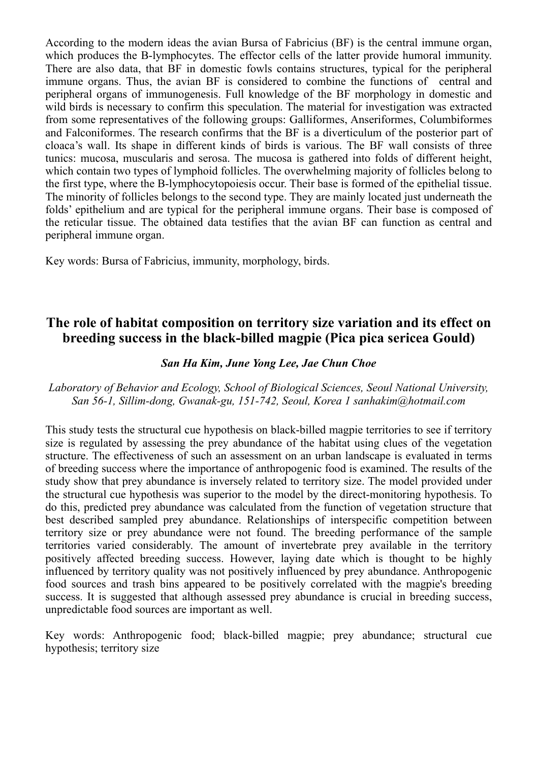According to the modern ideas the avian Bursa of Fabricius (BF) is the central immune organ, which produces the B-lymphocytes. The effector cells of the latter provide humoral immunity. There are also data, that BF in domestic fowls contains structures, typical for the peripheral immune organs. Thus, the avian BF is considered to combine the functions of central and peripheral organs of immunogenesis. Full knowledge of the BF morphology in domestic and wild birds is necessary to confirm this speculation. The material for investigation was extracted from some representatives of the following groups: Galliformes, Anseriformes, Columbiformes and Falconiformes. The research confirms that the BF is a diverticulum of the posterior part of cloaca's wall. Its shape in different kinds of birds is various. The BF wall consists of three tunics: mucosa, muscularis and serosa. The mucosa is gathered into folds of different height, which contain two types of lymphoid follicles. The overwhelming majority of follicles belong to the first type, where the B-lymphocytopoiesis occur. Their base is formed of the epithelial tissue. The minority of follicles belongs to the second type. They are mainly located just underneath the folds' epithelium and are typical for the peripheral immune organs. Their base is composed of the reticular tissue. The obtained data testifies that the avian BF can function as central and peripheral immune organ.

Key words: Bursa of Fabricius, immunity, morphology, birds.

## The role of habitat composition on territory size variation and its effect on breeding success in the black-billed magpie (Pica pica sericea Gould)

***San Ha Kim, June Yong Lee, Jae Chun Choe***

*Laboratory of Behavior and Ecology, School of Biological Sciences, Seoul National University, San 56-1, Sillim-dong, Gwanak-gu, 151-742, Seoul, Korea 1 sanhakim@hotmail.com*

This study tests the structural cue hypothesis on black-billed magpie territories to see if territory size is regulated by assessing the prey abundance of the habitat using clues of the vegetation structure. The effectiveness of such an assessment on an urban landscape is evaluated in terms of breeding success where the importance of anthropogenic food is examined. The results of the study show that prey abundance is inversely related to territory size. The model provided under the structural cue hypothesis was superior to the model by the direct-monitoring hypothesis. To do this, predicted prey abundance was calculated from the function of vegetation structure that best described sampled prey abundance. Relationships of interspecific competition between territory size or prey abundance were not found. The breeding performance of the sample territories varied considerably. The amount of invertebrate prey available in the territory positively affected breeding success. However, laying date which is thought to be highly influenced by territory quality was not positively influenced by prey abundance. Anthropogenic food sources and trash bins appeared to be positively correlated with the magpie's breeding success. It is suggested that although assessed prey abundance is crucial in breeding success, unpredictable food sources are important as well.

Key words: Anthropogenic food; black-billed magpie; prey abundance; structural cue hypothesis; territory size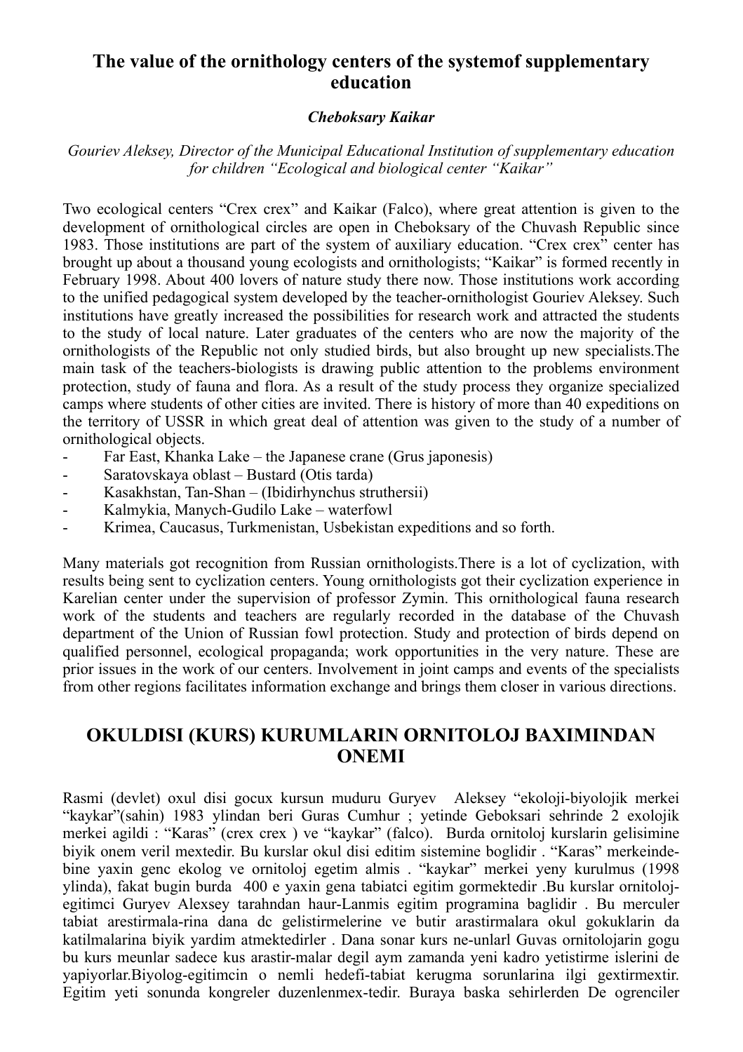## The value of the ornithology centers of the systemof supplementary education

***Cheboksary Kaikar***

*Gouriev Aleksey, Director of the Municipal Educational Institution of supplementary education for children "Ecological and biological center "Kaikar"*

Two ecological centers "Crex crex" and Kaikar (Falco), where great attention is given to the development of ornithological circles are open in Cheboksary of the Chuvash Republic since 1983. Those institutions are part of the system of auxiliary education. "Crex crex" center has brought up about a thousand young ecologists and ornithologists; "Kaikar" is formed recently in February 1998. About 400 lovers of nature study there now. Those institutions work according to the unified pedagogical system developed by the teacher-ornithologist Gouriev Aleksey. Such institutions have greatly increased the possibilities for research work and attracted the students to the study of local nature. Later graduates of the centers who are now the majority of the ornithologists of the Republic not only studied birds, but also brought up new specialists.The main task of the teachers-biologists is drawing public attention to the problems environment protection, study of fauna and flora. As a result of the study process they organize specialized camps where students of other cities are invited. There is history of more than 40 expeditions on the territory of USSR in which great deal of attention was given to the study of a number of ornithological objects.

- Far East, Khanka Lake – the Japanese crane (Grus japonesis)
- Saratovskaya oblast – Bustard (Otis tarda)
- Kasakhstan, Tan-Shan – (Ibidirhynchus struthersii)
- Kalmykia, Manych-Gudilo Lake – waterfowl
- Krimea, Caucasus, Turkmenistan, Usbekistan expeditions and so forth.

Many materials got recognition from Russian ornithologists.There is a lot of cyclization, with results being sent to cyclization centers. Young ornithologists got their cyclization experience in Karelian center under the supervision of professor Zymin. This ornithological fauna research work of the students and teachers are regularly recorded in the database of the Chuvash department of the Union of Russian fowl protection. Study and protection of birds depend on qualified personnel, ecological propaganda; work opportunities in the very nature. These are prior issues in the work of our centers. Involvement in joint camps and events of the specialists from other regions facilitates information exchange and brings them closer in various directions.

## OKULDISI (KURS) KURUMLARIN ORNITOLOJ BAXIMINDAN ONEMI

Rasmi (devlet) oxul disi gocux kursun muduru Guryev Aleksey "ekoloji-biyolojik merkei "kaykar"(sahin) 1983 ylindan beri Guras Cumhur ; yetinde Geboksari sehrinde 2 exolojik merkei agildi : "Karas" (crex crex ) ve "kaykar" (falco). Burda ornitoloj kurslarin gelisimine biyik onem veril mextedir. Bu kurslar okul disi editim sistemine boglidir . "Karas" merkeinde-bine yaxin genc ekolog ve ornitoloj egetim almis . "kaykar" merkei yeny kurulmus (1998 ylinda), fakat bugin burda 400 e yaxin gena tabiatci egitim gormektedir .Bu kurslar ornitoloj-egitimci Guryev Alexsey tarahndan haur-Lanmis egitim programina baglidir . Bu merculer tabiat arestirmala-rina dana dc gelistirmelerine ve butir arastirmalara okul gokuklarin da katilmalarina biyik yardim atmektedirler . Dana sonar kurs ne-unlarl Guvas ornitolojarin gogu bu kurs meunlar sadece kus arastir-malar degil aym zamanda yeni kadro yetistirme islerini de yapiyorlar.Biyolog-egitimcin o nemli hedefi-tabiat kerugma sorunlarina ilgi gextirmextir. Egitim yeti sonunda kongreler duzenlenmex-tedir. Buraya baska sehirlerden De ogrenciler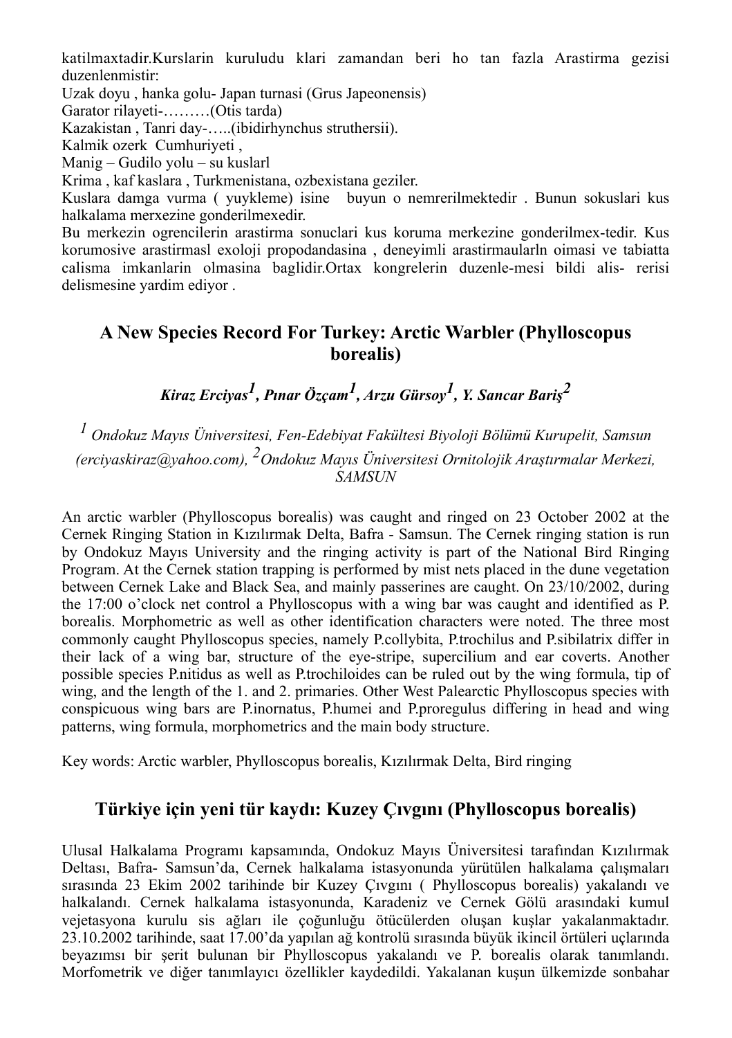katilmaxtadir.Kurslarin kuruludu klari zamandan beri ho tan fazla Arastirma gezisi duzenlenmistir:

Uzak doyu , hanka golu- Japan turnasi (Grus Japeonensis)

Garator rilayeti-………(Otis tarda)

Kazakistan , Tanri day-…..(ibidirhynchus struthersii).

Kalmik ozerk Cumhuriyeti ,

Manig – Gudilo yolu – su kuslarl

Krima , kaf kaslara , Turkmenistana, ozbexistana geziler.

Kuslara damga vurma ( yuykleme) isine buyun o nemrerilmektedir . Bunun sokuslari kus halkalama merxezine gonderilmexedir.

Bu merkezin ogrencilerin arastirma sonuclari kus koruma merkezine gonderilmex-tedir. Kus korumosive arastirmasl exoloji propodandasina , deneyimli arastirmaularln oimasi ve tabiatta calisma imkanlarin olmasina baglidir.Ortax kongrelerin duzenle-mesi bildi alis- rerisi delismesine yardim ediyor .

## A New Species Record For Turkey: Arctic Warbler (Phylloscopus borealis)

***Kiraz Erciyas[1], Pınar Özçam[1], Arzu Gürsoy[1], Y. Sancar Bariş[2]***

*[1] Ondokuz Mayıs Üniversitesi, Fen-Edebiyat Fakültesi Biyoloji Bölümü Kurupelit, Samsun (erciyaskiraz@yahoo.com), [2]Ondokuz Mayıs Üniversitesi Ornitolojik Araştırmalar Merkezi, SAMSUN*

An arctic warbler (Phylloscopus borealis) was caught and ringed on 23 October 2002 at the Cernek Ringing Station in Kızılırmak Delta, Bafra - Samsun. The Cernek ringing station is run by Ondokuz Mayıs University and the ringing activity is part of the National Bird Ringing Program. At the Cernek station trapping is performed by mist nets placed in the dune vegetation between Cernek Lake and Black Sea, and mainly passerines are caught. On 23/10/2002, during the 17:00 o'clock net control a Phylloscopus with a wing bar was caught and identified as P. borealis. Morphometric as well as other identification characters were noted. The three most commonly caught Phylloscopus species, namely P.collybita, P.trochilus and P.sibilatrix differ in their lack of a wing bar, structure of the eye-stripe, supercilium and ear coverts. Another possible species P.nitidus as well as P.trochiloides can be ruled out by the wing formula, tip of wing, and the length of the 1. and 2. primaries. Other West Palearctic Phylloscopus species with conspicuous wing bars are P.inornatus, P.humei and P.proregulus differing in head and wing patterns, wing formula, morphometrics and the main body structure.

Key words: Arctic warbler, Phylloscopus borealis, Kızılırmak Delta, Bird ringing

## Türkiye için yeni tür kaydı: Kuzey Çıvgını (Phylloscopus borealis)

Ulusal Halkalama Programı kapsamında, Ondokuz Mayıs Üniversitesi tarafından Kızılırmak Deltası, Bafra- Samsun'da, Cernek halkalama istasyonunda yürütülen halkalama çalışmaları sırasında 23 Ekim 2002 tarihinde bir Kuzey Çıvgını ( Phylloscopus borealis) yakalandı ve halkalandı. Cernek halkalama istasyonunda, Karadeniz ve Cernek Gölü arasındaki kumul vejetasyona kurulu sis ağları ile çoğunluğu ötücülerden oluşan kuşlar yakalanmaktadır. 23.10.2002 tarihinde, saat 17.00'da yapılan ağ kontrolü sırasında büyük ikincil örtüleri uçlarında beyazımsı bir şerit bulunan bir Phylloscopus yakalandı ve P. borealis olarak tanımlandı. Morfometrik ve diğer tanımlayıcı özellikler kaydedildi. Yakalanan kuşun ülkemizde sonbahar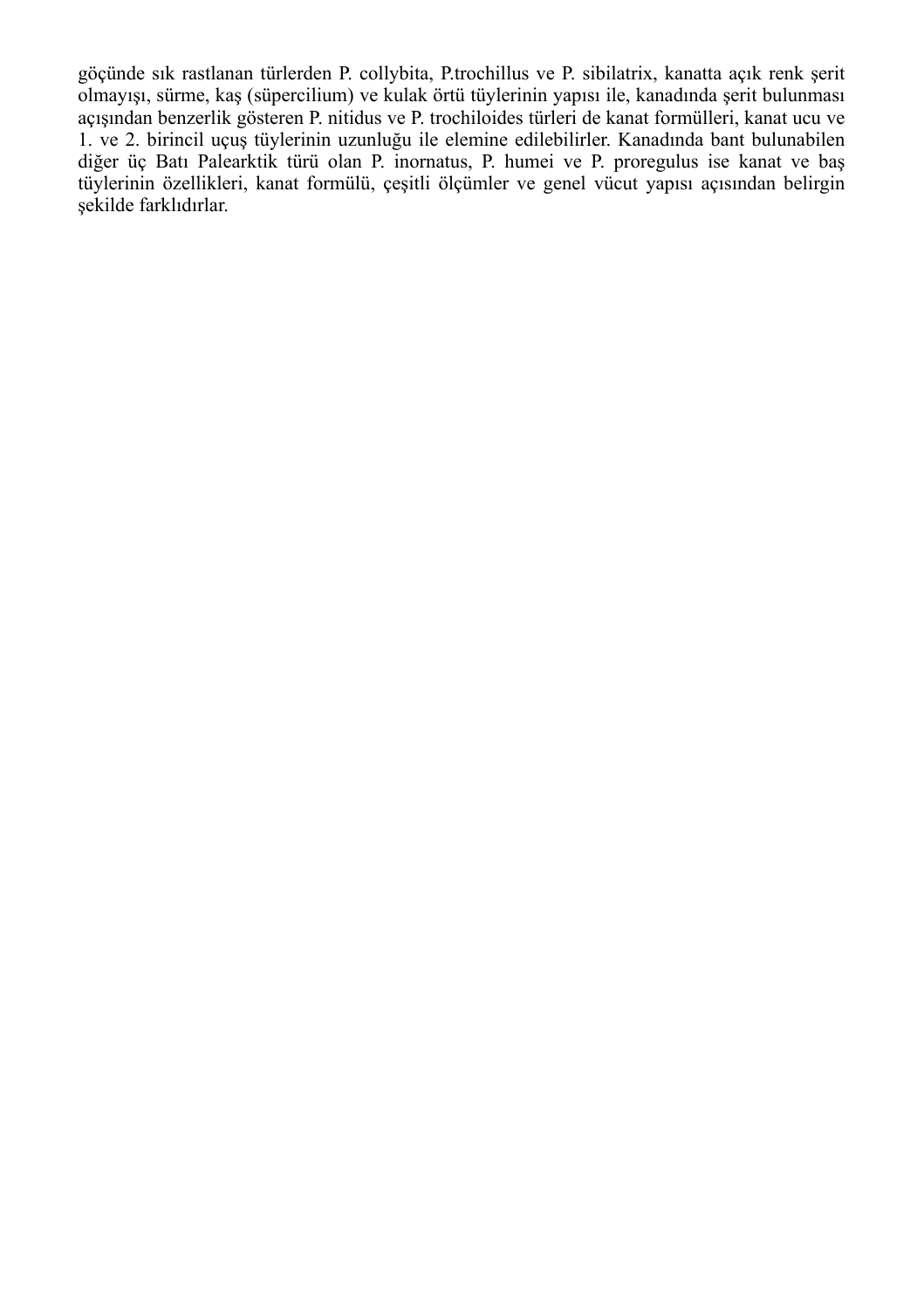göçünde sık rastlanan türlerden P. collybita, P.trochillus ve P. sibilatrix, kanatta açık renk şerit olmayışı, sürme, kaş (süpercilium) ve kulak örtü tüylerinin yapısı ile, kanadında şerit bulunması açışından benzerlik gösteren P. nitidus ve P. trochiloides türleri de kanat formülleri, kanat ucu ve 1. ve 2. birincil uçuş tüylerinin uzunluğu ile elemine edilebilirler. Kanadında bant bulunabilen diğer üç Batı Palearktik türü olan P. inornatus, P. humei ve P. proregulus ise kanat ve baş tüylerinin özellikleri, kanat formülü, çeşitli ölçümler ve genel vücut yapısı açısından belirgin şekilde farklıdırlar.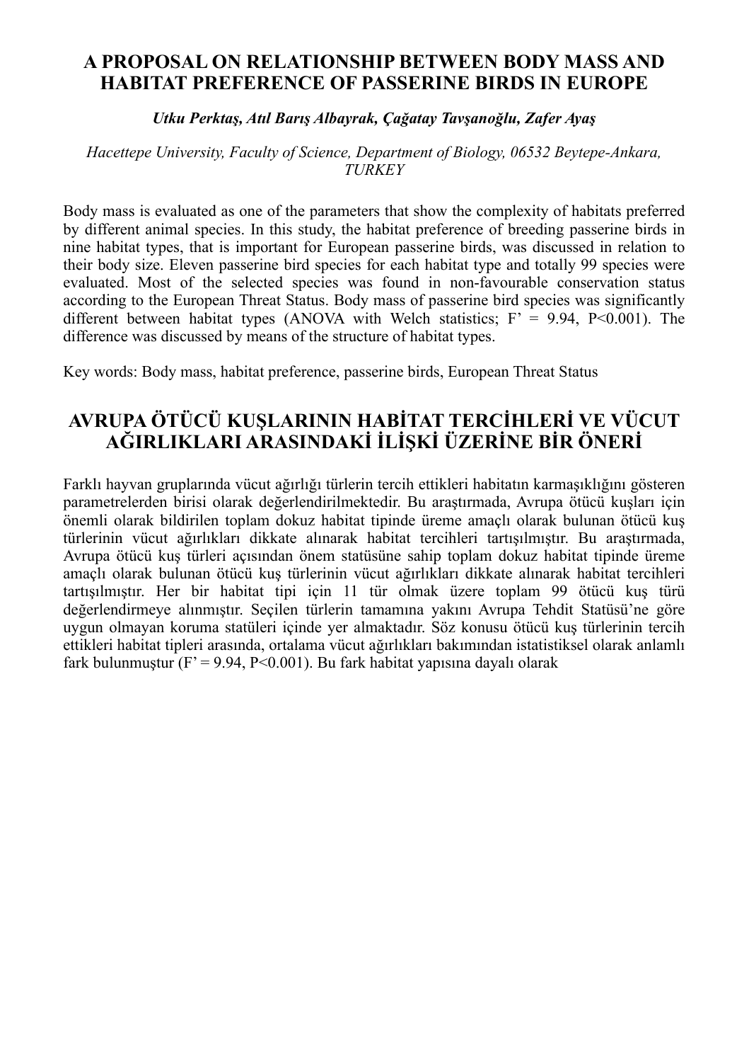# A PROPOSAL ON RELATIONSHIP BETWEEN BODY MASS AND HABITAT PREFERENCE OF PASSERINE BIRDS IN EUROPE

***Utku Perktaş, Atıl Barış Albayrak, Çağatay Tavşanoğlu, Zafer Ayaş***

*Hacettepe University, Faculty of Science, Department of Biology, 06532 Beytepe-Ankara, TURKEY*

Body mass is evaluated as one of the parameters that show the complexity of habitats preferred by different animal species. In this study, the habitat preference of breeding passerine birds in nine habitat types, that is important for European passerine birds, was discussed in relation to their body size. Eleven passerine bird species for each habitat type and totally 99 species were evaluated. Most of the selected species was found in non-favourable conservation status according to the European Threat Status. Body mass of passerine bird species was significantly different between habitat types (ANOVA with Welch statistics; $F' = 9.94$, $P<0.001$). The difference was discussed by means of the structure of habitat types.

Key words: Body mass, habitat preference, passerine birds, European Threat Status

# AVRUPA ÖTÜCÜ KUŞLARININ HABİTAT TERCİHLERİ VE VÜCUT AĞIRLIKLARI ARASINDAKİ İLİŞKİ ÜZERİNE BİR ÖNERİ

Farklı hayvan gruplarında vücut ağırlığı türlerin tercih ettikleri habitatın karmaşıklığını gösteren parametrelerden birisi olarak değerlendirilmektedir. Bu araştırmada, Avrupa ötücü kuşları için önemli olarak bildirilen toplam dokuz habitat tipinde üreme amaçlı olarak bulunan ötücü kuş türlerinin vücut ağırlıkları dikkate alınarak habitat tercihleri tartışılmıştır. Bu araştırmada, Avrupa ötücü kuş türleri açısından önem statüsüne sahip toplam dokuz habitat tipinde üreme amaçlı olarak bulunan ötücü kuş türlerinin vücut ağırlıkları dikkate alınarak habitat tercihleri tartışılmıştır. Her bir habitat tipi için 11 tür olmak üzere toplam 99 ötücü kuş türü değerlendirmeye alınmıştır. Seçilen türlerin tamamına yakını Avrupa Tehdit Statüsü'ne göre uygun olmayan koruma statüleri içinde yer almaktadır. Söz konusu ötücü kuş türlerinin tercih ettikleri habitat tipleri arasında, ortalama vücut ağırlıkları bakımından istatistiksel olarak anlamlı fark bulunmuştur ($F' = 9.94$, $P<0.001$). Bu fark habitat yapısına dayalı olarak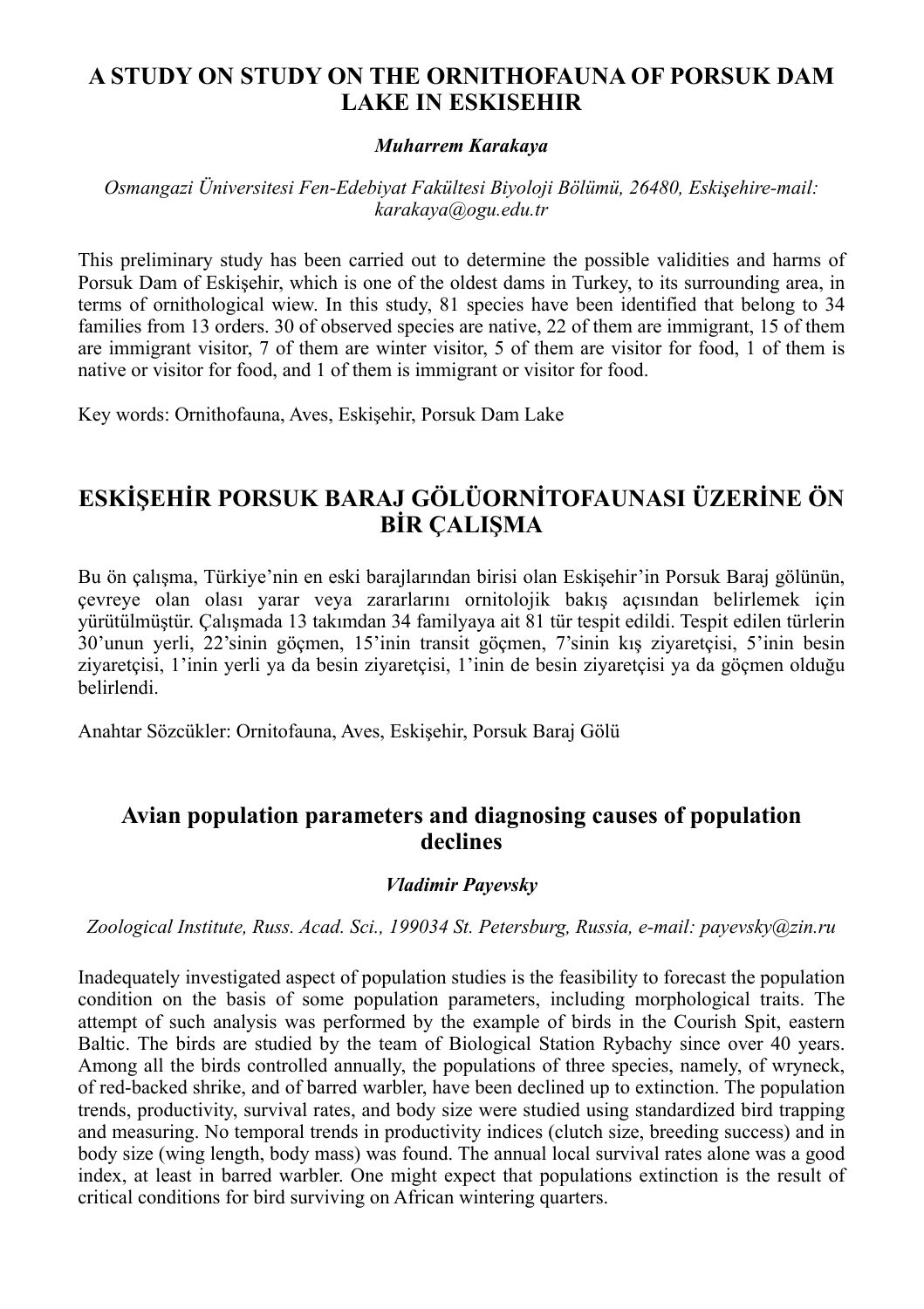## A STUDY ON STUDY ON THE ORNITHOFAUNA OF PORSUK DAM LAKE IN ESKISEHIR

***Muharrem Karakaya***

*Osmangazi Üniversitesi Fen-Edebiyat Fakültesi Biyoloji Bölümü, 26480, Eskişehire-mail: karakaya@ogu.edu.tr*

This preliminary study has been carried out to determine the possible validities and harms of Porsuk Dam of Eskişehir, which is one of the oldest dams in Turkey, to its surrounding area, in terms of ornithological wiew. In this study, 81 species have been identified that belong to 34 families from 13 orders. 30 of observed species are native, 22 of them are immigrant, 15 of them are immigrant visitor, 7 of them are winter visitor, 5 of them are visitor for food, 1 of them is native or visitor for food, and 1 of them is immigrant or visitor for food.

Key words: Ornithofauna, Aves, Eskişehir, Porsuk Dam Lake

## ESKİŞEHİR PORSUK BARAJ GÖLÜORNİTOFAUNASI ÜZERİNE ÖN BİR ÇALIŞMA

Bu ön çalışma, Türkiye'nin en eski barajlarından birisi olan Eskişehir'in Porsuk Baraj gölünün, çevreye olan olası yarar veya zararlarını ornitolojik bakış açısından belirlemek için yürütülmüştür. Çalışmada 13 takımdan 34 familyaya ait 81 tür tespit edildi. Tespit edilen türlerin 30'unun yerli, 22'sinin göçmen, 15'inin transit göçmen, 7'sinin kış ziyaretçisi, 5'inin besin ziyaretçisi, 1'inin yerli ya da besin ziyaretçisi, 1'inin de besin ziyaretçisi ya da göçmen olduğu belirlendi.

Anahtar Sözcükler: Ornitofauna, Aves, Eskişehir, Porsuk Baraj Gölü

## Avian population parameters and diagnosing causes of population declines

***Vladimir Payevsky***

*Zoological Institute, Russ. Acad. Sci., 199034 St. Petersburg, Russia, e-mail: payevsky@zin.ru*

Inadequately investigated aspect of population studies is the feasibility to forecast the population condition on the basis of some population parameters, including morphological traits. The attempt of such analysis was performed by the example of birds in the Courish Spit, eastern Baltic. The birds are studied by the team of Biological Station Rybachy since over 40 years. Among all the birds controlled annually, the populations of three species, namely, of wryneck, of red-backed shrike, and of barred warbler, have been declined up to extinction. The population trends, productivity, survival rates, and body size were studied using standardized bird trapping and measuring. No temporal trends in productivity indices (clutch size, breeding success) and in body size (wing length, body mass) was found. The annual local survival rates alone was a good index, at least in barred warbler. One might expect that populations extinction is the result of critical conditions for bird surviving on African wintering quarters.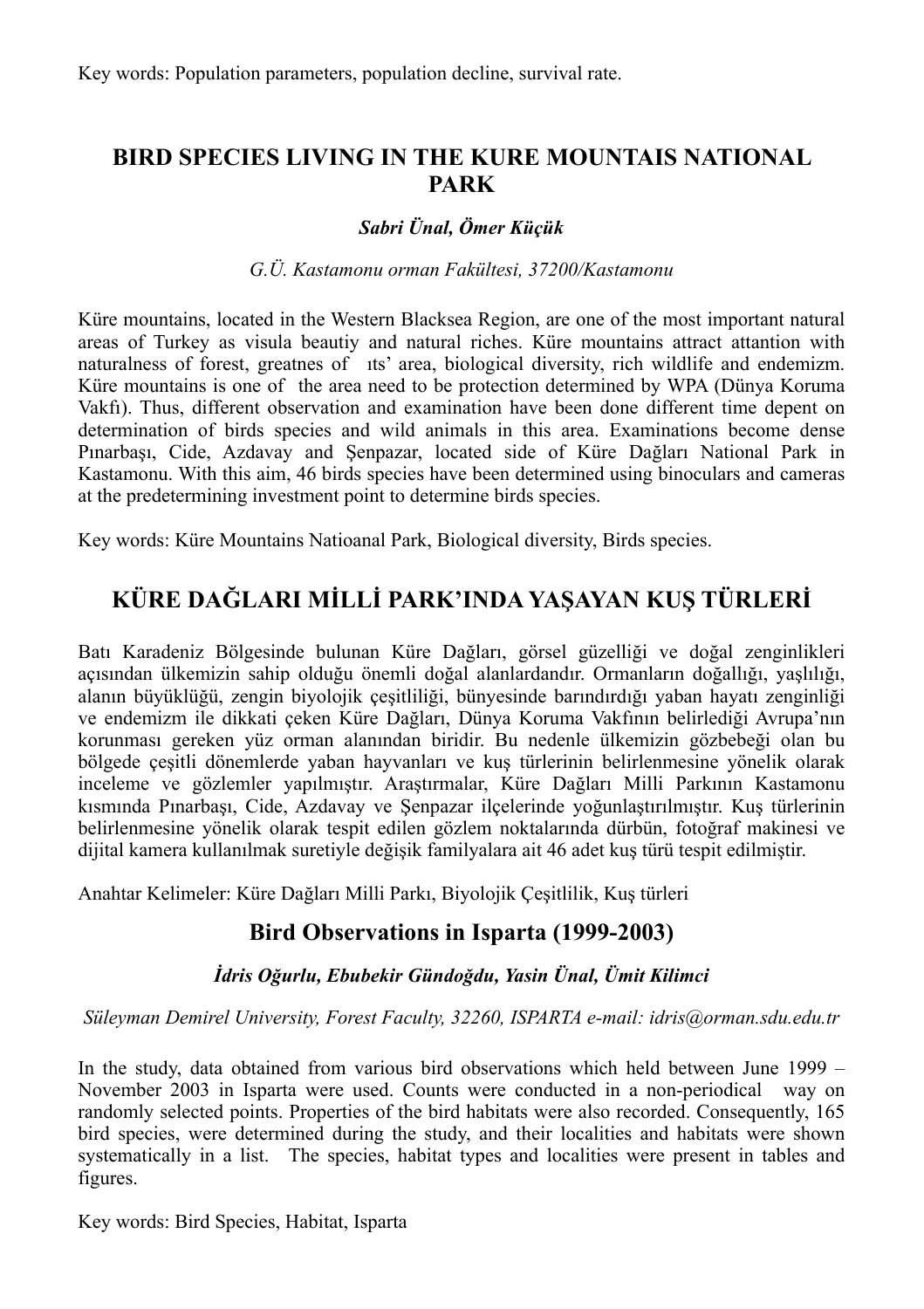Key words: Population parameters, population decline, survival rate.

## BIRD SPECIES LIVING IN THE KURE MOUNTAIS NATIONAL PARK

***Sabri Ünal, Ömer Küçük***

*G.Ü. Kastamonu orman Fakültesi, 37200/Kastamonu*

Küre mountains, located in the Western Blacksea Region, are one of the most important natural areas of Turkey as visula beautiy and natural riches. Küre mountains attract attantion with naturalness of forest, greatnes of ıts' area, biological diversity, rich wildlife and endemizm. Küre mountains is one of the area need to be protection determined by WPA (Dünya Koruma Vakfı). Thus, different observation and examination have been done different time depent on determination of birds species and wild animals in this area. Examinations become dense Pınarbaşı, Cide, Azdavay and Şenpazar, located side of Küre Dağları National Park in Kastamonu. With this aim, 46 birds species have been determined using binoculars and cameras at the predetermining investment point to determine birds species.

Key words: Küre Mountains Natioanal Park, Biological diversity, Birds species.

## KÜRE DAĞLARI MİLLİ PARK'INDA YAŞAYAN KUŞ TÜRLERİ

Batı Karadeniz Bölgesinde bulunan Küre Dağları, görsel güzelliği ve doğal zenginlikleri açısından ülkemizin sahip olduğu önemli doğal alanlardandır. Ormanların doğallığı, yaşlılığı, alanın büyüklüğü, zengin biyolojik çeşitliliği, bünyesinde barındırdığı yaban hayatı zenginliği ve endemizm ile dikkati çeken Küre Dağları, Dünya Koruma Vakfının belirlediği Avrupa'nın korunması gereken yüz orman alanından biridir. Bu nedenle ülkemizin gözbebeği olan bu bölgede çeşitli dönemlerde yaban hayvanları ve kuş türlerinin belirlenmesine yönelik olarak inceleme ve gözlemler yapılmıştır. Araştırmalar, Küre Dağları Milli Parkının Kastamonu kısmında Pınarbaşı, Cide, Azdavay ve Şenpazar ilçelerinde yoğunlaştırılmıştır. Kuş türlerinin belirlenmesine yönelik olarak tespit edilen gözlem noktalarında dürbün, fotoğraf makinesi ve dijital kamera kullanılmak suretiyle değişik familyalara ait 46 adet kuş türü tespit edilmiştir.

Anahtar Kelimeler: Küre Dağları Milli Parkı, Biyolojik Çeşitlilik, Kuş türleri

## Bird Observations in Isparta (1999-2003)

***İdris Oğurlu, Ebubekir Gündoğdu, Yasin Ünal, Ümit Kilimci***

*Süleyman Demirel University, Forest Faculty, 32260, ISPARTA e-mail: idris@orman.sdu.edu.tr*

In the study, data obtained from various bird observations which held between June 1999 – November 2003 in Isparta were used. Counts were conducted in a non-periodical way on randomly selected points. Properties of the bird habitats were also recorded. Consequently, 165 bird species, were determined during the study, and their localities and habitats were shown systematically in a list. The species, habitat types and localities were present in tables and figures.

Key words: Bird Species, Habitat, Isparta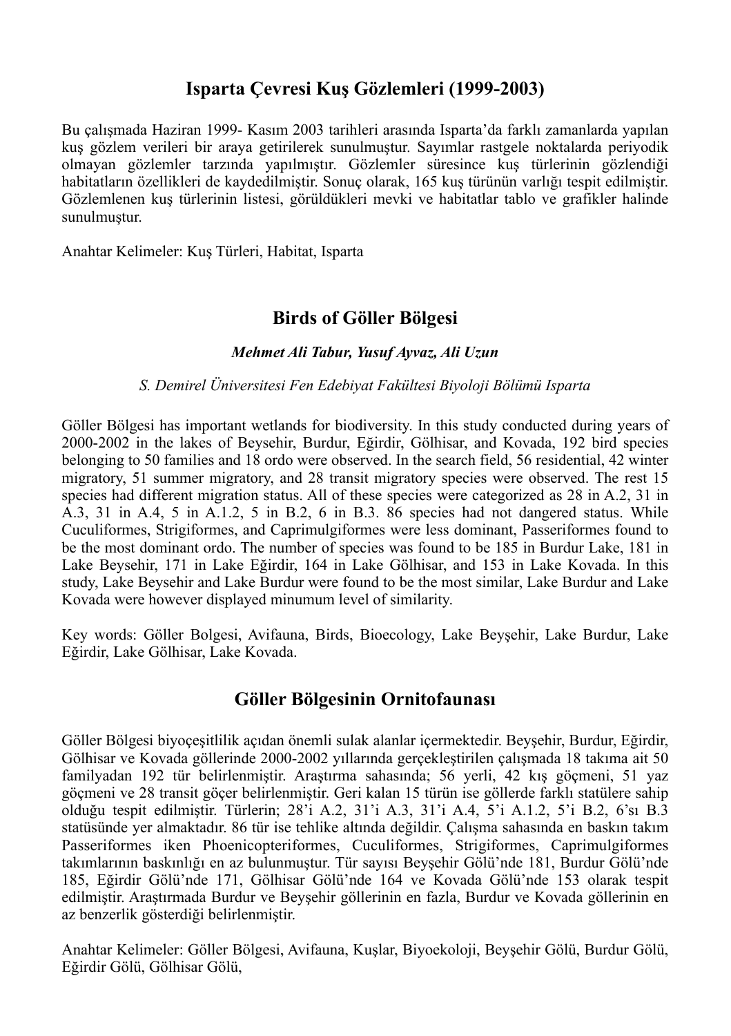## Isparta Çevresi Kuş Gözlemleri (1999-2003)

Bu çalışmada Haziran 1999- Kasım 2003 tarihleri arasında Isparta'da farklı zamanlarda yapılan kuş gözlem verileri bir araya getirilerek sunulmuştur. Sayımlar rastgele noktalarda periyodik olmayan gözlemler tarzında yapılmıştır. Gözlemler süresince kuş türlerinin gözlendiği habitatların özellikleri de kaydedilmiştir. Sonuç olarak, 165 kuş türünün varlığı tespit edilmiştir. Gözlemlenen kuş türlerinin listesi, görüldükleri mevki ve habitatlar tablo ve grafikler halinde sunulmuştur.

Anahtar Kelimeler: Kuş Türleri, Habitat, Isparta

## Birds of Göller Bölgesi

***Mehmet Ali Tabur, Yusuf Ayvaz, Ali Uzun***

*S. Demirel Üniversitesi Fen Edebiyat Fakültesi Biyoloji Bölümü Isparta*

Göller Bölgesi has important wetlands for biodiversity. In this study conducted during years of 2000-2002 in the lakes of Beysehir, Burdur, Eğirdir, Gölhisar, and Kovada, 192 bird species belonging to 50 families and 18 ordo were observed. In the search field, 56 residential, 42 winter migratory, 51 summer migratory, and 28 transit migratory species were observed. The rest 15 species had different migration status. All of these species were categorized as 28 in A.2, 31 in A.3, 31 in A.4, 5 in A.1.2, 5 in B.2, 6 in B.3. 86 species had not dangered status. While Cuculiformes, Strigiformes, and Caprimulgiformes were less dominant, Passeriformes found to be the most dominant ordo. The number of species was found to be 185 in Burdur Lake, 181 in Lake Beysehir, 171 in Lake Eğirdir, 164 in Lake Gölhisar, and 153 in Lake Kovada. In this study, Lake Beysehir and Lake Burdur were found to be the most similar, Lake Burdur and Lake Kovada were however displayed minumum level of similarity.

Key words: Göller Bolgesi, Avifauna, Birds, Bioecology, Lake Beyşehir, Lake Burdur, Lake Eğirdir, Lake Gölhisar, Lake Kovada.

## Göller Bölgesinin Ornitofaunası

Göller Bölgesi biyoçeşitlilik açıdan önemli sulak alanlar içermektedir. Beyşehir, Burdur, Eğirdir, Gölhisar ve Kovada göllerinde 2000-2002 yıllarında gerçekleştirilen çalışmada 18 takıma ait 50 familyadan 192 tür belirlenmiştir. Araştırma sahasında; 56 yerli, 42 kış göçmeni, 51 yaz göçmeni ve 28 transit göçer belirlenmiştir. Geri kalan 15 türün ise göllerde farklı statülere sahip olduğu tespit edilmiştir. Türlerin; 28'i A.2, 31'i A.3, 31'i A.4, 5'i A.1.2, 5'i B.2, 6'sı B.3 statüsünde yer almaktadır. 86 tür ise tehlike altında değildir. Çalışma sahasında en baskın takım Passeriformes iken Phoenicopteriformes, Cuculiformes, Strigiformes, Caprimulgiformes takımlarının baskınlığı en az bulunmuştur. Tür sayısı Beyşehir Gölü'nde 181, Burdur Gölü'nde 185, Eğirdir Gölü'nde 171, Gölhisar Gölü'nde 164 ve Kovada Gölü'nde 153 olarak tespit edilmiştir. Araştırmada Burdur ve Beyşehir göllerinin en fazla, Burdur ve Kovada göllerinin en az benzerlik gösterdiği belirlenmiştir.

Anahtar Kelimeler: Göller Bölgesi, Avifauna, Kuşlar, Biyoekoloji, Beyşehir Gölü, Burdur Gölü, Eğirdir Gölü, Gölhisar Gölü,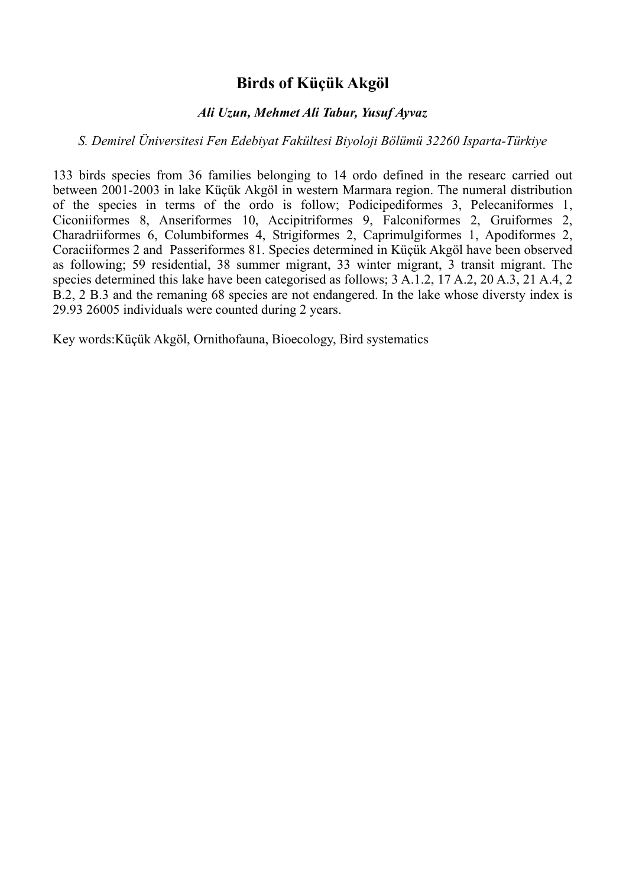# Birds of Küçük Akgöl

***Ali Uzun, Mehmet Ali Tabur, Yusuf Ayvaz***

*S. Demirel Üniversitesi Fen Edebiyat Fakültesi Biyoloji Bölümü 32260 Isparta-Türkiye*

133 birds species from 36 families belonging to 14 ordo defined in the researc carried out between 2001-2003 in lake Küçük Akgöl in western Marmara region. The numeral distribution of the species in terms of the ordo is follow; Podicipediformes 3, Pelecaniformes 1, Ciconiiformes 8, Anseriformes 10, Accipitriformes 9, Falconiformes 2, Gruiformes 2, Charadriiformes 6, Columbiformes 4, Strigiformes 2, Caprimulgiformes 1, Apodiformes 2, Coraciiformes 2 and Passeriformes 81. Species determined in Küçük Akgöl have been observed as following; 59 residential, 38 summer migrant, 33 winter migrant, 3 transit migrant. The species determined this lake have been categorised as follows; 3 A.1.2, 17 A.2, 20 A.3, 21 A.4, 2 B.2, 2 B.3 and the remaning 68 species are not endangered. In the lake whose diversty index is 29.93 26005 individuals were counted during 2 years.

Key words:Küçük Akgöl, Ornithofauna, Bioecology, Bird systematics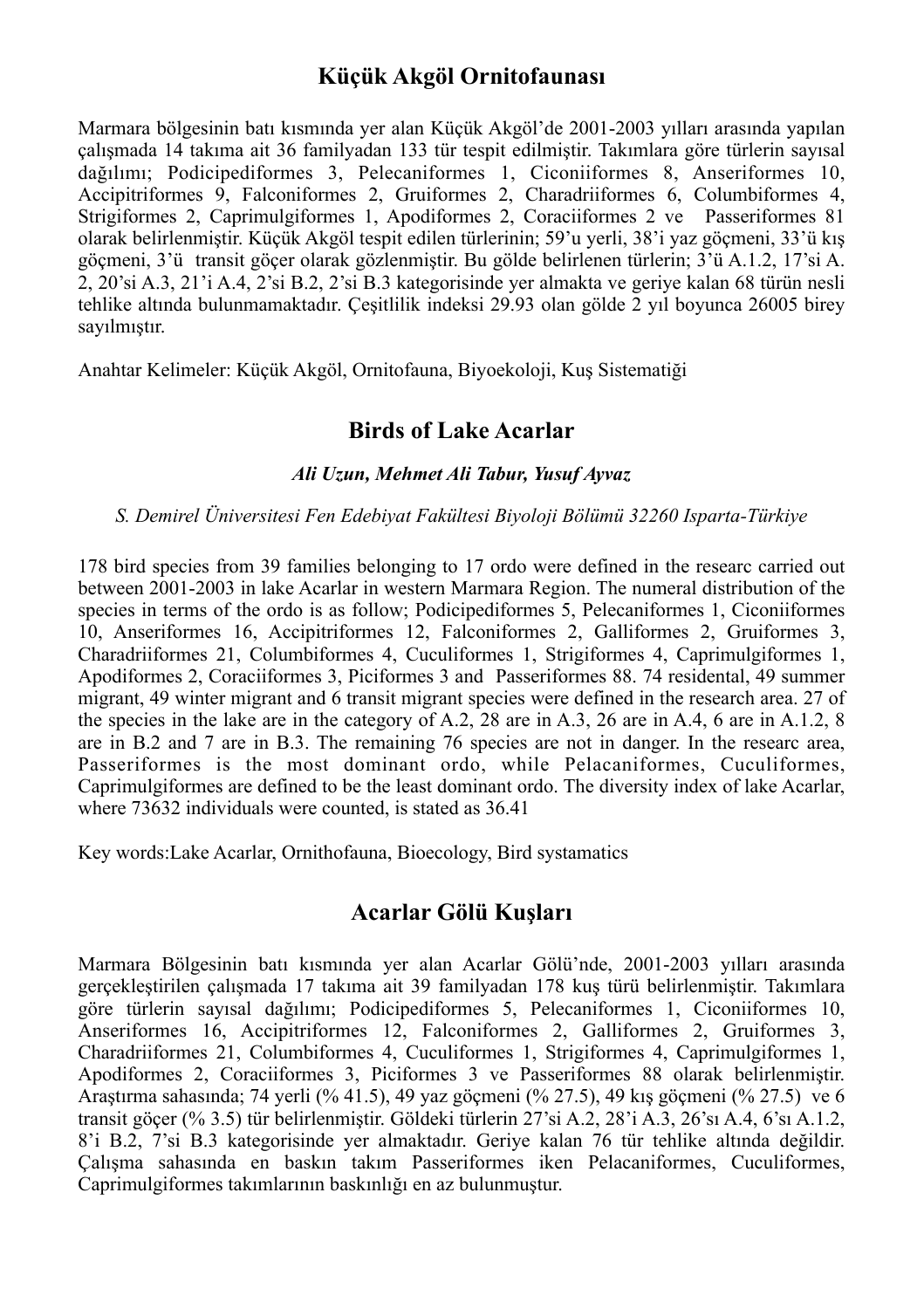## Küçük Akgöl Ornitofaunası

Marmara bölgesinin batı kısmında yer alan Küçük Akgöl'de 2001-2003 yılları arasında yapılan çalışmada 14 takıma ait 36 familyadan 133 tür tespit edilmiştir. Takımlara göre türlerin sayısal dağılımı; Podicipediformes 3, Pelecaniformes 1, Ciconiiformes 8, Anseriformes 10, Accipitriformes 9, Falconiformes 2, Gruiformes 2, Charadriiformes 6, Columbiformes 4, Strigiformes 2, Caprimulgiformes 1, Apodiformes 2, Coraciiformes 2 ve Passeriformes 81 olarak belirlenmiştir. Küçük Akgöl tespit edilen türlerinin; 59'u yerli, 38'i yaz göçmeni, 33'ü kış göçmeni, 3'ü transit göçer olarak gözlenmiştir. Bu gölde belirlenen türlerin; 3'ü A.1.2, 17'si A. 2, 20'si A.3, 21'i A.4, 2'si B.2, 2'si B.3 kategorisinde yer almakta ve geriye kalan 68 türün nesli tehlike altında bulunmamaktadır. Çeşitlilik indeksi 29.93 olan gölde 2 yıl boyunca 26005 birey sayılmıştır.

Anahtar Kelimeler: Küçük Akgöl, Ornitofauna, Biyoekoloji, Kuş Sistematiği

## Birds of Lake Acarlar

***Ali Uzun, Mehmet Ali Tabur, Yusuf Ayvaz***

*S. Demirel Üniversitesi Fen Edebiyat Fakültesi Biyoloji Bölümü 32260 Isparta-Türkiye*

178 bird species from 39 families belonging to 17 ordo were defined in the researc carried out between 2001-2003 in lake Acarlar in western Marmara Region. The numeral distribution of the species in terms of the ordo is as follow; Podicipediformes 5, Pelecaniformes 1, Ciconiiformes 10, Anseriformes 16, Accipitriformes 12, Falconiformes 2, Galliformes 2, Gruiformes 3, Charadriiformes 21, Columbiformes 4, Cuculiformes 1, Strigiformes 4, Caprimulgiformes 1, Apodiformes 2, Coraciiformes 3, Piciformes 3 and Passeriformes 88. 74 residental, 49 summer migrant, 49 winter migrant and 6 transit migrant species were defined in the research area. 27 of the species in the lake are in the category of A.2, 28 are in A.3, 26 are in A.4, 6 are in A.1.2, 8 are in B.2 and 7 are in B.3. The remaining 76 species are not in danger. In the researc area, Passeriformes is the most dominant ordo, while Pelacaniformes, Cuculiformes, Caprimulgiformes are defined to be the least dominant ordo. The diversity index of lake Acarlar, where 73632 individuals were counted, is stated as 36.41

Key words:Lake Acarlar, Ornithofauna, Bioecology, Bird systamatics

## Acarlar Gölü Kuşları

Marmara Bölgesinin batı kısmında yer alan Acarlar Gölü'nde, 2001-2003 yılları arasında gerçekleştirilen çalışmada 17 takıma ait 39 familyadan 178 kuş türü belirlenmiştir. Takımlara göre türlerin sayısal dağılımı; Podicipediformes 5, Pelecaniformes 1, Ciconiiformes 10, Anseriformes 16, Accipitriformes 12, Falconiformes 2, Galliformes 2, Gruiformes 3, Charadriiformes 21, Columbiformes 4, Cuculiformes 1, Strigiformes 4, Caprimulgiformes 1, Apodiformes 2, Coraciiformes 3, Piciformes 3 ve Passeriformes 88 olarak belirlenmiştir. Araştırma sahasında; 74 yerli (% 41.5), 49 yaz göçmeni (% 27.5), 49 kış göçmeni (% 27.5) ve 6 transit göçer (% 3.5) tür belirlenmiştir. Göldeki türlerin 27'si A.2, 28'i A.3, 26'sı A.4, 6'sı A.1.2, 8'i B.2, 7'si B.3 kategorisinde yer almaktadır. Geriye kalan 76 tür tehlike altında değildir. Çalışma sahasında en baskın takım Passeriformes iken Pelacaniformes, Cuculiformes, Caprimulgiformes takımlarının baskınlığı en az bulunmuştur.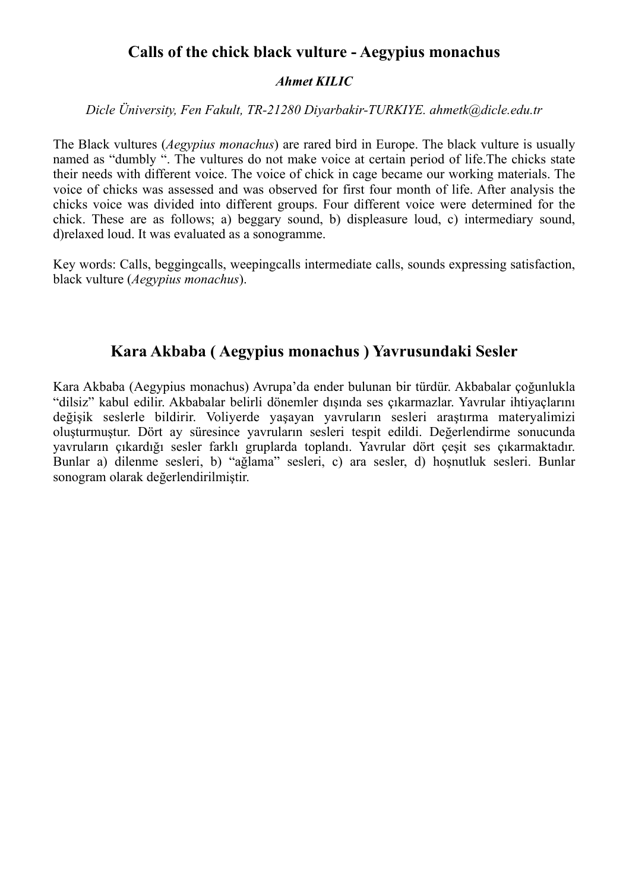## Calls of the chick black vulture - Aegypius monachus

***Ahmet KILIC***

*Dicle Üniversity, Fen Fakult, TR-21280 Diyarbakir-TURKIYE. ahmetk@dicle.edu.tr*

The Black vultures (*Aegypius monachus*) are rared bird in Europe. The black vulture is usually named as "dumbly ". The vultures do not make voice at certain period of life.The chicks state their needs with different voice. The voice of chick in cage became our working materials. The voice of chicks was assessed and was observed for first four month of life. After analysis the chicks voice was divided into different groups. Four different voice were determined for the chick. These are as follows; a) beggary sound, b) displeasure loud, c) intermediary sound, d)relaxed loud. It was evaluated as a sonogramme.

Key words: Calls, beggingcalls, weepingcalls intermediate calls, sounds expressing satisfaction, black vulture (*Aegypius monachus*).

## Kara Akbaba ( Aegypius monachus ) Yavrusundaki Sesler

Kara Akbaba (Aegypius monachus) Avrupa'da ender bulunan bir türdür. Akbabalar çoğunlukla "dilsiz" kabul edilir. Akbabalar belirli dönemler dışında ses çıkarmazlar. Yavrular ihtiyaçlarını değişik seslerle bildirir. Voliyerde yaşayan yavruların sesleri araştırma materyalimizi oluşturmuştur. Dört ay süresince yavruların sesleri tespit edildi. Değerlendirme sonucunda yavruların çıkardığı sesler farklı gruplarda toplandı. Yavrular dört çeşit ses çıkarmaktadır. Bunlar a) dilenme sesleri, b) "ağlama" sesleri, c) ara sesler, d) hoşnutluk sesleri. Bunlar sonogram olarak değerlendirilmiştir.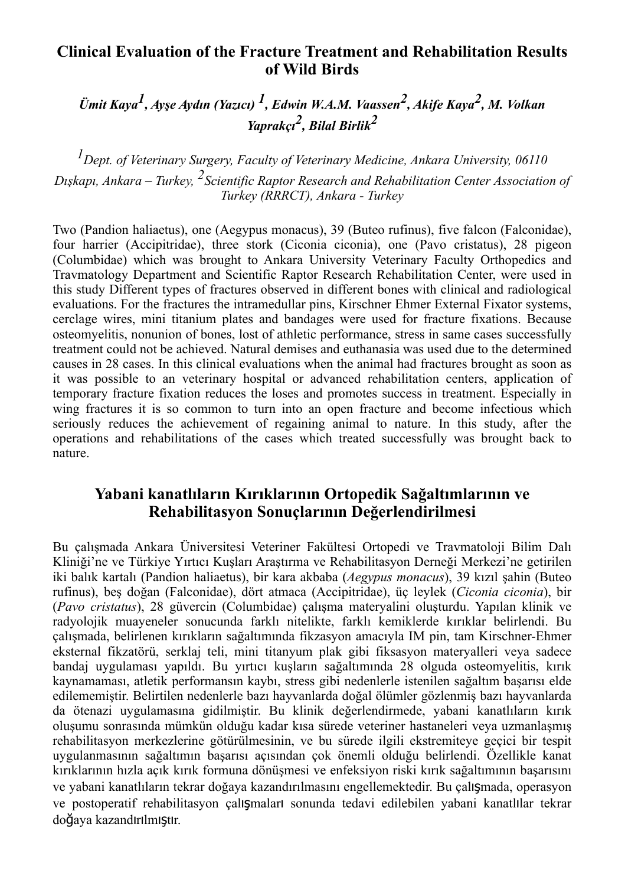## Clinical Evaluation of the Fracture Treatment and Rehabilitation Results of Wild Birds

***Ümit Kaya[1], Ayşe Aydın (Yazıcı) [1], Edwin W.A.M. Vaassen[2], Akife Kaya[2], M. Volkan Yaprakçı[2], Bilal Birlik[2]***

*[1]Dept. of Veterinary Surgery, Faculty of Veterinary Medicine, Ankara University, 06110 Dışkapı, Ankara – Turkey, [2]Scientific Raptor Research and Rehabilitation Center Association of Turkey (RRRCT), Ankara - Turkey*

Two (Pandion haliaetus), one (Aegypus monacus), 39 (Buteo rufinus), five falcon (Falconidae), four harrier (Accipitridae), three stork (Ciconia ciconia), one (Pavo cristatus), 28 pigeon (Columbidae) which was brought to Ankara University Veterinary Faculty Orthopedics and Travmatology Department and Scientific Raptor Research Rehabilitation Center, were used in this study Different types of fractures observed in different bones with clinical and radiological evaluations. For the fractures the intramedullar pins, Kirschner Ehmer External Fixator systems, cerclage wires, mini titanium plates and bandages were used for fracture fixations. Because osteomyelitis, nonunion of bones, lost of athletic performance, stress in same cases successfully treatment could not be achieved. Natural demises and euthanasia was used due to the determined causes in 28 cases. In this clinical evaluations when the animal had fractures brought as soon as it was possible to an veterinary hospital or advanced rehabilitation centers, application of temporary fracture fixation reduces the loses and promotes success in treatment. Especially in wing fractures it is so common to turn into an open fracture and become infectious which seriously reduces the achievement of regaining animal to nature. In this study, after the operations and rehabilitations of the cases which treated successfully was brought back to nature.

## Yabani kanatlıların Kırıklarının Ortopedik Sağaltımlarının ve Rehabilitasyon Sonuçlarının Değerlendirilmesi

Bu çalışmada Ankara Üniversitesi Veteriner Fakültesi Ortopedi ve Travmatoloji Bilim Dalı Kliniği'ne ve Türkiye Yırtıcı Kuşları Araştırma ve Rehabilitasyon Derneği Merkezi'ne getirilen iki balık kartalı (Pandion haliaetus), bir kara akbaba (*Aegypus monacus*), 39 kızıl şahin (Buteo rufinus), beş doğan (Falconidae), dört atmaca (Accipitridae), üç leylek (*Ciconia ciconia*), bir (*Pavo cristatus*), 28 güvercin (Columbidae) çalışma materyalini oluşturdu. Yapılan klinik ve radyolojik muayeneler sonucunda farklı nitelikte, farklı kemiklerde kırıklar belirlendi. Bu çalışmada, belirlenen kırıkların sağaltımında fikzasyon amacıyla IM pin, tam Kirschner-Ehmer eksternal fikzatörü, serklaj teli, mini titanyum plak gibi fiksasyon materyalleri veya sadece bandaj uygulaması yapıldı. Bu yırtıcı kuşların sağaltımında 28 olguda osteomyelitis, kırık kaynamaması, atletik performansın kaybı, stress gibi nedenlerle istenilen sağaltım başarısı elde edilememiştir. Belirtilen nedenlerle bazı hayvanlarda doğal ölümler gözlenmiş bazı hayvanlarda da ötenazi uygulamasına gidilmiştir. Bu klinik değerlendirmede, yabani kanatlıların kırık oluşumu sonrasında mümkün olduğu kadar kısa sürede veteriner hastaneleri veya uzmanlaşmış rehabilitasyon merkezlerine götürülmesinin, ve bu sürede ilgili ekstremiteye geçici bir tespit uygulanmasının sağaltımın başarısı açısından çok önemli olduğu belirlendi. Özellikle kanat kırıklarının hızla açık kırık formuna dönüşmesi ve enfeksiyon riski kırık sağaltımının başarısını ve yabani kanatlıların tekrar doğaya kazandırılmasını engellemektedir. Bu çalışmada, operasyon ve postoperatif rehabilitasyon çalışmaları sonunda tedavi edilebilen yabani kanatlılar tekrar doğaya kazandırılmıştır.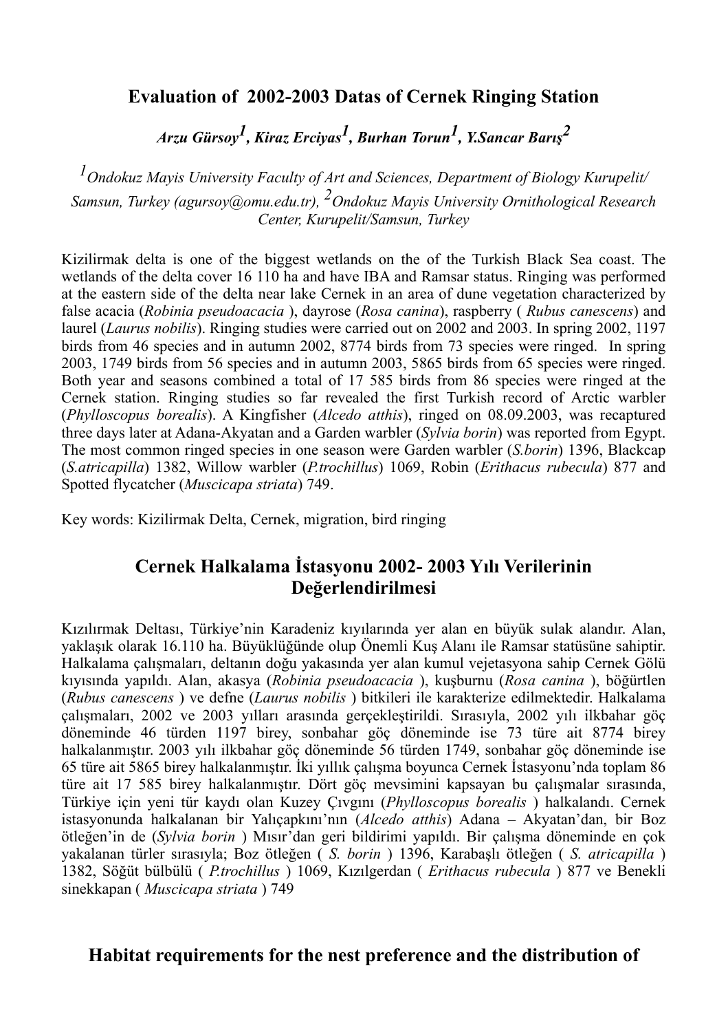## Evaluation of 2002-2003 Datas of Cernek Ringing Station

***Arzu Gürsoy[1], Kiraz Erciyas[1], Burhan Torun[1], Y.Sancar Barış[2]***

*[1]Ondokuz Mayis University Faculty of Art and Sciences, Department of Biology Kurupelit/ Samsun, Turkey (agursoy@omu.edu.tr), [2]Ondokuz Mayis University Ornithological Research Center, Kurupelit/Samsun, Turkey*

Kizilirmak delta is one of the biggest wetlands on the of the Turkish Black Sea coast. The wetlands of the delta cover 16 110 ha and have IBA and Ramsar status. Ringing was performed at the eastern side of the delta near lake Cernek in an area of dune vegetation characterized by false acacia (*Robinia pseudoacacia* ), dayrose (*Rosa canina*), raspberry ( *Rubus canescens*) and laurel (*Laurus nobilis*). Ringing studies were carried out on 2002 and 2003. In spring 2002, 1197 birds from 46 species and in autumn 2002, 8774 birds from 73 species were ringed. In spring 2003, 1749 birds from 56 species and in autumn 2003, 5865 birds from 65 species were ringed. Both year and seasons combined a total of 17 585 birds from 86 species were ringed at the Cernek station. Ringing studies so far revealed the first Turkish record of Arctic warbler (*Phylloscopus borealis*). A Kingfisher (*Alcedo atthis*), ringed on 08.09.2003, was recaptured three days later at Adana-Akyatan and a Garden warbler (*Sylvia borin*) was reported from Egypt. The most common ringed species in one season were Garden warbler (*S.borin*) 1396, Blackcap (*S.atricapilla*) 1382, Willow warbler (*P.trochillus*) 1069, Robin (*Erithacus rubecula*) 877 and Spotted flycatcher (*Muscicapa striata*) 749.

Key words: Kizilirmak Delta, Cernek, migration, bird ringing

## Cernek Halkalama İstasyonu 2002- 2003 Yılı Verilerinin Değerlendirilmesi

Kızılırmak Deltası, Türkiye'nin Karadeniz kıyılarında yer alan en büyük sulak alandır. Alan, yaklaşık olarak 16.110 ha. Büyüklüğünde olup Önemli Kuş Alanı ile Ramsar statüsüne sahiptir. Halkalama çalışmaları, deltanın doğu yakasında yer alan kumul vejetasyona sahip Cernek Gölü kıyısında yapıldı. Alan, akasya (*Robinia pseudoacacia* ), kuşburnu (*Rosa canina* ), böğürtlen (*Rubus canescens* ) ve defne (*Laurus nobilis* ) bitkileri ile karakterize edilmektedir. Halkalama çalışmaları, 2002 ve 2003 yılları arasında gerçekleştirildi. Sırasıyla, 2002 yılı ilkbahar göç döneminde 46 türden 1197 birey, sonbahar göç döneminde ise 73 türe ait 8774 birey halkalanmıştır. 2003 yılı ilkbahar göç döneminde 56 türden 1749, sonbahar göç döneminde ise 65 türe ait 5865 birey halkalanmıştır. İki yıllık çalışma boyunca Cernek İstasyonu'nda toplam 86 türe ait 17 585 birey halkalanmıştır. Dört göç mevsimini kapsayan bu çalışmalar sırasında, Türkiye için yeni tür kaydı olan Kuzey Çıvgını (*Phylloscopus borealis* ) halkalandı. Cernek istasyonunda halkalanan bir Yalıçapkını'nın (*Alcedo atthis*) Adana – Akyatan'dan, bir Boz ötleğen'in de (*Sylvia borin* ) Mısır'dan geri bildirimi yapıldı. Bir çalışma döneminde en çok yakalanan türler sırasıyla; Boz ötleğen ( *S. borin* ) 1396, Karabaşlı ötleğen ( *S. atricapilla* ) 1382, Söğüt bülbülü ( *P.trochillus* ) 1069, Kızılgerdan ( *Erithacus rubecula* ) 877 ve Benekli sinekkapan ( *Muscicapa striata* ) 749

## Habitat requirements for the nest preference and the distribution of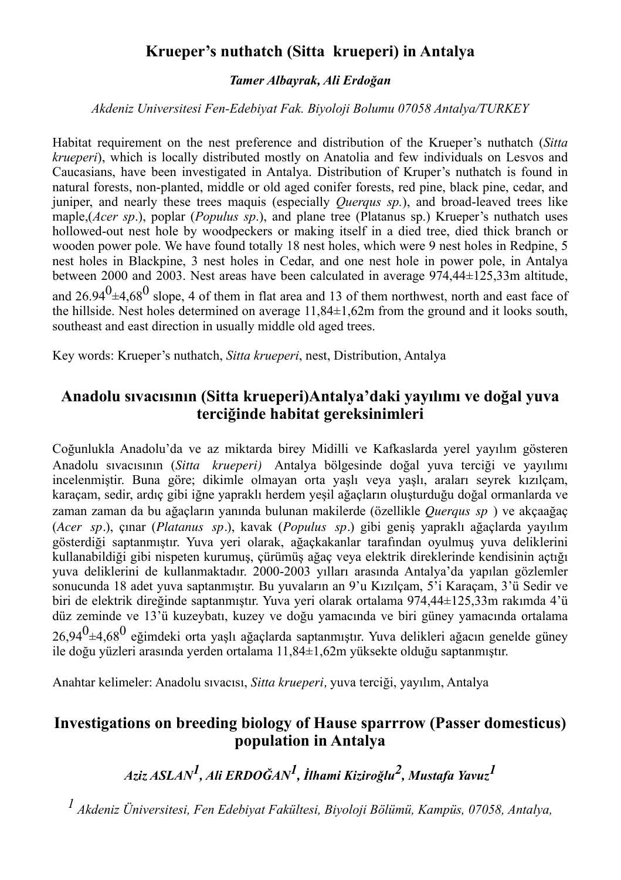## Krueper's nuthatch (Sitta krueperi) in Antalya

***Tamer Albayrak, Ali Erdoğan***

*Akdeniz Universitesi Fen-Edebiyat Fak. Biyoloji Bolumu 07058 Antalya/TURKEY*

Habitat requirement on the nest preference and distribution of the Krueper's nuthatch (*Sitta krueperi*), which is locally distributed mostly on Anatolia and few individuals on Lesvos and Caucasians, have been investigated in Antalya. Distribution of Kruper's nuthatch is found in natural forests, non-planted, middle or old aged conifer forests, red pine, black pine, cedar, and juniper, and nearly these trees maquis (especially *Querqus sp.*), and broad-leaved trees like maple,(*Acer sp*.), poplar (*Populus sp*.), and plane tree (Platanus sp.) Krueper's nuthatch uses hollowed-out nest hole by woodpeckers or making itself in a died tree, died thick branch or wooden power pole. We have found totally 18 nest holes, which were 9 nest holes in Redpine, 5 nest holes in Blackpine, 3 nest holes in Cedar, and one nest hole in power pole, in Antalya between 2000 and 2003. Nest areas have been calculated in average 974,44±125,33m altitude, and $26.94^0 \pm 4{,}68^0$ slope, 4 of them in flat area and 13 of them northwest, north and east face of the hillside. Nest holes determined on average 11,84±1,62m from the ground and it looks south, southeast and east direction in usually middle old aged trees.

Key words: Krueper's nuthatch, *Sitta krueperi*, nest, Distribution, Antalya

## Anadolu sıvacısının (Sitta krueperi)Antalya'daki yayılımı ve doğal yuva terciğinde habitat gereksinimleri

Coğunlukla Anadolu'da ve az miktarda birey Midilli ve Kafkaslarda yerel yayılım gösteren Anadolu sıvacısının (*Sitta krueperi)* Antalya bölgesinde doğal yuva terciği ve yayılımı incelenmiştir. Buna göre; dikimle olmayan orta yaşlı veya yaşlı, araları seyrek kızılçam, karaçam, sedir, ardıç gibi iğne yapraklı herdem yeşil ağaçların oluşturduğu doğal ormanlarda ve zaman zaman da bu ağaçların yanında bulunan makilerde (özellikle *Querqus sp* ) ve akçaağaç (*Acer sp*.), çınar (*Platanus sp*.), kavak (*Populus sp*.) gibi geniş yapraklı ağaçlarda yayılım gösterdiği saptanmıştır. Yuva yeri olarak, ağaçkakanlar tarafından oyulmuş yuva deliklerini kullanabildiği gibi nispeten kurumuş, çürümüş ağaç veya elektrik direklerinde kendisinin açtığı yuva deliklerini de kullanmaktadır. 2000-2003 yılları arasında Antalya'da yapılan gözlemler sonucunda 18 adet yuva saptanmıştır. Bu yuvaların an 9'u Kızılçam, 5'i Karaçam, 3'ü Sedir ve biri de elektrik direğinde saptanmıştır. Yuva yeri olarak ortalama 974,44±125,33m rakımda 4'ü düz zeminde ve 13'ü kuzeybatı, kuzey ve doğu yamacında ve biri güney yamacında ortalama $26{,}94^0 \pm 4{,}68^0$ eğimdeki orta yaşlı ağaçlarda saptanmıştır. Yuva delikleri ağacın genelde güney ile doğu yüzleri arasında yerden ortalama 11,84±1,62m yüksekte olduğu saptanmıştır.

Anahtar kelimeler: Anadolu sıvacısı, *Sitta krueperi,* yuva terciği, yayılım, Antalya

## Investigations on breeding biology of Hause sparrrow (Passer domesticus) population in Antalya

***Aziz ASLAN[1], Ali ERDOĞAN[1], İlhami Kiziroğlu[2], Mustafa Yavuz[1]***

*[1] Akdeniz Üniversitesi, Fen Edebiyat Fakültesi, Biyoloji Bölümü, Kampüs, 07058, Antalya,*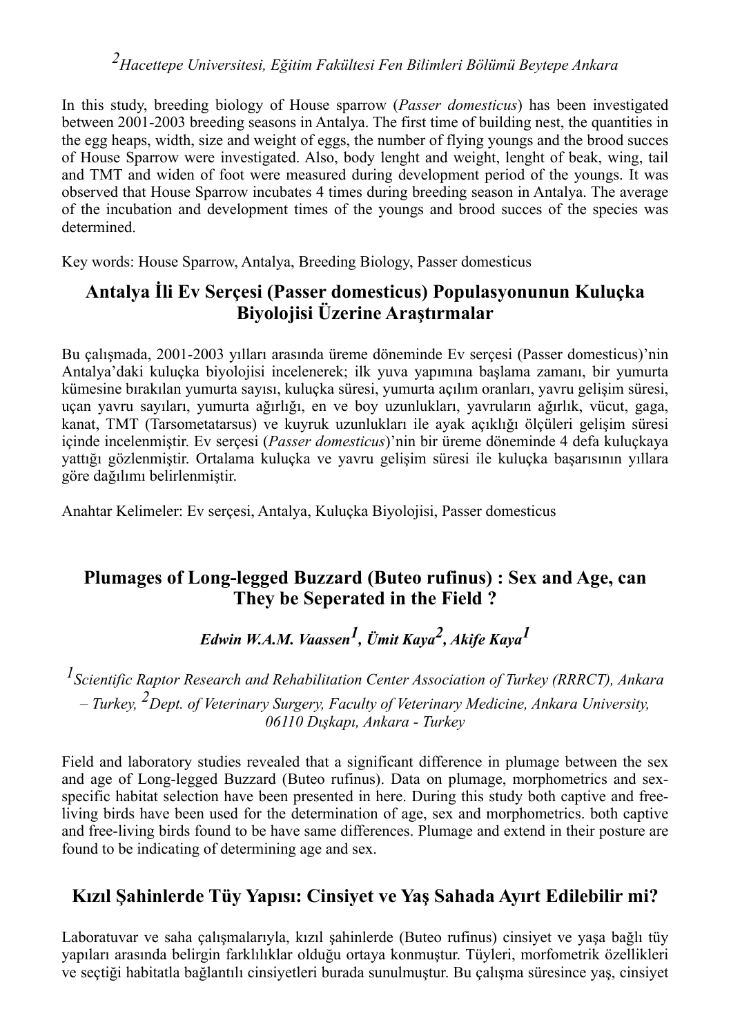[2]*Hacettepe Universitesi, Eğitim Fakültesi Fen Bilimleri Bölümü Beytepe Ankara*

In this study, breeding biology of House sparrow (*Passer domesticus*) has been investigated between 2001-2003 breeding seasons in Antalya. The first time of building nest, the quantities in the egg heaps, width, size and weight of eggs, the number of flying youngs and the brood succes of House Sparrow were investigated. Also, body lenght and weight, lenght of beak, wing, tail and TMT and widen of foot were measured during development period of the youngs. It was observed that House Sparrow incubates 4 times during breeding season in Antalya. The average of the incubation and development times of the youngs and brood succes of the species was determined.

Key words: House Sparrow, Antalya, Breeding Biology, Passer domesticus

## Antalya İli Ev Serçesi (Passer domesticus) Populasyonunun Kuluçka Biyolojisi Üzerine Araştırmalar

Bu çalışmada, 2001-2003 yılları arasında üreme döneminde Ev serçesi (Passer domesticus)'nin Antalya'daki kuluçka biyolojisi incelenerek; ilk yuva yapımına başlama zamanı, bir yumurta kümesine bırakılan yumurta sayısı, kuluçka süresi, yumurta açılım oranları, yavru gelişim süresi, uçan yavru sayıları, yumurta ağırlığı, en ve boy uzunlukları, yavruların ağırlık, vücut, gaga, kanat, TMT (Tarsometatarsus) ve kuyruk uzunlukları ile ayak açıklığı ölçüleri gelişim süresi içinde incelenmiştir. Ev serçesi (*Passer domesticus*)'nin bir üreme döneminde 4 defa kuluçkaya yattığı gözlenmiştir. Ortalama kuluçka ve yavru gelişim süresi ile kuluçka başarısının yıllara göre dağılımı belirlenmiştir.

Anahtar Kelimeler: Ev serçesi, Antalya, Kuluçka Biyolojisi, Passer domesticus

## Plumages of Long-legged Buzzard (Buteo rufinus) : Sex and Age, can They be Seperated in the Field ?

***Edwin W.A.M. Vaassen[1], Ümit Kaya[2], Akife Kaya[1]***

[1]*Scientific Raptor Research and Rehabilitation Center Association of Turkey (RRRCT), Ankara – Turkey,* [2]*Dept. of Veterinary Surgery, Faculty of Veterinary Medicine, Ankara University, 06110 Dışkapı, Ankara - Turkey*

Field and laboratory studies revealed that a significant difference in plumage between the sex and age of Long-legged Buzzard (Buteo rufinus). Data on plumage, morphometrics and sex-specific habitat selection have been presented in here. During this study both captive and free-living birds have been used for the determination of age, sex and morphometrics. both captive and free-living birds found to be have same differences. Plumage and extend in their posture are found to be indicating of determining age and sex.

## Kızıl Şahinlerde Tüy Yapısı: Cinsiyet ve Yaş Sahada Ayırt Edilebilir mi?

Laboratuvar ve saha çalışmalarıyla, kızıl şahinlerde (Buteo rufinus) cinsiyet ve yaşa bağlı tüy yapıları arasında belirgin farklılıklar olduğu ortaya konmuştur. Tüyleri, morfometrik özellikleri ve seçtiği habitatla bağlantılı cinsiyetleri burada sunulmuştur. Bu çalışma süresince yaş, cinsiyet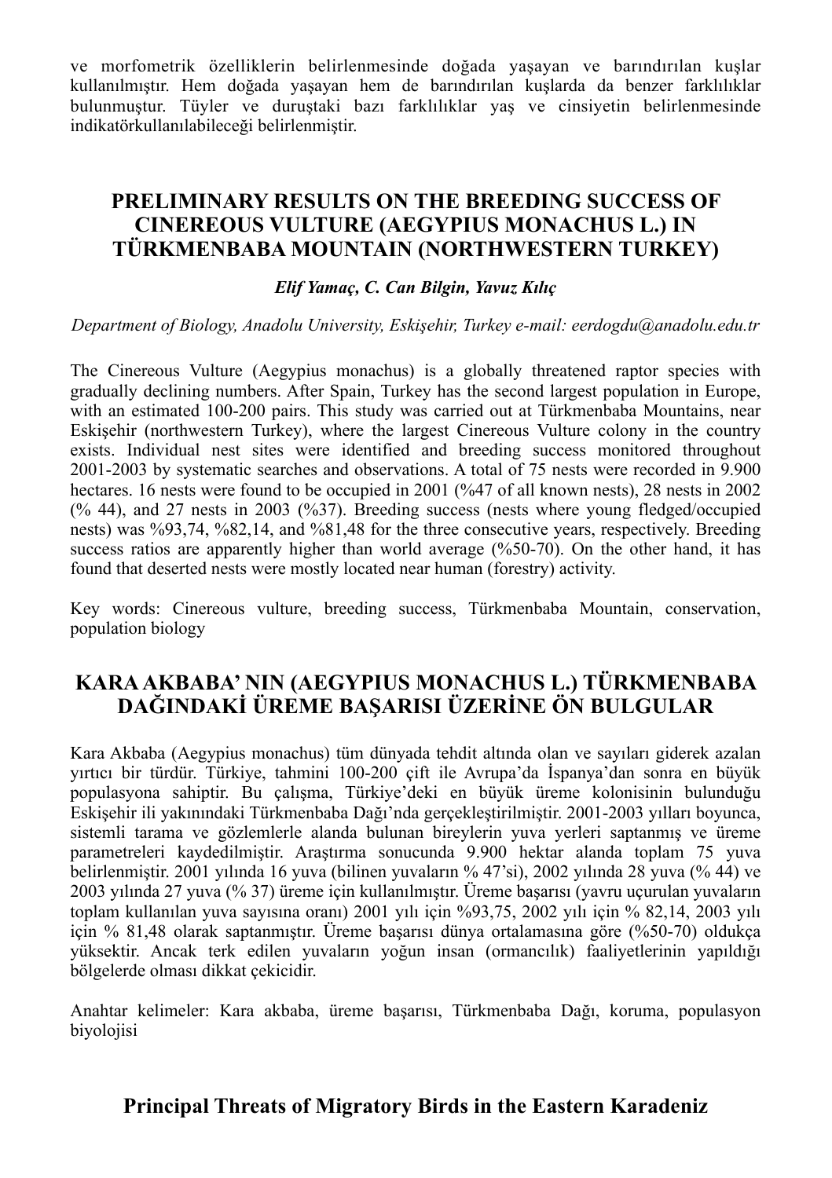ve morfometrik özelliklerin belirlenmesinde doğada yaşayan ve barındırılan kuşlar kullanılmıştır. Hem doğada yaşayan hem de barındırılan kuşlarda da benzer farklılıklar bulunmuştur. Tüyler ve duruştaki bazı farklılıklar yaş ve cinsiyetin belirlenmesinde indikatörkullanılabileceği belirlenmiştir.

## PRELIMINARY RESULTS ON THE BREEDING SUCCESS OF CINEREOUS VULTURE (AEGYPIUS MONACHUS L.) IN TÜRKMENBABA MOUNTAIN (NORTHWESTERN TURKEY)

***Elif Yamaç, C. Can Bilgin, Yavuz Kılıç***

*Department of Biology, Anadolu University, Eskişehir, Turkey e-mail: eerdogdu@anadolu.edu.tr*

The Cinereous Vulture (Aegypius monachus) is a globally threatened raptor species with gradually declining numbers. After Spain, Turkey has the second largest population in Europe, with an estimated 100-200 pairs. This study was carried out at Türkmenbaba Mountains, near Eskişehir (northwestern Turkey), where the largest Cinereous Vulture colony in the country exists. Individual nest sites were identified and breeding success monitored throughout 2001-2003 by systematic searches and observations. A total of 75 nests were recorded in 9.900 hectares. 16 nests were found to be occupied in 2001 (%47 of all known nests), 28 nests in 2002 (% 44), and 27 nests in 2003 (%37). Breeding success (nests where young fledged/occupied nests) was %93,74, %82,14, and %81,48 for the three consecutive years, respectively. Breeding success ratios are apparently higher than world average (%50-70). On the other hand, it has found that deserted nests were mostly located near human (forestry) activity.

Key words: Cinereous vulture, breeding success, Türkmenbaba Mountain, conservation, population biology

## KARA AKBABA' NIN (AEGYPIUS MONACHUS L.) TÜRKMENBABA DAĞINDAKİ ÜREME BAŞARISI ÜZERİNE ÖN BULGULAR

Kara Akbaba (Aegypius monachus) tüm dünyada tehdit altında olan ve sayıları giderek azalan yırtıcı bir türdür. Türkiye, tahmini 100-200 çift ile Avrupa'da İspanya'dan sonra en büyük populasyona sahiptir. Bu çalışma, Türkiye'deki en büyük üreme kolonisinin bulunduğu Eskişehir ili yakınındaki Türkmenbaba Dağı'nda gerçekleştirilmiştir. 2001-2003 yılları boyunca, sistemli tarama ve gözlemlerle alanda bulunan bireylerin yuva yerleri saptanmış ve üreme parametreleri kaydedilmiştir. Araştırma sonucunda 9.900 hektar alanda toplam 75 yuva belirlenmiştir. 2001 yılında 16 yuva (bilinen yuvaların % 47'si), 2002 yılında 28 yuva (% 44) ve 2003 yılında 27 yuva (% 37) üreme için kullanılmıştır. Üreme başarısı (yavru uçurulan yuvaların toplam kullanılan yuva sayısına oranı) 2001 yılı için %93,75, 2002 yılı için % 82,14, 2003 yılı için % 81,48 olarak saptanmıştır. Üreme başarısı dünya ortalamasına göre (%50-70) oldukça yüksektir. Ancak terk edilen yuvaların yoğun insan (ormancılık) faaliyetlerinin yapıldığı bölgelerde olması dikkat çekicidir.

Anahtar kelimeler: Kara akbaba, üreme başarısı, Türkmenbaba Dağı, koruma, populasyon biyolojisi

## Principal Threats of Migratory Birds in the Eastern Karadeniz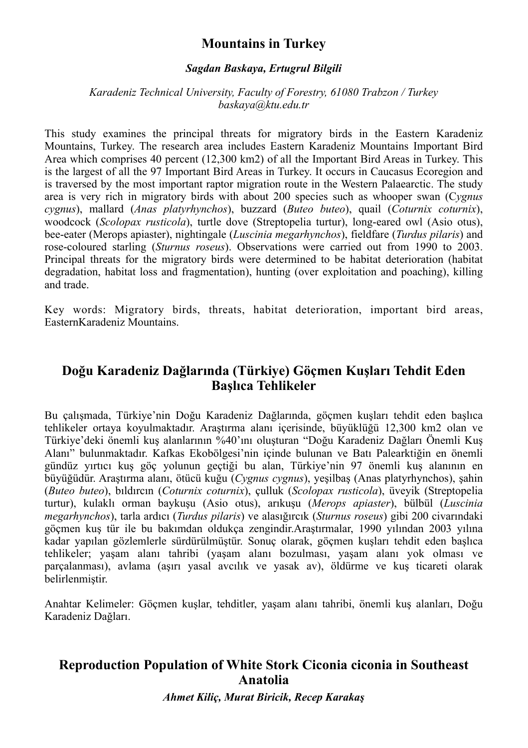## Mountains in Turkey

***Sagdan Baskaya, Ertugrul Bilgili***

*Karadeniz Technical University, Faculty of Forestry, 61080 Trabzon / Turkey*
*baskaya@ktu.edu.tr*

This study examines the principal threats for migratory birds in the Eastern Karadeniz Mountains, Turkey. The research area includes Eastern Karadeniz Mountains Important Bird Area which comprises 40 percent (12,300 km2) of all the Important Bird Areas in Turkey. This is the largest of all the 97 Important Bird Areas in Turkey. It occurs in Caucasus Ecoregion and is traversed by the most important raptor migration route in the Western Palaearctic. The study area is very rich in migratory birds with about 200 species such as whooper swan (C*ygnus cygnus*), mallard (*Anas platyrhynchos*), buzzard (*Buteo buteo*), quail (*Coturnix coturnix*), woodcock (*Scolopax rusticola*), turtle dove (Streptopelia turtur), long-eared owl (Asio otus), bee-eater (Merops apiaster), nightingale (*Luscinia megarhynchos*), fieldfare (*Turdus pilaris*) and rose-coloured starling (*Sturnus roseus*). Observations were carried out from 1990 to 2003. Principal threats for the migratory birds were determined to be habitat deterioration (habitat degradation, habitat loss and fragmentation), hunting (over exploitation and poaching), killing and trade.

Key words: Migratory birds, threats, habitat deterioration, important bird areas, EasternKaradeniz Mountains.

## Doğu Karadeniz Dağlarında (Türkiye) Göçmen Kuşları Tehdit Eden Başlıca Tehlikeler

Bu çalışmada, Türkiye'nin Doğu Karadeniz Dağlarında, göçmen kuşları tehdit eden başlıca tehlikeler ortaya koyulmaktadır. Araştırma alanı içerisinde, büyüklüğü 12,300 km2 olan ve Türkiye'deki önemli kuş alanlarının %40'ını oluşturan "Doğu Karadeniz Dağları Önemli Kuş Alanı" bulunmaktadır. Kafkas Ekobölgesi'nin içinde bulunan ve Batı Palearktiğin en önemli gündüz yırtıcı kuş göç yolunun geçtiği bu alan, Türkiye'nin 97 önemli kuş alanının en büyüğüdür. Araştırma alanı, ötücü kuğu (*Cygnus cygnus*), yeşilbaş (Anas platyrhynchos), şahin (*Buteo buteo*), bıldırcın (*Coturnix coturnix*), çulluk (*Scolopax rusticola*), üveyik (Streptopelia turtur), kulaklı orman baykuşu (Asio otus), arıkuşu (*Merops apiaster*), bülbül (*Luscinia megarhynchos*), tarla ardıcı (*Turdus pilaris*) ve alasığırcık (*Sturnus roseus*) gibi 200 civarındaki göçmen kuş tür ile bu bakımdan oldukça zengindir.Araştırmalar, 1990 yılından 2003 yılına kadar yapılan gözlemlerle sürdürülmüştür. Sonuç olarak, göçmen kuşları tehdit eden başlıca tehlikeler; yaşam alanı tahribi (yaşam alanı bozulması, yaşam alanı yok olması ve parçalanması), avlama (aşırı yasal avcılık ve yasak av), öldürme ve kuş ticareti olarak belirlenmiştir.

Anahtar Kelimeler: Göçmen kuşlar, tehditler, yaşam alanı tahribi, önemli kuş alanları, Doğu Karadeniz Dağları.

## Reproduction Population of White Stork Ciconia ciconia in Southeast Anatolia

***Ahmet Kiliç, Murat Biricik, Recep Karakaş***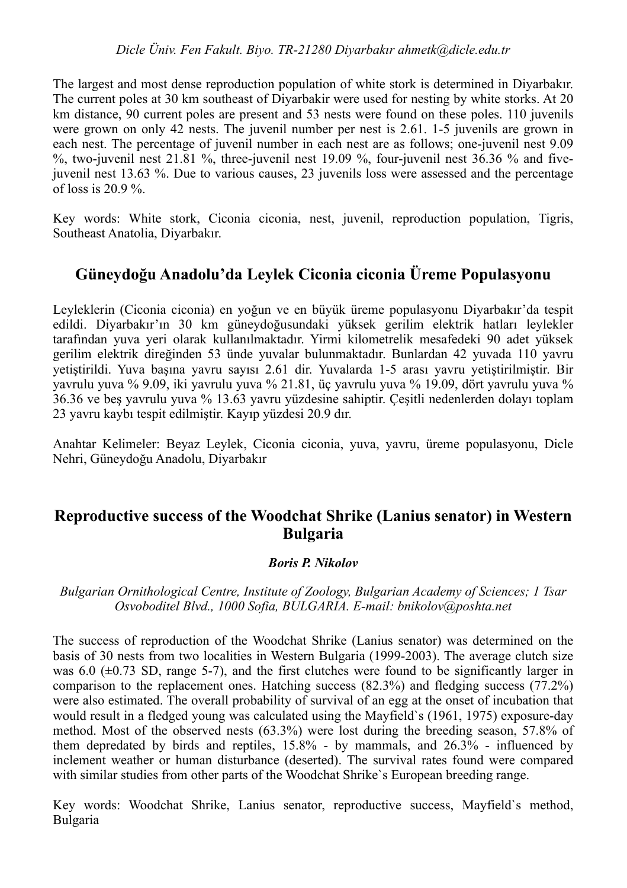*Dicle Üniv. Fen Fakult. Biyo. TR-21280 Diyarbakır ahmetk@dicle.edu.tr*

The largest and most dense reproduction population of white stork is determined in Diyarbakır. The current poles at 30 km southeast of Diyarbakir were used for nesting by white storks. At 20 km distance, 90 current poles are present and 53 nests were found on these poles. 110 juvenils were grown on only 42 nests. The juvenil number per nest is 2.61. 1-5 juvenils are grown in each nest. The percentage of juvenil number in each nest are as follows; one-juvenil nest 9.09 %, two-juvenil nest 21.81 %, three-juvenil nest 19.09 %, four-juvenil nest 36.36 % and five-juvenil nest 13.63 %. Due to various causes, 23 juvenils loss were assessed and the percentage of loss is 20.9 %.

Key words: White stork, Ciconia ciconia, nest, juvenil, reproduction population, Tigris, Southeast Anatolia, Diyarbakır.

## Güneydoğu Anadolu'da Leylek Ciconia ciconia Üreme Populasyonu

Leyleklerin (Ciconia ciconia) en yoğun ve en büyük üreme populasyonu Diyarbakır'da tespit edildi. Diyarbakır'ın 30 km güneydoğusundaki yüksek gerilim elektrik hatları leylekler tarafından yuva yeri olarak kullanılmaktadır. Yirmi kilometrelik mesafedeki 90 adet yüksek gerilim elektrik direğinden 53 ünde yuvalar bulunmaktadır. Bunlardan 42 yuvada 110 yavru yetiştirildi. Yuva başına yavru sayısı 2.61 dir. Yuvalarda 1-5 arası yavru yetiştirilmiştir. Bir yavrulu yuva % 9.09, iki yavrulu yuva % 21.81, üç yavrulu yuva % 19.09, dört yavrulu yuva % 36.36 ve beş yavrulu yuva % 13.63 yavru yüzdesine sahiptir. Çeşitli nedenlerden dolayı toplam 23 yavru kaybı tespit edilmiştir. Kayıp yüzdesi 20.9 dır.

Anahtar Kelimeler: Beyaz Leylek, Ciconia ciconia, yuva, yavru, üreme populasyonu, Dicle Nehri, Güneydoğu Anadolu, Diyarbakır

## Reproductive success of the Woodchat Shrike (Lanius senator) in Western Bulgaria

***Boris P. Nikolov***

*Bulgarian Ornithological Centre, Institute of Zoology, Bulgarian Academy of Sciences; 1 Tsar Osvoboditel Blvd., 1000 Sofia, BULGARIA. E-mail: bnikolov@poshta.net*

The success of reproduction of the Woodchat Shrike (Lanius senator) was determined on the basis of 30 nests from two localities in Western Bulgaria (1999-2003). The average clutch size was 6.0 (±0.73 SD, range 5-7), and the first clutches were found to be significantly larger in comparison to the replacement ones. Hatching success (82.3%) and fledging success (77.2%) were also estimated. The overall probability of survival of an egg at the onset of incubation that would result in a fledged young was calculated using the Mayfield`s (1961, 1975) exposure-day method. Most of the observed nests (63.3%) were lost during the breeding season, 57.8% of them depredated by birds and reptiles, 15.8% - by mammals, and 26.3% - influenced by inclement weather or human disturbance (deserted). The survival rates found were compared with similar studies from other parts of the Woodchat Shrike`s European breeding range.

Key words: Woodchat Shrike, Lanius senator, reproductive success, Mayfield`s method, Bulgaria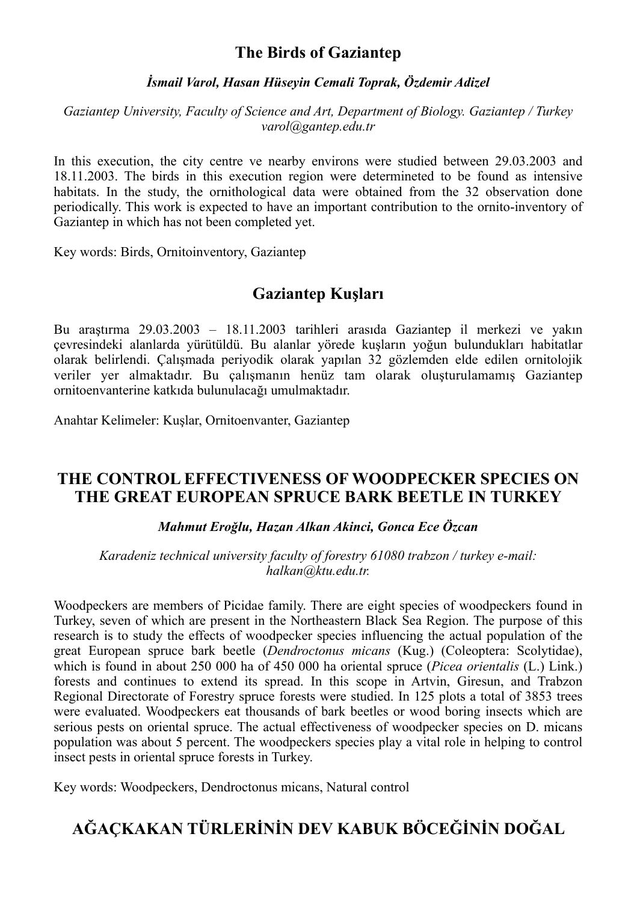## The Birds of Gaziantep

***İsmail Varol, Hasan Hüseyin Cemali Toprak, Özdemir Adizel***

*Gaziantep University, Faculty of Science and Art, Department of Biology. Gaziantep / Turkey varol@gantep.edu.tr*

In this execution, the city centre ve nearby environs were studied between 29.03.2003 and 18.11.2003. The birds in this execution region were determineted to be found as intensive habitats. In the study, the ornithological data were obtained from the 32 observation done periodically. This work is expected to have an important contribution to the ornito-inventory of Gaziantep in which has not been completed yet.

Key words: Birds, Ornitoinventory, Gaziantep

## Gaziantep Kuşları

Bu araştırma 29.03.2003 – 18.11.2003 tarihleri arasıda Gaziantep il merkezi ve yakın çevresindeki alanlarda yürütüldü. Bu alanlar yörede kuşların yoğun bulundukları habitatlar olarak belirlendi. Çalışmada periyodik olarak yapılan 32 gözlemden elde edilen ornitolojik veriler yer almaktadır. Bu çalışmanın henüz tam olarak oluşturulamamış Gaziantep ornitoenvanterine katkıda bulunulacağı umulmaktadır.

Anahtar Kelimeler: Kuşlar, Ornitoenvanter, Gaziantep

## THE CONTROL EFFECTIVENESS OF WOODPECKER SPECIES ON THE GREAT EUROPEAN SPRUCE BARK BEETLE IN TURKEY

***Mahmut Eroğlu, Hazan Alkan Akinci, Gonca Ece Özcan***

*Karadeniz technical university faculty of forestry 61080 trabzon / turkey e-mail: halkan@ktu.edu.tr.*

Woodpeckers are members of Picidae family. There are eight species of woodpeckers found in Turkey, seven of which are present in the Northeastern Black Sea Region. The purpose of this research is to study the effects of woodpecker species influencing the actual population of the great European spruce bark beetle (*Dendroctonus micans* (Kug.) (Coleoptera: Scolytidae), which is found in about 250 000 ha of 450 000 ha oriental spruce (*Picea orientalis* (L.) Link.) forests and continues to extend its spread. In this scope in Artvin, Giresun, and Trabzon Regional Directorate of Forestry spruce forests were studied. In 125 plots a total of 3853 trees were evaluated. Woodpeckers eat thousands of bark beetles or wood boring insects which are serious pests on oriental spruce. The actual effectiveness of woodpecker species on D. micans population was about 5 percent. The woodpeckers species play a vital role in helping to control insect pests in oriental spruce forests in Turkey.

Key words: Woodpeckers, Dendroctonus micans, Natural control

## AĞAÇKAKAN TÜRLERİNİN DEV KABUK BÖCEĞİNİN DOĞAL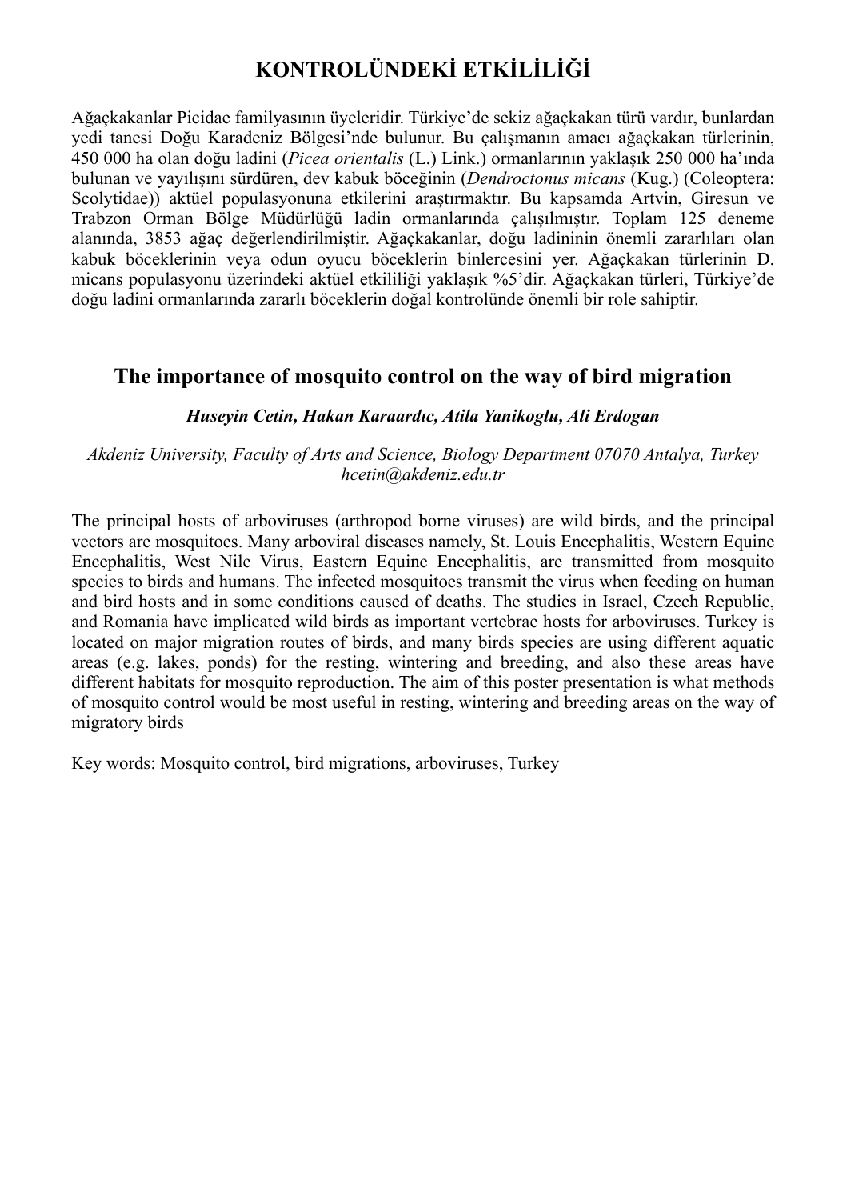# KONTROLÜNDEKİ ETKİLİLİĞİ

Ağaçkakanlar Picidae familyasının üyeleridir. Türkiye'de sekiz ağaçkakan türü vardır, bunlardan yedi tanesi Doğu Karadeniz Bölgesi'nde bulunur. Bu çalışmanın amacı ağaçkakan türlerinin, 450 000 ha olan doğu ladini (*Picea orientalis* (L.) Link.) ormanlarının yaklaşık 250 000 ha'ında bulunan ve yayılışını sürdüren, dev kabuk böceğinin (*Dendroctonus micans* (Kug.) (Coleoptera: Scolytidae)) aktüel populasyonuna etkilerini araştırmaktır. Bu kapsamda Artvin, Giresun ve Trabzon Orman Bölge Müdürlüğü ladin ormanlarında çalışılmıştır. Toplam 125 deneme alanında, 3853 ağaç değerlendirilmiştir. Ağaçkakanlar, doğu ladininin önemli zararlıları olan kabuk böceklerinin veya odun oyucu böceklerin binlercesini yer. Ağaçkakan türlerinin D. micans populasyonu üzerindeki aktüel etkililiği yaklaşık %5'dir. Ağaçkakan türleri, Türkiye'de doğu ladini ormanlarında zararlı böceklerin doğal kontrolünde önemli bir role sahiptir.

## The importance of mosquito control on the way of bird migration

***Huseyin Cetin, Hakan Karaardıc, Atila Yanikoglu, Ali Erdogan***

*Akdeniz University, Faculty of Arts and Science, Biology Department 07070 Antalya, Turkey*
*hcetin@akdeniz.edu.tr*

The principal hosts of arboviruses (arthropod borne viruses) are wild birds, and the principal vectors are mosquitoes. Many arboviral diseases namely, St. Louis Encephalitis, Western Equine Encephalitis, West Nile Virus, Eastern Equine Encephalitis, are transmitted from mosquito species to birds and humans. The infected mosquitoes transmit the virus when feeding on human and bird hosts and in some conditions caused of deaths. The studies in Israel, Czech Republic, and Romania have implicated wild birds as important vertebrae hosts for arboviruses. Turkey is located on major migration routes of birds, and many birds species are using different aquatic areas (e.g. lakes, ponds) for the resting, wintering and breeding, and also these areas have different habitats for mosquito reproduction. The aim of this poster presentation is what methods of mosquito control would be most useful in resting, wintering and breeding areas on the way of migratory birds

Key words: Mosquito control, bird migrations, arboviruses, Turkey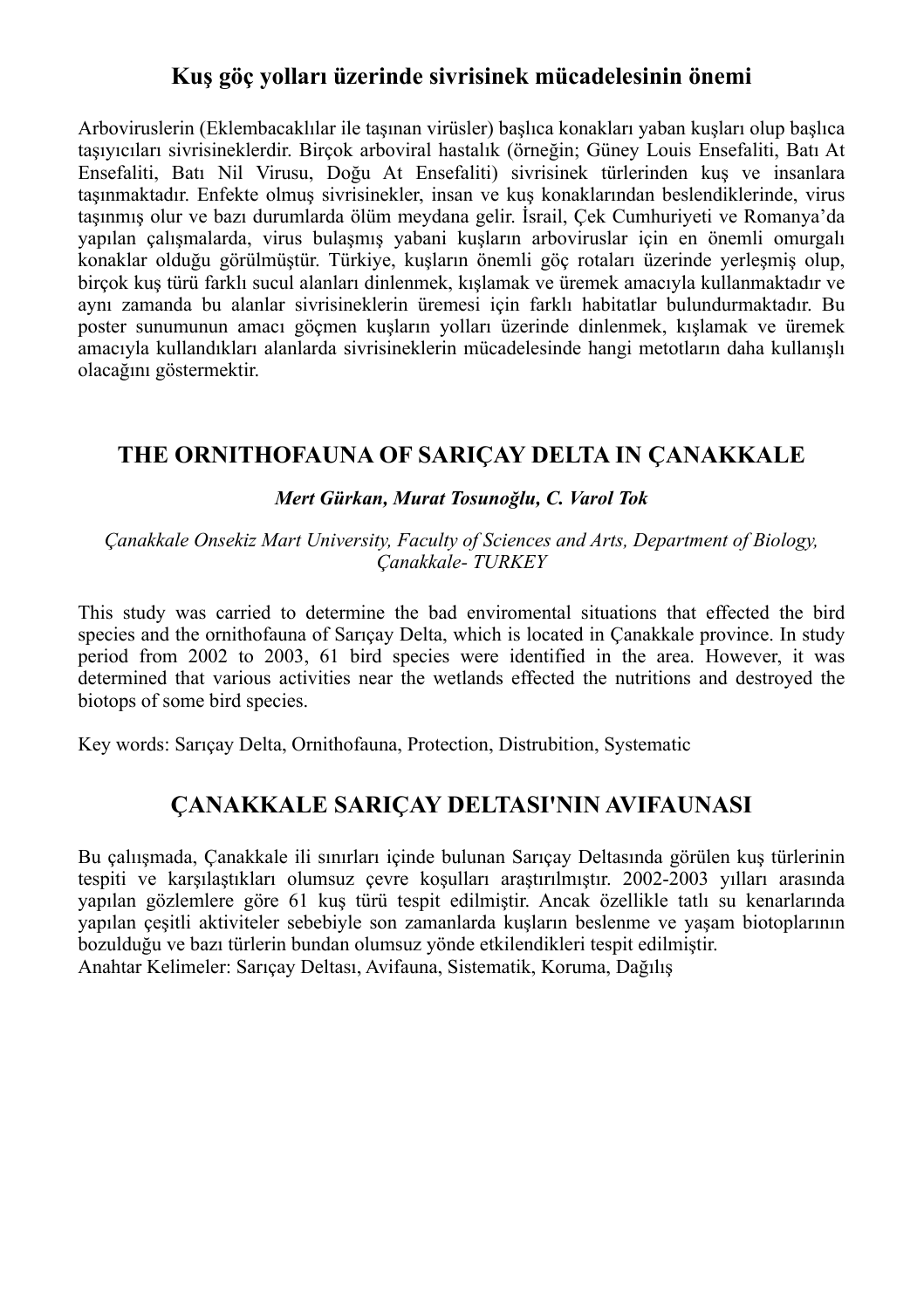## Kuş göç yolları üzerinde sivrisinek mücadelesinin önemi

Arboviruslerin (Eklembacaklılar ile taşınan virüsler) başlıca konakları yaban kuşları olup başlıca taşıyıcıları sivrisineklerdir. Birçok arboviral hastalık (örneğin; Güney Louis Ensefaliti, Batı At Ensefaliti, Batı Nil Virusu, Doğu At Ensefaliti) sivrisinek türlerinden kuş ve insanlara taşınmaktadır. Enfekte olmuş sivrisinekler, insan ve kuş konaklarından beslendiklerinde, virus taşınmış olur ve bazı durumlarda ölüm meydana gelir. İsrail, Çek Cumhuriyeti ve Romanya'da yapılan çalışmalarda, virus bulaşmış yabani kuşların arboviruslar için en önemli omurgalı konaklar olduğu görülmüştür. Türkiye, kuşların önemli göç rotaları üzerinde yerleşmiş olup, birçok kuş türü farklı sucul alanları dinlenmek, kışlamak ve üremek amacıyla kullanmaktadır ve aynı zamanda bu alanlar sivrisineklerin üremesi için farklı habitatlar bulundurmaktadır. Bu poster sunumunun amacı göçmen kuşların yolları üzerinde dinlenmek, kışlamak ve üremek amacıyla kullandıkları alanlarda sivrisineklerin mücadelesinde hangi metotların daha kullanışlı olacağını göstermektir.

## THE ORNITHOFAUNA OF SARIÇAY DELTA IN ÇANAKKALE

***Mert Gürkan, Murat Tosunoğlu, C. Varol Tok***

*Çanakkale Onsekiz Mart University, Faculty of Sciences and Arts, Department of Biology, Çanakkale- TURKEY*

This study was carried to determine the bad enviromental situations that effected the bird species and the ornithofauna of Sarıçay Delta, which is located in Çanakkale province. In study period from 2002 to 2003, 61 bird species were identified in the area. However, it was determined that various activities near the wetlands effected the nutritions and destroyed the biotops of some bird species.

Key words: Sarıçay Delta, Ornithofauna, Protection, Distrubition, Systematic

## ÇANAKKALE SARIÇAY DELTASI'NIN AVIFAUNASI

Bu çalışmada, Çanakkale ili sınırları içinde bulunan Sarıçay Deltasında görülen kuş türlerinin tespiti ve karşılaştıkları olumsuz çevre koşulları araştırılmıştır. 2002-2003 yılları arasında yapılan gözlemlere göre 61 kuş türü tespit edilmiştir. Ancak özellikle tatlı su kenarlarında yapılan çeşitli aktiviteler sebebiyle son zamanlarda kuşların beslenme ve yaşam biotoplarının bozulduğu ve bazı türlerin bundan olumsuz yönde etkilendikleri tespit edilmiştir.
Anahtar Kelimeler: Sarıçay Deltası, Avifauna, Sistematik, Koruma, Dağılış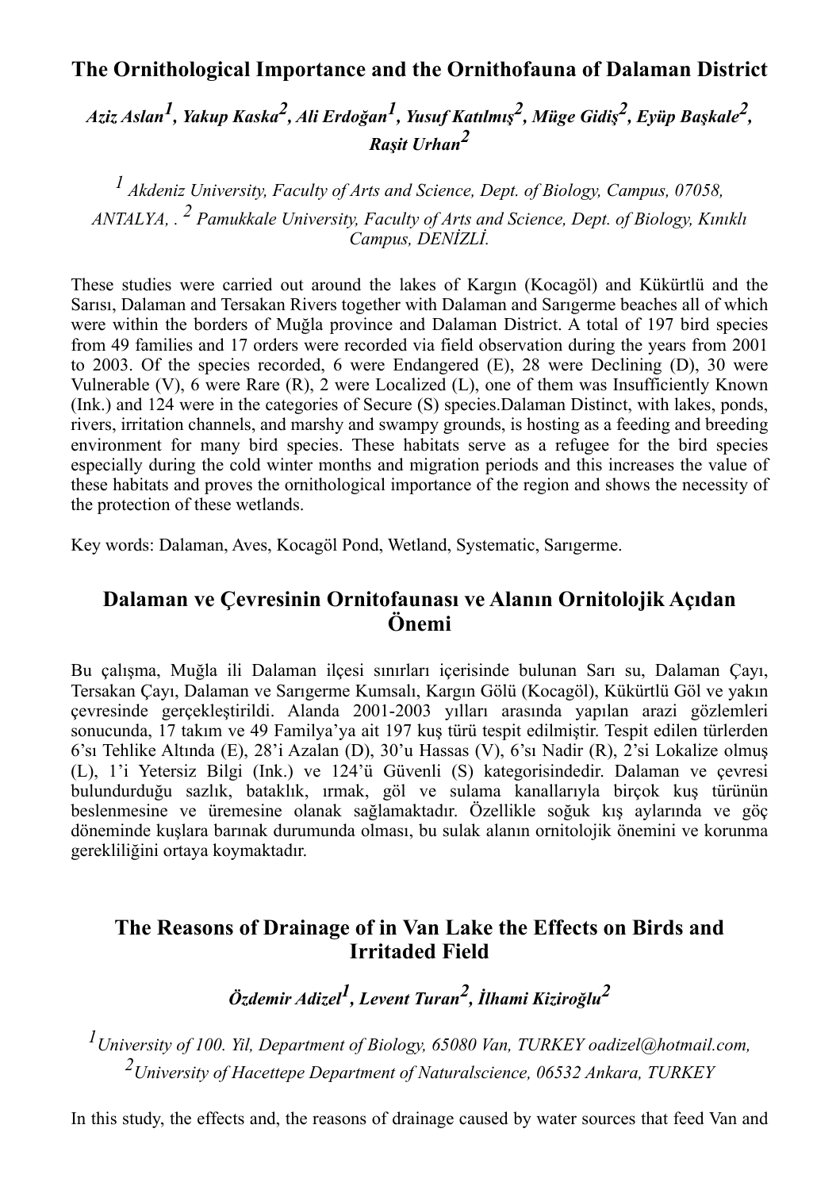## The Ornithological Importance and the Ornithofauna of Dalaman District

***Aziz Aslan[1], Yakup Kaska[2], Ali Erdoğan[1], Yusuf Katılmış[2], Müge Gidiş[2], Eyüp Başkale[2], Raşit Urhan[2]***

*[1] Akdeniz University, Faculty of Arts and Science, Dept. of Biology, Campus, 07058, ANTALYA, . [2] Pamukkale University, Faculty of Arts and Science, Dept. of Biology, Kınıklı Campus, DENİZLİ.*

These studies were carried out around the lakes of Kargın (Kocagöl) and Kükürtlü and the Sarısı, Dalaman and Tersakan Rivers together with Dalaman and Sarıgerme beaches all of which were within the borders of Muğla province and Dalaman District. A total of 197 bird species from 49 families and 17 orders were recorded via field observation during the years from 2001 to 2003. Of the species recorded, 6 were Endangered (E), 28 were Declining (D), 30 were Vulnerable (V), 6 were Rare (R), 2 were Localized (L), one of them was Insufficiently Known (Ink.) and 124 were in the categories of Secure (S) species.Dalaman Distinct, with lakes, ponds, rivers, irritation channels, and marshy and swampy grounds, is hosting as a feeding and breeding environment for many bird species. These habitats serve as a refugee for the bird species especially during the cold winter months and migration periods and this increases the value of these habitats and proves the ornithological importance of the region and shows the necessity of the protection of these wetlands.

Key words: Dalaman, Aves, Kocagöl Pond, Wetland, Systematic, Sarıgerme.

## Dalaman ve Çevresinin Ornitofaunası ve Alanın Ornitolojik Açıdan Önemi

Bu çalışma, Muğla ili Dalaman ilçesi sınırları içerisinde bulunan Sarı su, Dalaman Çayı, Tersakan Çayı, Dalaman ve Sarıgerme Kumsalı, Kargın Gölü (Kocagöl), Kükürtlü Göl ve yakın çevresinde gerçekleştirildi. Alanda 2001-2003 yılları arasında yapılan arazi gözlemleri sonucunda, 17 takım ve 49 Familya'ya ait 197 kuş türü tespit edilmiştir. Tespit edilen türlerden 6'sı Tehlike Altında (E), 28'i Azalan (D), 30'u Hassas (V), 6'sı Nadir (R), 2'si Lokalize olmuş (L), 1'i Yetersiz Bilgi (Ink.) ve 124'ü Güvenli (S) kategorisindedir. Dalaman ve çevresi bulundurduğu sazlık, bataklık, ırmak, göl ve sulama kanallarıyla birçok kuş türünün beslenmesine ve üremesine olanak sağlamaktadır. Özellikle soğuk kış aylarında ve göç döneminde kuşlara barınak durumunda olması, bu sulak alanın ornitolojik önemini ve korunma gerekliliğini ortaya koymaktadır.

## The Reasons of Drainage of in Van Lake the Effects on Birds and Irritaded Field

***Özdemir Adizel[1], Levent Turan[2], İlhami Kiziroğlu[2]***

*[1] University of 100. Yil, Department of Biology, 65080 Van, TURKEY oadizel@hotmail.com, [2] University of Hacettepe Department of Naturalscience, 06532 Ankara, TURKEY*

In this study, the effects and, the reasons of drainage caused by water sources that feed Van and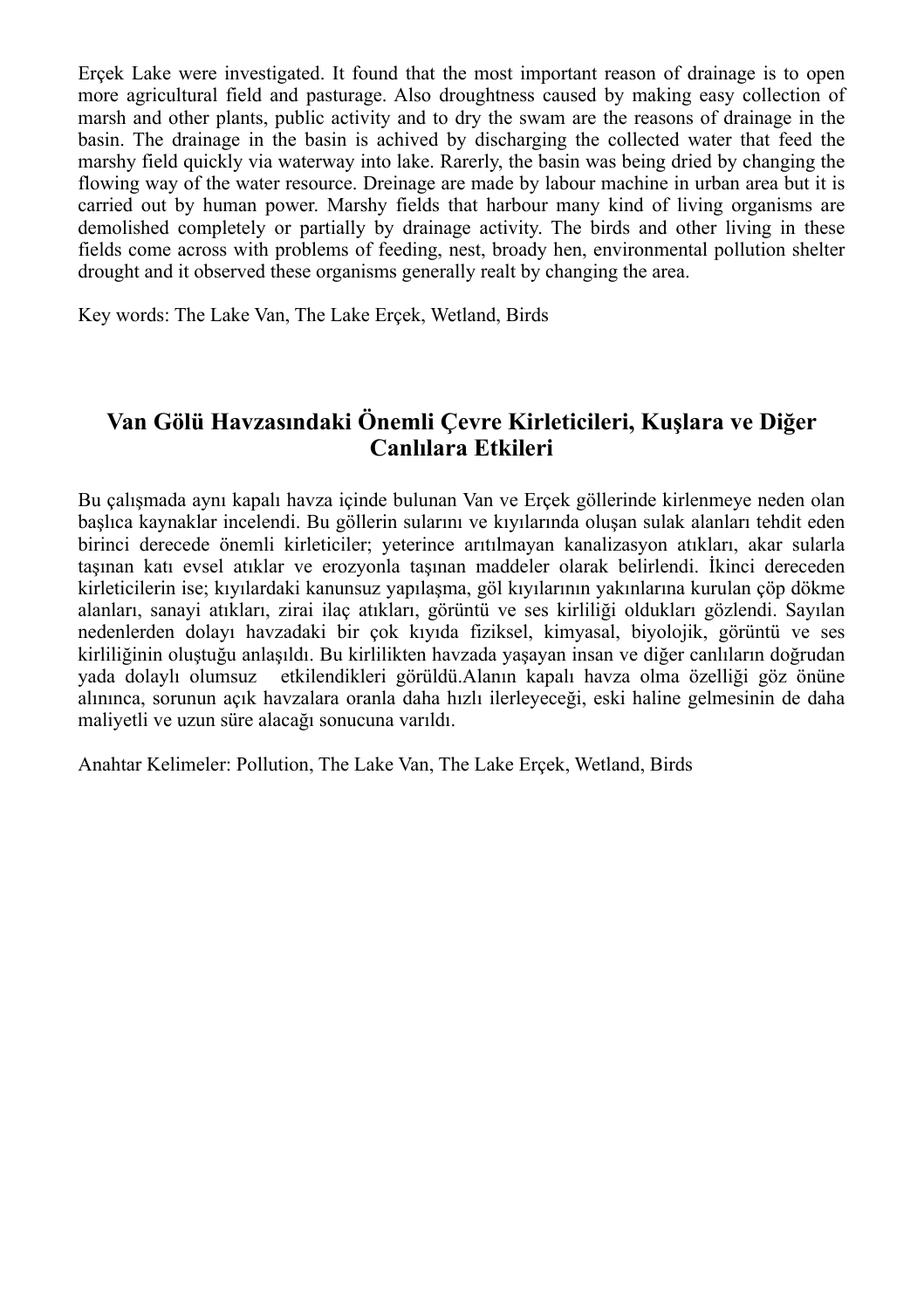Erçek Lake were investigated. It found that the most important reason of drainage is to open more agricultural field and pasturage. Also droughtness caused by making easy collection of marsh and other plants, public activity and to dry the swam are the reasons of drainage in the basin. The drainage in the basin is achived by discharging the collected water that feed the marshy field quickly via waterway into lake. Rarerly, the basin was being dried by changing the flowing way of the water resource. Dreinage are made by labour machine in urban area but it is carried out by human power. Marshy fields that harbour many kind of living organisms are demolished completely or partially by drainage activity. The birds and other living in these fields come across with problems of feeding, nest, broady hen, environmental pollution shelter drought and it observed these organisms generally realt by changing the area.

Key words: The Lake Van, The Lake Erçek, Wetland, Birds

## Van Gölü Havzasındaki Önemli Çevre Kirleticileri, Kuşlara ve Diğer Canlılara Etkileri

Bu çalışmada aynı kapalı havza içinde bulunan Van ve Erçek göllerinde kirlenmeye neden olan başlıca kaynaklar incelendi. Bu göllerin sularını ve kıyılarında oluşan sulak alanları tehdit eden birinci derecede önemli kirleticiler; yeterince arıtılmayan kanalizasyon atıkları, akar sularla taşınan katı evsel atıklar ve erozyonla taşınan maddeler olarak belirlendi. İkinci dereceden kirleticilerin ise; kıyılardaki kanunsuz yapılaşma, göl kıyılarının yakınlarına kurulan çöp dökme alanları, sanayi atıkları, zirai ilaç atıkları, görüntü ve ses kirliliği oldukları gözlendi. Sayılan nedenlerden dolayı havzadaki bir çok kıyıda fiziksel, kimyasal, biyolojik, görüntü ve ses kirliliğinin oluştuğu anlaşıldı. Bu kirlilikten havzada yaşayan insan ve diğer canlıların doğrudan yada dolaylı olumsuz etkilendikleri görüldü.Alanın kapalı havza olma özelliği göz önüne alınınca, sorunun açık havzalara oranla daha hızlı ilerleyeceği, eski haline gelmesinin de daha maliyetli ve uzun süre alacağı sonucuna varıldı.

Anahtar Kelimeler: Pollution, The Lake Van, The Lake Erçek, Wetland, Birds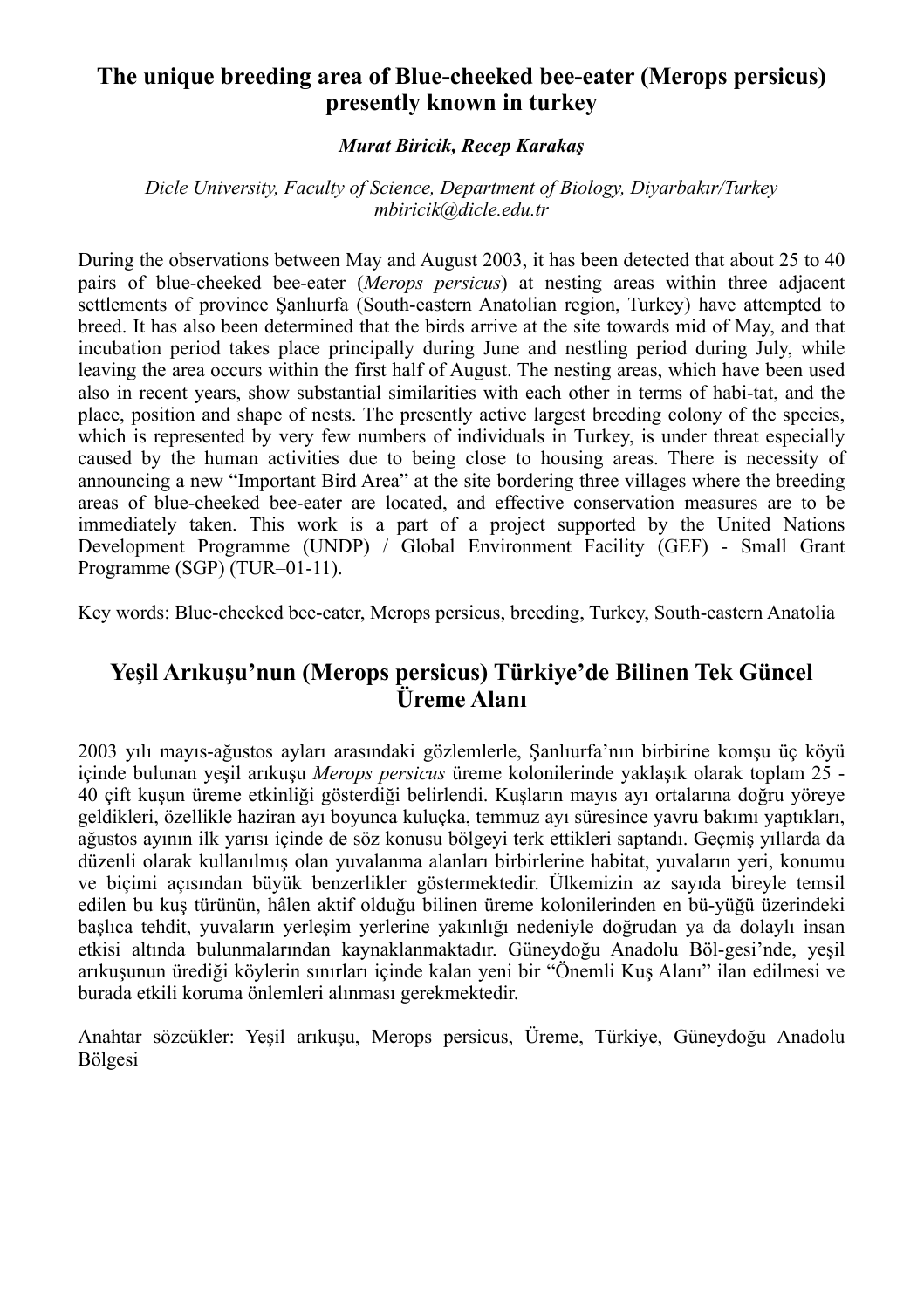## The unique breeding area of Blue-cheeked bee-eater (Merops persicus) presently known in turkey

***Murat Biricik, Recep Karakaş***

*Dicle University, Faculty of Science, Department of Biology, Diyarbakır/Turkey*
*mbiricik@dicle.edu.tr*

During the observations between May and August 2003, it has been detected that about 25 to 40 pairs of blue-cheeked bee-eater (*Merops persicus*) at nesting areas within three adjacent settlements of province Şanlıurfa (South-eastern Anatolian region, Turkey) have attempted to breed. It has also been determined that the birds arrive at the site towards mid of May, and that incubation period takes place principally during June and nestling period during July, while leaving the area occurs within the first half of August. The nesting areas, which have been used also in recent years, show substantial similarities with each other in terms of habi-tat, and the place, position and shape of nests. The presently active largest breeding colony of the species, which is represented by very few numbers of individuals in Turkey, is under threat especially caused by the human activities due to being close to housing areas. There is necessity of announcing a new "Important Bird Area" at the site bordering three villages where the breeding areas of blue-cheeked bee-eater are located, and effective conservation measures are to be immediately taken. This work is a part of a project supported by the United Nations Development Programme (UNDP) / Global Environment Facility (GEF) - Small Grant Programme (SGP) (TUR–01-11).

Key words: Blue-cheeked bee-eater, Merops persicus, breeding, Turkey, South-eastern Anatolia

## Yeşil Arıkuşu'nun (Merops persicus) Türkiye'de Bilinen Tek Güncel Üreme Alanı

2003 yılı mayıs-ağustos ayları arasındaki gözlemlerle, Şanlıurfa'nın birbirine komşu üç köyü içinde bulunan yeşil arıkuşu *Merops persicus* üreme kolonilerinde yaklaşık olarak toplam 25 - 40 çift kuşun üreme etkinliği gösterdiği belirlendi. Kuşların mayıs ayı ortalarına doğru yöreye geldikleri, özellikle haziran ayı boyunca kuluçka, temmuz ayı süresince yavru bakımı yaptıkları, ağustos ayının ilk yarısı içinde de söz konusu bölgeyi terk ettikleri saptandı. Geçmiş yıllarda da düzenli olarak kullanılmış olan yuvalanma alanları birbirlerine habitat, yuvaların yeri, konumu ve biçimi açısından büyük benzerlikler göstermektedir. Ülkemizin az sayıda bireyle temsil edilen bu kuş türünün, hâlen aktif olduğu bilinen üreme kolonilerinden en bü-yüğü üzerindeki başlıca tehdit, yuvaların yerleşim yerlerine yakınlığı nedeniyle doğrudan ya da dolaylı insan etkisi altında bulunmalarından kaynaklanmaktadır. Güneydoğu Anadolu Böl-gesi'nde, yeşil arıkuşunun ürediği köylerin sınırları içinde kalan yeni bir "Önemli Kuş Alanı" ilan edilmesi ve burada etkili koruma önlemleri alınması gerekmektedir.

Anahtar sözcükler: Yeşil arıkuşu, Merops persicus, Üreme, Türkiye, Güneydoğu Anadolu Bölgesi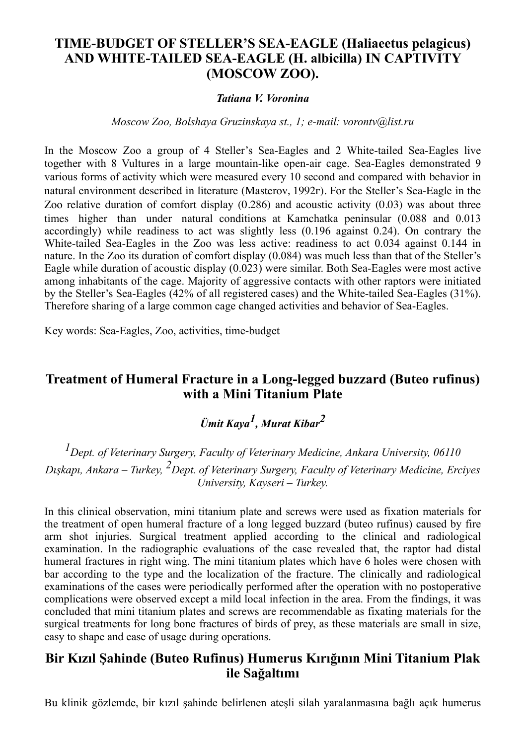## TIME-BUDGET OF STELLER'S SEA-EAGLE (Haliaeetus pelagicus) AND WHITE-TAILED SEA-EAGLE (H. albicilla) IN CAPTIVITY (MOSCOW ZOO).

***Tatiana V. Voronina***

*Moscow Zoo, Bolshaya Gruzinskaya st., 1; e-mail: vorontv@list.ru*

In the Moscow Zoo a group of 4 Steller's Sea-Eagles and 2 White-tailed Sea-Eagles live together with 8 Vultures in a large mountain-like open-air cage. Sea-Eagles demonstrated 9 various forms of activity which were measured every 10 second and compared with behavior in natural environment described in literature (Masterov, 1992г). For the Steller's Sea-Eagle in the Zoo relative duration of comfort display (0.286) and acoustic activity (0.03) was about three times higher than under natural conditions at Kamchatka peninsular (0.088 and 0.013 accordingly) while readiness to act was slightly less (0.196 against 0.24). On contrary the White-tailed Sea-Eagles in the Zoo was less active: readiness to act 0.034 against 0.144 in nature. In the Zoo its duration of comfort display (0.084) was much less than that of the Steller's Eagle while duration of acoustic display (0.023) were similar. Both Sea-Eagles were most active among inhabitants of the cage. Majority of aggressive contacts with other raptors were initiated by the Steller's Sea-Eagles (42% of all registered cases) and the White-tailed Sea-Eagles (31%). Therefore sharing of a large common cage changed activities and behavior of Sea-Eagles.

Key words: Sea-Eagles, Zoo, activities, time-budget

## Treatment of Humeral Fracture in a Long-legged buzzard (Buteo rufinus) with a Mini Titanium Plate

***Ümit Kaya[1], Murat Kibar[2]***

*[1]Dept. of Veterinary Surgery, Faculty of Veterinary Medicine, Ankara University, 06110 Dışkapı, Ankara – Turkey, [2]Dept. of Veterinary Surgery, Faculty of Veterinary Medicine, Erciyes University, Kayseri – Turkey.*

In this clinical observation, mini titanium plate and screws were used as fixation materials for the treatment of open humeral fracture of a long legged buzzard (buteo rufinus) caused by fire arm shot injuries. Surgical treatment applied according to the clinical and radiological examination. In the radiographic evaluations of the case revealed that, the raptor had distal humeral fractures in right wing. The mini titanium plates which have 6 holes were chosen with bar according to the type and the localization of the fracture. The clinically and radiological examinations of the cases were periodically performed after the operation with no postoperative complications were observed except a mild local infection in the area. From the findings, it was concluded that mini titanium plates and screws are recommendable as fixating materials for the surgical treatments for long bone fractures of birds of prey, as these materials are small in size, easy to shape and ease of usage during operations.

## Bir Kızıl Şahinde (Buteo Rufinus) Humerus Kırığının Mini Titanium Plak ile Sağaltımı

Bu klinik gözlemde, bir kızıl şahinde belirlenen ateşli silah yaralanmasına bağlı açık humerus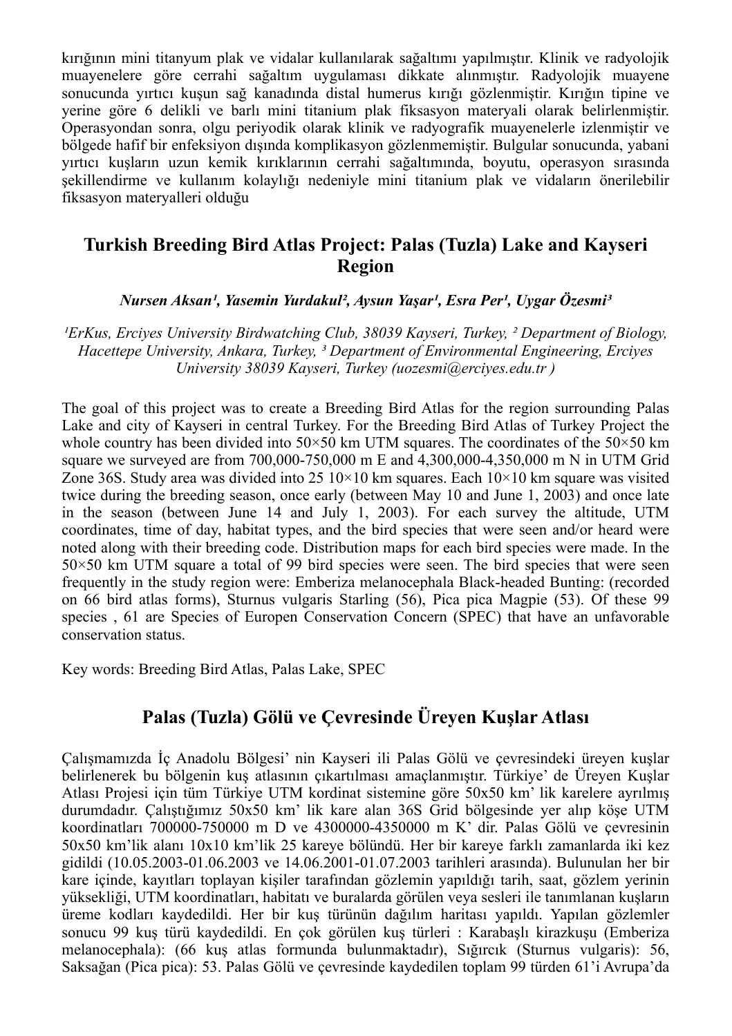kırığının mini titanyum plak ve vidalar kullanılarak sağaltımı yapılmıştır. Klinik ve radyolojik muayenelere göre cerrahi sağaltım uygulaması dikkate alınmıştır. Radyolojik muayene sonucunda yırtıcı kuşun sağ kanadında distal humerus kırığı gözlenmiştir. Kırığın tipine ve yerine göre 6 delikli ve barlı mini titanium plak fiksasyon materyali olarak belirlenmiştir. Operasyondan sonra, olgu periyodik olarak klinik ve radyografik muayenelerle izlenmiştir ve bölgede hafif bir enfeksiyon dışında komplikasyon gözlenmemiştir. Bulgular sonucunda, yabani yırtıcı kuşların uzun kemik kırıklarının cerrahi sağaltımında, boyutu, operasyon sırasında şekillendirme ve kullanım kolaylığı nedeniyle mini titanium plak ve vidaların önerilebilir fiksasyon materyalleri olduğu

## Turkish Breeding Bird Atlas Project: Palas (Tuzla) Lake and Kayseri Region

***Nursen Aksan[1], Yasemin Yurdakul[2], Aysun Yaşar[1], Esra Per[1], Uygar Özesmi[3]***

*[1]ErKus, Erciyes University Birdwatching Club, 38039 Kayseri, Turkey, [2] Department of Biology, Hacettepe University, Ankara, Turkey, [3] Department of Environmental Engineering, Erciyes University 38039 Kayseri, Turkey (uozesmi@erciyes.edu.tr )*

The goal of this project was to create a Breeding Bird Atlas for the region surrounding Palas Lake and city of Kayseri in central Turkey. For the Breeding Bird Atlas of Turkey Project the whole country has been divided into 50×50 km UTM squares. The coordinates of the 50×50 km square we surveyed are from 700,000-750,000 m E and 4,300,000-4,350,000 m N in UTM Grid Zone 36S. Study area was divided into 25 10×10 km squares. Each 10×10 km square was visited twice during the breeding season, once early (between May 10 and June 1, 2003) and once late in the season (between June 14 and July 1, 2003). For each survey the altitude, UTM coordinates, time of day, habitat types, and the bird species that were seen and/or heard were noted along with their breeding code. Distribution maps for each bird species were made. In the 50×50 km UTM square a total of 99 bird species were seen. The bird species that were seen frequently in the study region were: Emberiza melanocephala Black-headed Bunting: (recorded on 66 bird atlas forms), Sturnus vulgaris Starling (56), Pica pica Magpie (53). Of these 99 species , 61 are Species of Europen Conservation Concern (SPEC) that have an unfavorable conservation status.

Key words: Breeding Bird Atlas, Palas Lake, SPEC

## Palas (Tuzla) Gölü ve Çevresinde Üreyen Kuşlar Atlası

Çalışmamızda İç Anadolu Bölgesi' nin Kayseri ili Palas Gölü ve çevresindeki üreyen kuşlar belirlenerek bu bölgenin kuş atlasının çıkartılması amaçlanmıştır. Türkiye' de Üreyen Kuşlar Atlası Projesi için tüm Türkiye UTM kordinat sistemine göre 50x50 km' lik karelere ayrılmış durumdadır. Çalıştığımız 50x50 km' lik kare alan 36S Grid bölgesinde yer alıp köşe UTM koordinatları 700000-750000 m D ve 4300000-4350000 m K' dir. Palas Gölü ve çevresinin 50x50 km'lik alanı 10x10 km'lik 25 kareye bölündü. Her bir kareye farklı zamanlarda iki kez gidildi (10.05.2003-01.06.2003 ve 14.06.2001-01.07.2003 tarihleri arasında). Bulunulan her bir kare içinde, kayıtları toplayan kişiler tarafından gözlemin yapıldığı tarih, saat, gözlem yerinin yüksekliği, UTM koordinatları, habitatı ve buralarda görülen veya sesleri ile tanımlanan kuşların üreme kodları kaydedildi. Her bir kuş türünün dağılım haritası yapıldı. Yapılan gözlemler sonucu 99 kuş türü kaydedildi. En çok görülen kuş türleri : Karabaşlı kirazkuşu (Emberiza melanocephala): (66 kuş atlas formunda bulunmaktadır), Sığırcık (Sturnus vulgaris): 56, Saksağan (Pica pica): 53. Palas Gölü ve çevresinde kaydedilen toplam 99 türden 61'i Avrupa'da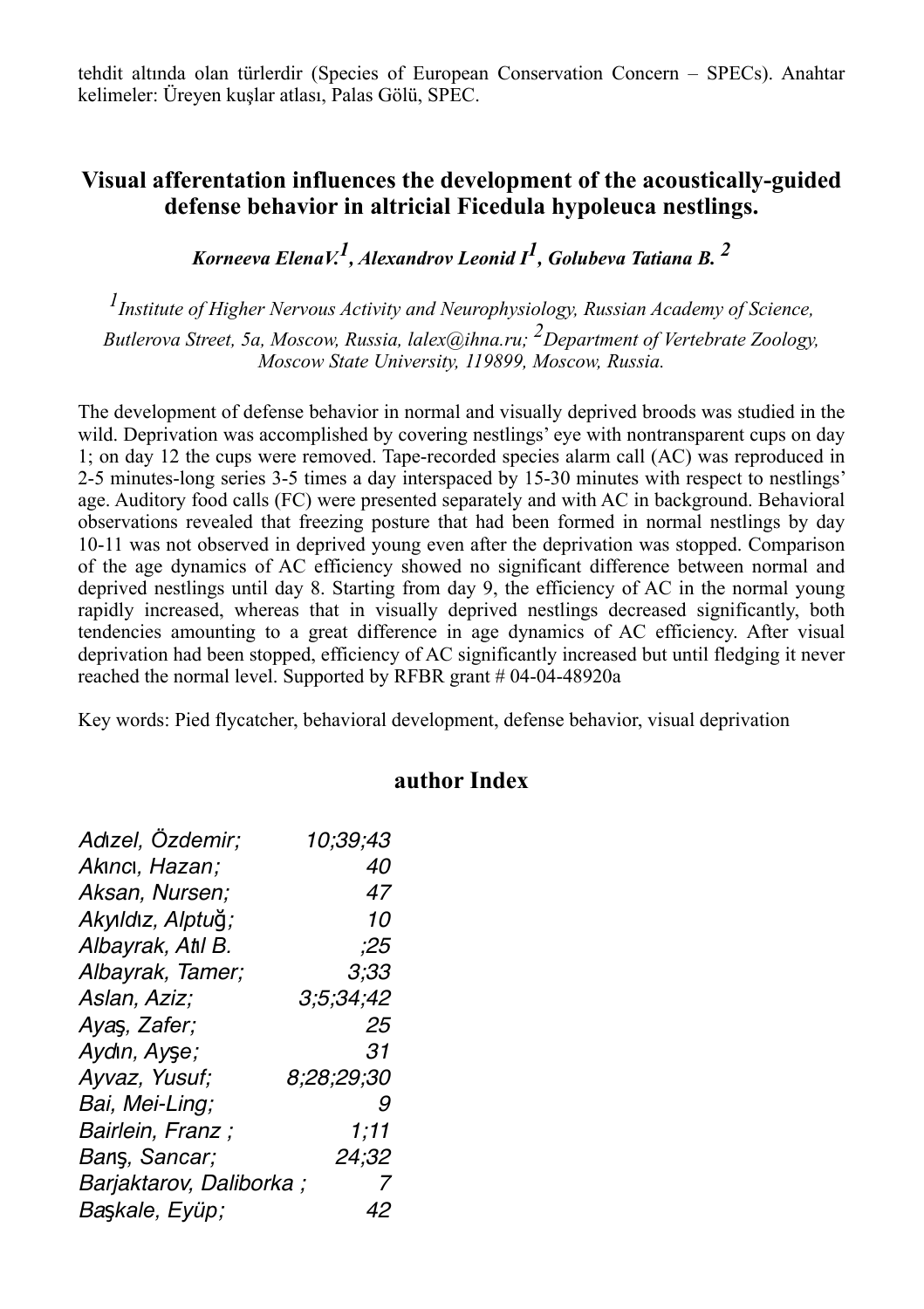tehdit altında olan türlerdir (Species of European Conservation Concern – SPECs). Anahtar kelimeler: Üreyen kuşlar atlası, Palas Gölü, SPEC.

## Visual afferentation influences the development of the acoustically-guided defense behavior in altricial Ficedula hypoleuca nestlings.

***Korneeva ElenaV.[1], Alexandrov Leonid I[1], Golubeva Tatiana B. [2]***

*[1]Institute of Higher Nervous Activity and Neurophysiology, Russian Academy of Science, Butlerova Street, 5a, Moscow, Russia, lalex@ihna.ru; [2]Department of Vertebrate Zoology, Moscow State University, 119899, Moscow, Russia.*

The development of defense behavior in normal and visually deprived broods was studied in the wild. Deprivation was accomplished by covering nestlings' eye with nontransparent cups on day 1; on day 12 the cups were removed. Tape-recorded species alarm call (AC) was reproduced in 2-5 minutes-long series 3-5 times a day interspaced by 15-30 minutes with respect to nestlings' age. Auditory food calls (FC) were presented separately and with AC in background. Behavioral observations revealed that freezing posture that had been formed in normal nestlings by day 10-11 was not observed in deprived young even after the deprivation was stopped. Comparison of the age dynamics of AC efficiency showed no significant difference between normal and deprived nestlings until day 8. Starting from day 9, the efficiency of AC in the normal young rapidly increased, whereas that in visually deprived nestlings decreased significantly, both tendencies amounting to a great difference in age dynamics of AC efficiency. After visual deprivation had been stopped, efficiency of AC significantly increased but until fledging it never reached the normal level. Supported by RFBR grant # 04-04-48920a

Key words: Pied flycatcher, behavioral development, defense behavior, visual deprivation

## author Index

| | |
|---|---|
| *Adızel, Özdemir;* | *10;39;43* |
| *Akıncı, Hazan;* | *40* |
| *Aksan, Nursen;* | *47* |
| *Akyıldız, Alptuğ;* | *10* |
| *Albayrak, Atıl B.* | *;25* |
| *Albayrak, Tamer;* | *3;33* |
| *Aslan, Aziz;* | *3;5;34;42* |
| *Ayaş, Zafer;* | *25* |
| *Aydın, Ayşe;* | *31* |
| *Ayvaz, Yusuf;* | *8;28;29;30* |
| *Bai, Mei-Ling;* | *9* |
| *Bairlein, Franz ;* | *1;11* |
| *Barış, Sancar;* | *24;32* |
| *Barjaktarov, Daliborka ;* | *7* |
| *Başkale, Eyüp;* | *42* |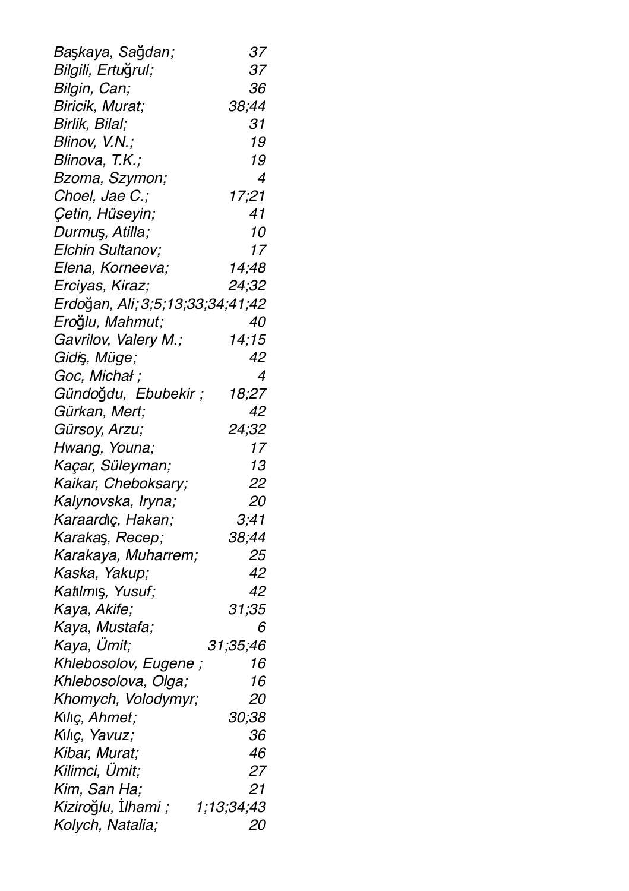*Başkaya, Sağdan; 37*
*Bilgili, Ertuğrul; 37*
*Bilgin, Can; 36*
*Biricik, Murat; 38;44*
*Birlik, Bilal; 31*
*Blinov, V.N.; 19*
*Blinova, T.K.; 19*
*Bzoma, Szymon; 4*
*Choel, Jae C.; 17;21*
*Çetin, Hüseyin; 41*
*Durmuş, Atilla; 10*
*Elchin Sultanov; 17*
*Elena, Korneeva; 14;48*
*Erciyas, Kiraz; 24;32*
*Erdoğan, Ali; 3;5;13;33;34;41;42*
*Eroğlu, Mahmut; 40*
*Gavrilov, Valery M.; 14;15*
*Gidiş, Müge; 42*
*Goc, Michał ; 4*
*Gündoğdu, Ebubekir ; 18;27*
*Gürkan, Mert; 42*
*Gürsoy, Arzu; 24;32*
*Hwang, Youna; 17*
*Kaçar, Süleyman; 13*
*Kaikar, Cheboksary; 22*
*Kalynovska, Iryna; 20*
*Karaardıç, Hakan; 3;41*
*Karakaş, Recep; 38;44*
*Karakaya, Muharrem; 25*
*Kaska, Yakup; 42*
*Katılmış, Yusuf; 42*
*Kaya, Akife; 31;35*
*Kaya, Mustafa; 6*
*Kaya, Ümit; 31;35;46*
*Khlebosolov, Eugene ; 16*
*Khlebosolova, Olga; 16*
*Khomych, Volodymyr; 20*
*Kılıç, Ahmet; 30;38*
*Kılıç, Yavuz; 36*
*Kibar, Murat; 46*
*Kilimci, Ümit; 27*
*Kim, San Ha; 21*
*Kiziroğlu, İlhami ; 1;13;34;43*
*Kolych, Natalia; 20*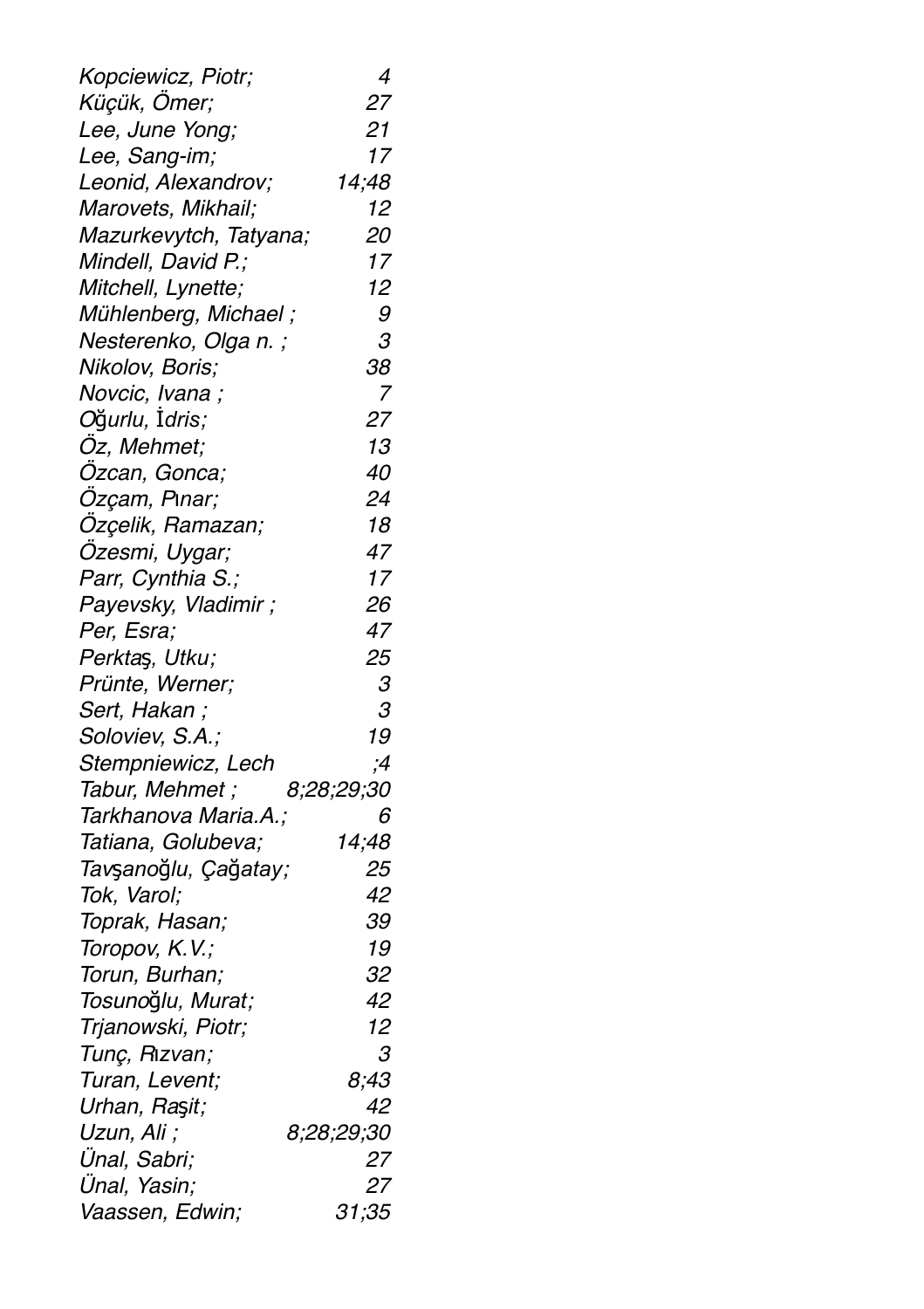*Kopciewicz, Piotr;* *4*
*Küçük, Ömer;* *27*
*Lee, June Yong;* *21*
*Lee, Sang-im;* *17*
*Leonid, Alexandrov;* *14;48*
*Marovets, Mikhail;* *12*
*Mazurkevytch, Tatyana;* *20*
*Mindell, David P.;* *17*
*Mitchell, Lynette;* *12*
*Mühlenberg, Michael ;* *9*
*Nesterenko, Olga n. ;* *3*
*Nikolov, Boris;* *38*
*Novcic, Ivana ;* *7*
*Oğurlu, İdris;* *27*
*Öz, Mehmet;* *13*
*Özcan, Gonca;* *40*
*Özçam, Pınar;* *24*
*Özçelik, Ramazan;* *18*
*Özesmi, Uygar;* *47*
*Parr, Cynthia S.;* *17*
*Payevsky, Vladimir ;* *26*
*Per, Esra;* *47*
*Perktaş, Utku;* *25*
*Prünte, Werner;* *3*
*Sert, Hakan ;* *3*
*Soloviev, S.A.;* *19*
*Stempniewicz, Lech* *;4*
*Tabur, Mehmet ;* *8;28;29;30*
*Tarkhanova Maria.A.;* *6*
*Tatiana, Golubeva;* *14;48*
*Tavşanoğlu, Çağatay;* *25*
*Tok, Varol;* *42*
*Toprak, Hasan;* *39*
*Toropov, K.V.;* *19*
*Torun, Burhan;* *32*
*Tosunoğlu, Murat;* *42*
*Trjanowski, Piotr;* *12*
*Tunç, Rızvan;* *3*
*Turan, Levent;* *8;43*
*Urhan, Raşit;* *42*
*Uzun, Ali ;* *8;28;29;30*
*Ünal, Sabri;* *27*
*Ünal, Yasin;* *27*
*Vaassen, Edwin;* *31;35*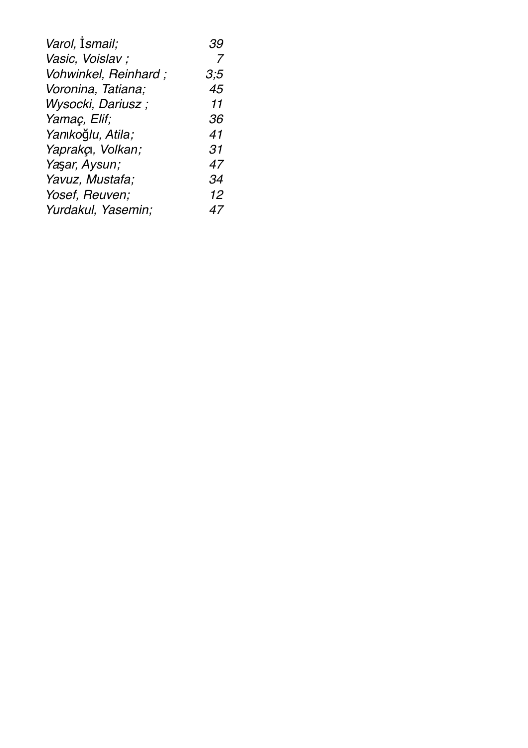| | |
|---|---|
| *Varol, İsmail;* | *39* |
| *Vasic, Voislav ;* | *7* |
| *Vohwinkel, Reinhard ;* | *3;5* |
| *Voronina, Tatiana;* | *45* |
| *Wysocki, Dariusz ;* | *11* |
| *Yamaç, Elif;* | *36* |
| *Yanıkoğlu, Atila;* | *41* |
| *Yaprakçı, Volkan;* | *31* |
| *Yaşar, Aysun;* | *47* |
| *Yavuz, Mustafa;* | *34* |
| *Yosef, Reuven;* | *12* |
| *Yurdakul, Yasemin;* | *47* |